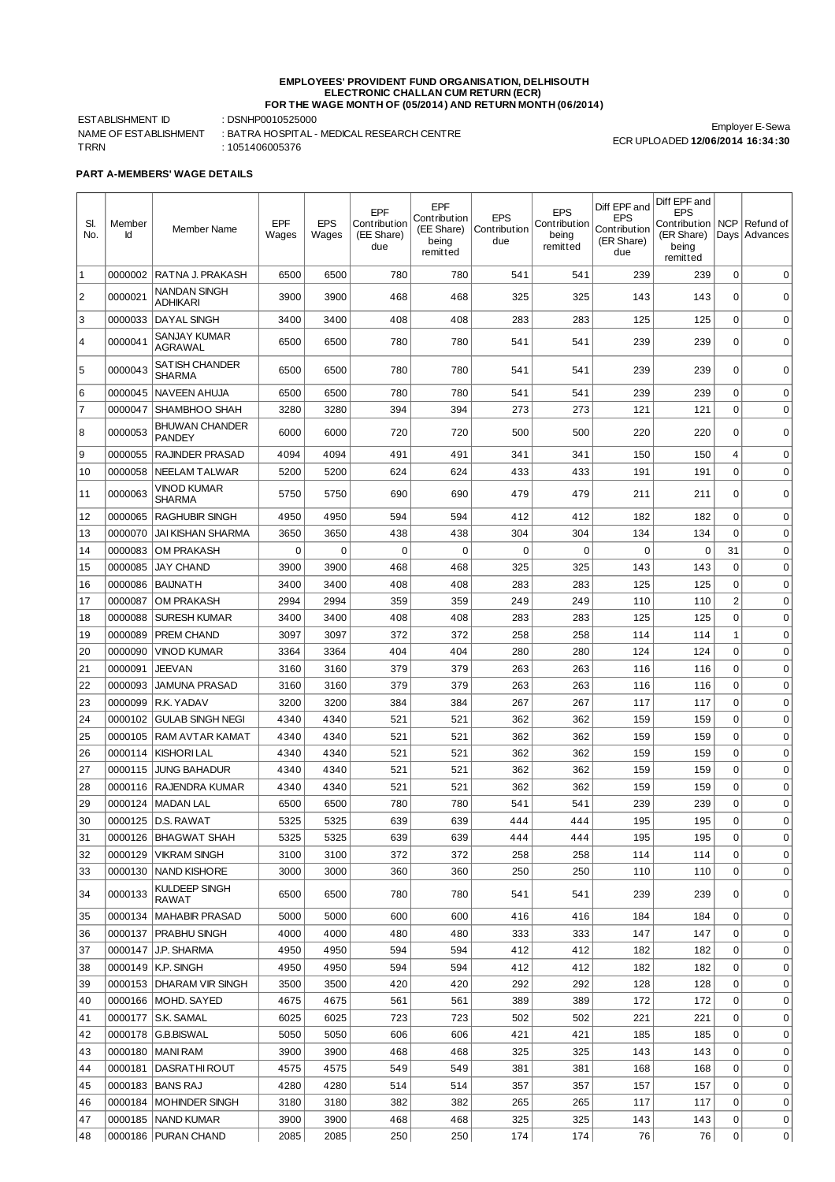**EMPLOYEES' PROVIDENT FUND ORGANISATION, DELHISOUTH**
**ELECTRONIC CHALLAN CUM RETURN (ECR)**
**FOR THE WAGE MONTH OF (05/2014) AND RETURN MONTH (06/2014)**

ESTABLISHMENT ID : DSNHP0010525000
NAME OF ESTABLISHMENT : BATRA HOSPITAL - MEDICAL RESEARCH CENTRE
TRRN : 1051406005376

Employer E-Sewa
ECR UPLOADED **12/06/2014 16:34:30**

**PART A-MEMBERS' WAGE DETAILS**

| Sl. No. | Member Id | Member Name | EPF Wages | EPS Wages | EPF Contribution (EE Share) due | EPF Contribution (EE Share) being remitted | EPS Contribution due | EPS Contribution being remitted | Diff EPF and EPS Contribution (ER Share) due | Diff EPF and EPS Contribution (ER Share) being remitted | NCP Days | Refund of Advances |
|---|---|---|---|---|---|---|---|---|---|---|---|---|
| 1 | 0000002 | RATNA J. PRAKASH | 6500 | 6500 | 780 | 780 | 541 | 541 | 239 | 239 | 0 | 0 |
| 2 | 0000021 | NANDAN SINGH ADHIKARI | 3900 | 3900 | 468 | 468 | 325 | 325 | 143 | 143 | 0 | 0 |
| 3 | 0000033 | DAYAL SINGH | 3400 | 3400 | 408 | 408 | 283 | 283 | 125 | 125 | 0 | 0 |
| 4 | 0000041 | SANJAY KUMAR AGRAWAL | 6500 | 6500 | 780 | 780 | 541 | 541 | 239 | 239 | 0 | 0 |
| 5 | 0000043 | SATISH CHANDER SHARMA | 6500 | 6500 | 780 | 780 | 541 | 541 | 239 | 239 | 0 | 0 |
| 6 | 0000045 | NAVEEN AHUJA | 6500 | 6500 | 780 | 780 | 541 | 541 | 239 | 239 | 0 | 0 |
| 7 | 0000047 | SHAMBHOO SHAH | 3280 | 3280 | 394 | 394 | 273 | 273 | 121 | 121 | 0 | 0 |
| 8 | 0000053 | BHUWAN CHANDER PANDEY | 6000 | 6000 | 720 | 720 | 500 | 500 | 220 | 220 | 0 | 0 |
| 9 | 0000055 | RAJINDER PRASAD | 4094 | 4094 | 491 | 491 | 341 | 341 | 150 | 150 | 4 | 0 |
| 10 | 0000058 | NEELAM TALWAR | 5200 | 5200 | 624 | 624 | 433 | 433 | 191 | 191 | 0 | 0 |
| 11 | 0000063 | VINOD KUMAR SHARMA | 5750 | 5750 | 690 | 690 | 479 | 479 | 211 | 211 | 0 | 0 |
| 12 | 0000065 | RAGHUBIR SINGH | 4950 | 4950 | 594 | 594 | 412 | 412 | 182 | 182 | 0 | 0 |
| 13 | 0000070 | JAI KISHAN SHARMA | 3650 | 3650 | 438 | 438 | 304 | 304 | 134 | 134 | 0 | 0 |
| 14 | 0000083 | OM PRAKASH | 0 | 0 | 0 | 0 | 0 | 0 | 0 | 0 | 31 | 0 |
| 15 | 0000085 | JAY CHAND | 3900 | 3900 | 468 | 468 | 325 | 325 | 143 | 143 | 0 | 0 |
| 16 | 0000086 | BAIJNATH | 3400 | 3400 | 408 | 408 | 283 | 283 | 125 | 125 | 0 | 0 |
| 17 | 0000087 | OM PRAKASH | 2994 | 2994 | 359 | 359 | 249 | 249 | 110 | 110 | 2 | 0 |
| 18 | 0000088 | SURESH KUMAR | 3400 | 3400 | 408 | 408 | 283 | 283 | 125 | 125 | 0 | 0 |
| 19 | 0000089 | PREM CHAND | 3097 | 3097 | 372 | 372 | 258 | 258 | 114 | 114 | 1 | 0 |
| 20 | 0000090 | VINOD KUMAR | 3364 | 3364 | 404 | 404 | 280 | 280 | 124 | 124 | 0 | 0 |
| 21 | 0000091 | JEEVAN | 3160 | 3160 | 379 | 379 | 263 | 263 | 116 | 116 | 0 | 0 |
| 22 | 0000093 | JAMUNA PRASAD | 3160 | 3160 | 379 | 379 | 263 | 263 | 116 | 116 | 0 | 0 |
| 23 | 0000099 | R.K. YADAV | 3200 | 3200 | 384 | 384 | 267 | 267 | 117 | 117 | 0 | 0 |
| 24 | 0000102 | GULAB SINGH NEGI | 4340 | 4340 | 521 | 521 | 362 | 362 | 159 | 159 | 0 | 0 |
| 25 | 0000105 | RAM AVTAR KAMAT | 4340 | 4340 | 521 | 521 | 362 | 362 | 159 | 159 | 0 | 0 |
| 26 | 0000114 | KISHORI LAL | 4340 | 4340 | 521 | 521 | 362 | 362 | 159 | 159 | 0 | 0 |
| 27 | 0000115 | JUNG BAHADUR | 4340 | 4340 | 521 | 521 | 362 | 362 | 159 | 159 | 0 | 0 |
| 28 | 0000116 | RAJENDRA KUMAR | 4340 | 4340 | 521 | 521 | 362 | 362 | 159 | 159 | 0 | 0 |
| 29 | 0000124 | MADAN LAL | 6500 | 6500 | 780 | 780 | 541 | 541 | 239 | 239 | 0 | 0 |
| 30 | 0000125 | D.S. RAWAT | 5325 | 5325 | 639 | 639 | 444 | 444 | 195 | 195 | 0 | 0 |
| 31 | 0000126 | BHAGWAT SHAH | 5325 | 5325 | 639 | 639 | 444 | 444 | 195 | 195 | 0 | 0 |
| 32 | 0000129 | VIKRAM SINGH | 3100 | 3100 | 372 | 372 | 258 | 258 | 114 | 114 | 0 | 0 |
| 33 | 0000130 | NAND KISHORE | 3000 | 3000 | 360 | 360 | 250 | 250 | 110 | 110 | 0 | 0 |
| 34 | 0000133 | KULDEEP SINGH RAWAT | 6500 | 6500 | 780 | 780 | 541 | 541 | 239 | 239 | 0 | 0 |
| 35 | 0000134 | MAHABIR PRASAD | 5000 | 5000 | 600 | 600 | 416 | 416 | 184 | 184 | 0 | 0 |
| 36 | 0000137 | PRABHU SINGH | 4000 | 4000 | 480 | 480 | 333 | 333 | 147 | 147 | 0 | 0 |
| 37 | 0000147 | J.P. SHARMA | 4950 | 4950 | 594 | 594 | 412 | 412 | 182 | 182 | 0 | 0 |
| 38 | 0000149 | K.P. SINGH | 4950 | 4950 | 594 | 594 | 412 | 412 | 182 | 182 | 0 | 0 |
| 39 | 0000153 | DHARAM VIR SINGH | 3500 | 3500 | 420 | 420 | 292 | 292 | 128 | 128 | 0 | 0 |
| 40 | 0000166 | MOHD. SAYED | 4675 | 4675 | 561 | 561 | 389 | 389 | 172 | 172 | 0 | 0 |
| 41 | 0000177 | S.K. SAMAL | 6025 | 6025 | 723 | 723 | 502 | 502 | 221 | 221 | 0 | 0 |
| 42 | 0000178 | G.B.BISWAL | 5050 | 5050 | 606 | 606 | 421 | 421 | 185 | 185 | 0 | 0 |
| 43 | 0000180 | MANI RAM | 3900 | 3900 | 468 | 468 | 325 | 325 | 143 | 143 | 0 | 0 |
| 44 | 0000181 | DASRATHI ROUT | 4575 | 4575 | 549 | 549 | 381 | 381 | 168 | 168 | 0 | 0 |
| 45 | 0000183 | BANS RAJ | 4280 | 4280 | 514 | 514 | 357 | 357 | 157 | 157 | 0 | 0 |
| 46 | 0000184 | MOHINDER SINGH | 3180 | 3180 | 382 | 382 | 265 | 265 | 117 | 117 | 0 | 0 |
| 47 | 0000185 | NAND KUMAR | 3900 | 3900 | 468 | 468 | 325 | 325 | 143 | 143 | 0 | 0 |
| 48 | 0000186 | PURAN CHAND | 2085 | 2085 | 250 | 250 | 174 | 174 | 76 | 76 | 0 | 0 |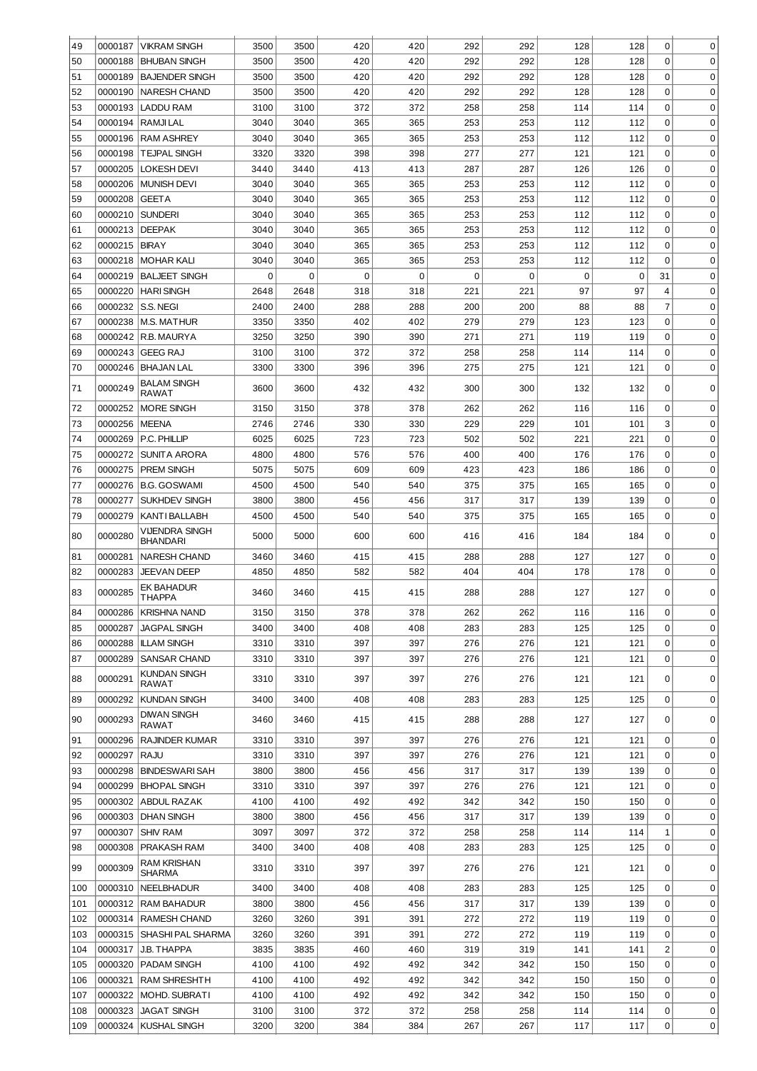| 49 | 0000187 | VIKRAM SINGH | 3500 | 3500 | 420 | 420 | 292 | 292 | 128 | 128 | 0 | 0 |
|---|---|---|---|---|---|---|---|---|---|---|---|---|
| 50 | 0000188 | BHUBAN SINGH | 3500 | 3500 | 420 | 420 | 292 | 292 | 128 | 128 | 0 | 0 |
| 51 | 0000189 | BAJENDER SINGH | 3500 | 3500 | 420 | 420 | 292 | 292 | 128 | 128 | 0 | 0 |
| 52 | 0000190 | NARESH CHAND | 3500 | 3500 | 420 | 420 | 292 | 292 | 128 | 128 | 0 | 0 |
| 53 | 0000193 | LADDU RAM | 3100 | 3100 | 372 | 372 | 258 | 258 | 114 | 114 | 0 | 0 |
| 54 | 0000194 | RAMJI LAL | 3040 | 3040 | 365 | 365 | 253 | 253 | 112 | 112 | 0 | 0 |
| 55 | 0000196 | RAM ASHREY | 3040 | 3040 | 365 | 365 | 253 | 253 | 112 | 112 | 0 | 0 |
| 56 | 0000198 | TEJPAL SINGH | 3320 | 3320 | 398 | 398 | 277 | 277 | 121 | 121 | 0 | 0 |
| 57 | 0000205 | LOKESH DEVI | 3440 | 3440 | 413 | 413 | 287 | 287 | 126 | 126 | 0 | 0 |
| 58 | 0000206 | MUNISH DEVI | 3040 | 3040 | 365 | 365 | 253 | 253 | 112 | 112 | 0 | 0 |
| 59 | 0000208 | GEETA | 3040 | 3040 | 365 | 365 | 253 | 253 | 112 | 112 | 0 | 0 |
| 60 | 0000210 | SUNDERI | 3040 | 3040 | 365 | 365 | 253 | 253 | 112 | 112 | 0 | 0 |
| 61 | 0000213 | DEEPAK | 3040 | 3040 | 365 | 365 | 253 | 253 | 112 | 112 | 0 | 0 |
| 62 | 0000215 | BIRAY | 3040 | 3040 | 365 | 365 | 253 | 253 | 112 | 112 | 0 | 0 |
| 63 | 0000218 | MOHAR KALI | 3040 | 3040 | 365 | 365 | 253 | 253 | 112 | 112 | 0 | 0 |
| 64 | 0000219 | BALJEET SINGH | 0 | 0 | 0 | 0 | 0 | 0 | 0 | 0 | 31 | 0 |
| 65 | 0000220 | HARI SINGH | 2648 | 2648 | 318 | 318 | 221 | 221 | 97 | 97 | 4 | 0 |
| 66 | 0000232 | S.S. NEGI | 2400 | 2400 | 288 | 288 | 200 | 200 | 88 | 88 | 7 | 0 |
| 67 | 0000238 | M.S. MATHUR | 3350 | 3350 | 402 | 402 | 279 | 279 | 123 | 123 | 0 | 0 |
| 68 | 0000242 | R.B. MAURYA | 3250 | 3250 | 390 | 390 | 271 | 271 | 119 | 119 | 0 | 0 |
| 69 | 0000243 | GEEG RAJ | 3100 | 3100 | 372 | 372 | 258 | 258 | 114 | 114 | 0 | 0 |
| 70 | 0000246 | BHAJAN LAL | 3300 | 3300 | 396 | 396 | 275 | 275 | 121 | 121 | 0 | 0 |
| 71 | 0000249 | BALAM SINGH RAWAT | 3600 | 3600 | 432 | 432 | 300 | 300 | 132 | 132 | 0 | 0 |
| 72 | 0000252 | MORE SINGH | 3150 | 3150 | 378 | 378 | 262 | 262 | 116 | 116 | 0 | 0 |
| 73 | 0000256 | MEENA | 2746 | 2746 | 330 | 330 | 229 | 229 | 101 | 101 | 3 | 0 |
| 74 | 0000269 | P.C. PHILLIP | 6025 | 6025 | 723 | 723 | 502 | 502 | 221 | 221 | 0 | 0 |
| 75 | 0000272 | SUNITA ARORA | 4800 | 4800 | 576 | 576 | 400 | 400 | 176 | 176 | 0 | 0 |
| 76 | 0000275 | PREM SINGH | 5075 | 5075 | 609 | 609 | 423 | 423 | 186 | 186 | 0 | 0 |
| 77 | 0000276 | B.G. GOSWAMI | 4500 | 4500 | 540 | 540 | 375 | 375 | 165 | 165 | 0 | 0 |
| 78 | 0000277 | SUKHDEV SINGH | 3800 | 3800 | 456 | 456 | 317 | 317 | 139 | 139 | 0 | 0 |
| 79 | 0000279 | KANTI BALLABH | 4500 | 4500 | 540 | 540 | 375 | 375 | 165 | 165 | 0 | 0 |
| 80 | 0000280 | VIJENDRA SINGH BHANDARI | 5000 | 5000 | 600 | 600 | 416 | 416 | 184 | 184 | 0 | 0 |
| 81 | 0000281 | NARESH CHAND | 3460 | 3460 | 415 | 415 | 288 | 288 | 127 | 127 | 0 | 0 |
| 82 | 0000283 | JEEVAN DEEP | 4850 | 4850 | 582 | 582 | 404 | 404 | 178 | 178 | 0 | 0 |
| 83 | 0000285 | EK BAHADUR THAPPA | 3460 | 3460 | 415 | 415 | 288 | 288 | 127 | 127 | 0 | 0 |
| 84 | 0000286 | KRISHNA NAND | 3150 | 3150 | 378 | 378 | 262 | 262 | 116 | 116 | 0 | 0 |
| 85 | 0000287 | JAGPAL SINGH | 3400 | 3400 | 408 | 408 | 283 | 283 | 125 | 125 | 0 | 0 |
| 86 | 0000288 | ILLAM SINGH | 3310 | 3310 | 397 | 397 | 276 | 276 | 121 | 121 | 0 | 0 |
| 87 | 0000289 | SANSAR CHAND | 3310 | 3310 | 397 | 397 | 276 | 276 | 121 | 121 | 0 | 0 |
| 88 | 0000291 | KUNDAN SINGH RAWAT | 3310 | 3310 | 397 | 397 | 276 | 276 | 121 | 121 | 0 | 0 |
| 89 | 0000292 | KUNDAN SINGH | 3400 | 3400 | 408 | 408 | 283 | 283 | 125 | 125 | 0 | 0 |
| 90 | 0000293 | DIWAN SINGH RAWAT | 3460 | 3460 | 415 | 415 | 288 | 288 | 127 | 127 | 0 | 0 |
| 91 | 0000296 | RAJINDER KUMAR | 3310 | 3310 | 397 | 397 | 276 | 276 | 121 | 121 | 0 | 0 |
| 92 | 0000297 | RAJU | 3310 | 3310 | 397 | 397 | 276 | 276 | 121 | 121 | 0 | 0 |
| 93 | 0000298 | BINDESWARI SAH | 3800 | 3800 | 456 | 456 | 317 | 317 | 139 | 139 | 0 | 0 |
| 94 | 0000299 | BHOPAL SINGH | 3310 | 3310 | 397 | 397 | 276 | 276 | 121 | 121 | 0 | 0 |
| 95 | 0000302 | ABDUL RAZAK | 4100 | 4100 | 492 | 492 | 342 | 342 | 150 | 150 | 0 | 0 |
| 96 | 0000303 | DHAN SINGH | 3800 | 3800 | 456 | 456 | 317 | 317 | 139 | 139 | 0 | 0 |
| 97 | 0000307 | SHIV RAM | 3097 | 3097 | 372 | 372 | 258 | 258 | 114 | 114 | 1 | 0 |
| 98 | 0000308 | PRAKASH RAM | 3400 | 3400 | 408 | 408 | 283 | 283 | 125 | 125 | 0 | 0 |
| 99 | 0000309 | RAM KRISHAN SHARMA | 3310 | 3310 | 397 | 397 | 276 | 276 | 121 | 121 | 0 | 0 |
| 100 | 0000310 | NEELBHADUR | 3400 | 3400 | 408 | 408 | 283 | 283 | 125 | 125 | 0 | 0 |
| 101 | 0000312 | RAM BAHADUR | 3800 | 3800 | 456 | 456 | 317 | 317 | 139 | 139 | 0 | 0 |
| 102 | 0000314 | RAMESH CHAND | 3260 | 3260 | 391 | 391 | 272 | 272 | 119 | 119 | 0 | 0 |
| 103 | 0000315 | SHASHI PAL SHARMA | 3260 | 3260 | 391 | 391 | 272 | 272 | 119 | 119 | 0 | 0 |
| 104 | 0000317 | J.B. THAPPA | 3835 | 3835 | 460 | 460 | 319 | 319 | 141 | 141 | 2 | 0 |
| 105 | 0000320 | PADAM SINGH | 4100 | 4100 | 492 | 492 | 342 | 342 | 150 | 150 | 0 | 0 |
| 106 | 0000321 | RAM SHRESHTH | 4100 | 4100 | 492 | 492 | 342 | 342 | 150 | 150 | 0 | 0 |
| 107 | 0000322 | MOHD. SUBRATI | 4100 | 4100 | 492 | 492 | 342 | 342 | 150 | 150 | 0 | 0 |
| 108 | 0000323 | JAGAT SINGH | 3100 | 3100 | 372 | 372 | 258 | 258 | 114 | 114 | 0 | 0 |
| 109 | 0000324 | KUSHAL SINGH | 3200 | 3200 | 384 | 384 | 267 | 267 | 117 | 117 | 0 | 0 |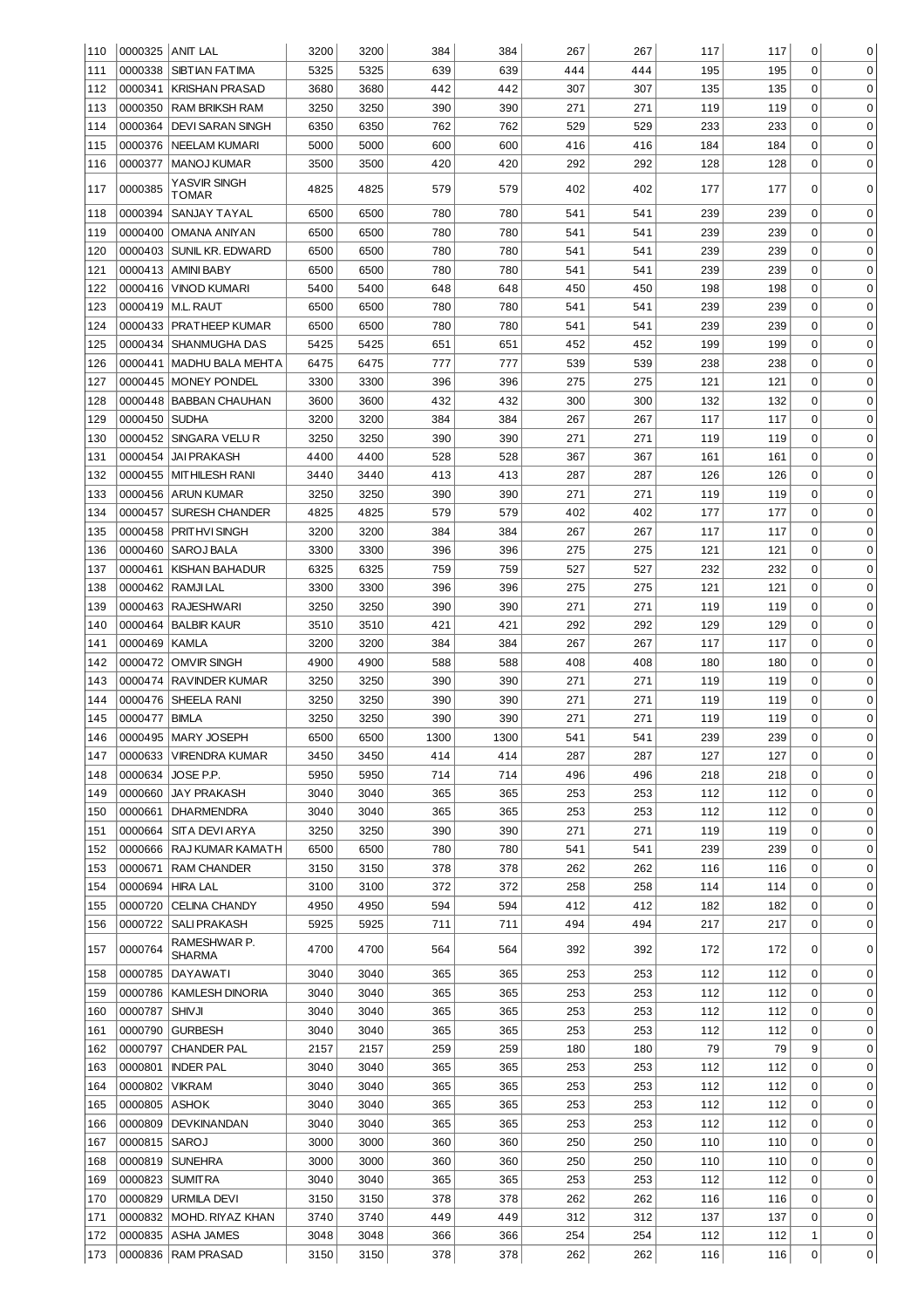| 110 | 0000325 | ANIT LAL | 3200 | 3200 | 384 | 384 | 267 | 267 | 117 | 117 | 0 | 0 |
|---|---|---|---|---|---|---|---|---|---|---|---|---|
| 111 | 0000338 | SIBTIAN FATIMA | 5325 | 5325 | 639 | 639 | 444 | 444 | 195 | 195 | 0 | 0 |
| 112 | 0000341 | KRISHAN PRASAD | 3680 | 3680 | 442 | 442 | 307 | 307 | 135 | 135 | 0 | 0 |
| 113 | 0000350 | RAM BRIKSH RAM | 3250 | 3250 | 390 | 390 | 271 | 271 | 119 | 119 | 0 | 0 |
| 114 | 0000364 | DEVI SARAN SINGH | 6350 | 6350 | 762 | 762 | 529 | 529 | 233 | 233 | 0 | 0 |
| 115 | 0000376 | NEELAM KUMARI | 5000 | 5000 | 600 | 600 | 416 | 416 | 184 | 184 | 0 | 0 |
| 116 | 0000377 | MANOJ KUMAR | 3500 | 3500 | 420 | 420 | 292 | 292 | 128 | 128 | 0 | 0 |
| 117 | 0000385 | YASVIR SINGH TOMAR | 4825 | 4825 | 579 | 579 | 402 | 402 | 177 | 177 | 0 | 0 |
| 118 | 0000394 | SANJAY TAYAL | 6500 | 6500 | 780 | 780 | 541 | 541 | 239 | 239 | 0 | 0 |
| 119 | 0000400 | OMANA ANIYAN | 6500 | 6500 | 780 | 780 | 541 | 541 | 239 | 239 | 0 | 0 |
| 120 | 0000403 | SUNIL KR. EDWARD | 6500 | 6500 | 780 | 780 | 541 | 541 | 239 | 239 | 0 | 0 |
| 121 | 0000413 | AMINI BABY | 6500 | 6500 | 780 | 780 | 541 | 541 | 239 | 239 | 0 | 0 |
| 122 | 0000416 | VINOD KUMARI | 5400 | 5400 | 648 | 648 | 450 | 450 | 198 | 198 | 0 | 0 |
| 123 | 0000419 | M.L. RAUT | 6500 | 6500 | 780 | 780 | 541 | 541 | 239 | 239 | 0 | 0 |
| 124 | 0000433 | PRATHEEP KUMAR | 6500 | 6500 | 780 | 780 | 541 | 541 | 239 | 239 | 0 | 0 |
| 125 | 0000434 | SHANMUGHA DAS | 5425 | 5425 | 651 | 651 | 452 | 452 | 199 | 199 | 0 | 0 |
| 126 | 0000441 | MADHU BALA MEHTA | 6475 | 6475 | 777 | 777 | 539 | 539 | 238 | 238 | 0 | 0 |
| 127 | 0000445 | MONEY PONDEL | 3300 | 3300 | 396 | 396 | 275 | 275 | 121 | 121 | 0 | 0 |
| 128 | 0000448 | BABBAN CHAUHAN | 3600 | 3600 | 432 | 432 | 300 | 300 | 132 | 132 | 0 | 0 |
| 129 | 0000450 | SUDHA | 3200 | 3200 | 384 | 384 | 267 | 267 | 117 | 117 | 0 | 0 |
| 130 | 0000452 | SINGARA VELU R | 3250 | 3250 | 390 | 390 | 271 | 271 | 119 | 119 | 0 | 0 |
| 131 | 0000454 | JAI PRAKASH | 4400 | 4400 | 528 | 528 | 367 | 367 | 161 | 161 | 0 | 0 |
| 132 | 0000455 | MITHILESH RANI | 3440 | 3440 | 413 | 413 | 287 | 287 | 126 | 126 | 0 | 0 |
| 133 | 0000456 | ARUN KUMAR | 3250 | 3250 | 390 | 390 | 271 | 271 | 119 | 119 | 0 | 0 |
| 134 | 0000457 | SURESH CHANDER | 4825 | 4825 | 579 | 579 | 402 | 402 | 177 | 177 | 0 | 0 |
| 135 | 0000458 | PRITHVI SINGH | 3200 | 3200 | 384 | 384 | 267 | 267 | 117 | 117 | 0 | 0 |
| 136 | 0000460 | SAROJ BALA | 3300 | 3300 | 396 | 396 | 275 | 275 | 121 | 121 | 0 | 0 |
| 137 | 0000461 | KISHAN BAHADUR | 6325 | 6325 | 759 | 759 | 527 | 527 | 232 | 232 | 0 | 0 |
| 138 | 0000462 | RAMJI LAL | 3300 | 3300 | 396 | 396 | 275 | 275 | 121 | 121 | 0 | 0 |
| 139 | 0000463 | RAJESHWARI | 3250 | 3250 | 390 | 390 | 271 | 271 | 119 | 119 | 0 | 0 |
| 140 | 0000464 | BALBIR KAUR | 3510 | 3510 | 421 | 421 | 292 | 292 | 129 | 129 | 0 | 0 |
| 141 | 0000469 | KAMLA | 3200 | 3200 | 384 | 384 | 267 | 267 | 117 | 117 | 0 | 0 |
| 142 | 0000472 | OMVIR SINGH | 4900 | 4900 | 588 | 588 | 408 | 408 | 180 | 180 | 0 | 0 |
| 143 | 0000474 | RAVINDER KUMAR | 3250 | 3250 | 390 | 390 | 271 | 271 | 119 | 119 | 0 | 0 |
| 144 | 0000476 | SHEELA RANI | 3250 | 3250 | 390 | 390 | 271 | 271 | 119 | 119 | 0 | 0 |
| 145 | 0000477 | BIMLA | 3250 | 3250 | 390 | 390 | 271 | 271 | 119 | 119 | 0 | 0 |
| 146 | 0000495 | MARY JOSEPH | 6500 | 6500 | 1300 | 1300 | 541 | 541 | 239 | 239 | 0 | 0 |
| 147 | 0000633 | VIRENDRA KUMAR | 3450 | 3450 | 414 | 414 | 287 | 287 | 127 | 127 | 0 | 0 |
| 148 | 0000634 | JOSE P.P. | 5950 | 5950 | 714 | 714 | 496 | 496 | 218 | 218 | 0 | 0 |
| 149 | 0000660 | JAY PRAKASH | 3040 | 3040 | 365 | 365 | 253 | 253 | 112 | 112 | 0 | 0 |
| 150 | 0000661 | DHARMENDRA | 3040 | 3040 | 365 | 365 | 253 | 253 | 112 | 112 | 0 | 0 |
| 151 | 0000664 | SITA DEVI ARYA | 3250 | 3250 | 390 | 390 | 271 | 271 | 119 | 119 | 0 | 0 |
| 152 | 0000666 | RAJ KUMAR KAMATH | 6500 | 6500 | 780 | 780 | 541 | 541 | 239 | 239 | 0 | 0 |
| 153 | 0000671 | RAM CHANDER | 3150 | 3150 | 378 | 378 | 262 | 262 | 116 | 116 | 0 | 0 |
| 154 | 0000694 | HIRA LAL | 3100 | 3100 | 372 | 372 | 258 | 258 | 114 | 114 | 0 | 0 |
| 155 | 0000720 | CELINA CHANDY | 4950 | 4950 | 594 | 594 | 412 | 412 | 182 | 182 | 0 | 0 |
| 156 | 0000722 | SALI PRAKASH | 5925 | 5925 | 711 | 711 | 494 | 494 | 217 | 217 | 0 | 0 |
| 157 | 0000764 | RAMESHWAR P. SHARMA | 4700 | 4700 | 564 | 564 | 392 | 392 | 172 | 172 | 0 | 0 |
| 158 | 0000785 | DAYAWATI | 3040 | 3040 | 365 | 365 | 253 | 253 | 112 | 112 | 0 | 0 |
| 159 | 0000786 | KAMLESH DINORIA | 3040 | 3040 | 365 | 365 | 253 | 253 | 112 | 112 | 0 | 0 |
| 160 | 0000787 | SHIVJI | 3040 | 3040 | 365 | 365 | 253 | 253 | 112 | 112 | 0 | 0 |
| 161 | 0000790 | GURBESH | 3040 | 3040 | 365 | 365 | 253 | 253 | 112 | 112 | 0 | 0 |
| 162 | 0000797 | CHANDER PAL | 2157 | 2157 | 259 | 259 | 180 | 180 | 79 | 79 | 9 | 0 |
| 163 | 0000801 | INDER PAL | 3040 | 3040 | 365 | 365 | 253 | 253 | 112 | 112 | 0 | 0 |
| 164 | 0000802 | VIKRAM | 3040 | 3040 | 365 | 365 | 253 | 253 | 112 | 112 | 0 | 0 |
| 165 | 0000805 | ASHOK | 3040 | 3040 | 365 | 365 | 253 | 253 | 112 | 112 | 0 | 0 |
| 166 | 0000809 | DEVKINANDAN | 3040 | 3040 | 365 | 365 | 253 | 253 | 112 | 112 | 0 | 0 |
| 167 | 0000815 | SAROJ | 3000 | 3000 | 360 | 360 | 250 | 250 | 110 | 110 | 0 | 0 |
| 168 | 0000819 | SUNEHRA | 3000 | 3000 | 360 | 360 | 250 | 250 | 110 | 110 | 0 | 0 |
| 169 | 0000823 | SUMITRA | 3040 | 3040 | 365 | 365 | 253 | 253 | 112 | 112 | 0 | 0 |
| 170 | 0000829 | URMILA DEVI | 3150 | 3150 | 378 | 378 | 262 | 262 | 116 | 116 | 0 | 0 |
| 171 | 0000832 | MOHD. RIYAZ KHAN | 3740 | 3740 | 449 | 449 | 312 | 312 | 137 | 137 | 0 | 0 |
| 172 | 0000835 | ASHA JAMES | 3048 | 3048 | 366 | 366 | 254 | 254 | 112 | 112 | 1 | 0 |
| 173 | 0000836 | RAM PRASAD | 3150 | 3150 | 378 | 378 | 262 | 262 | 116 | 116 | 0 | 0 |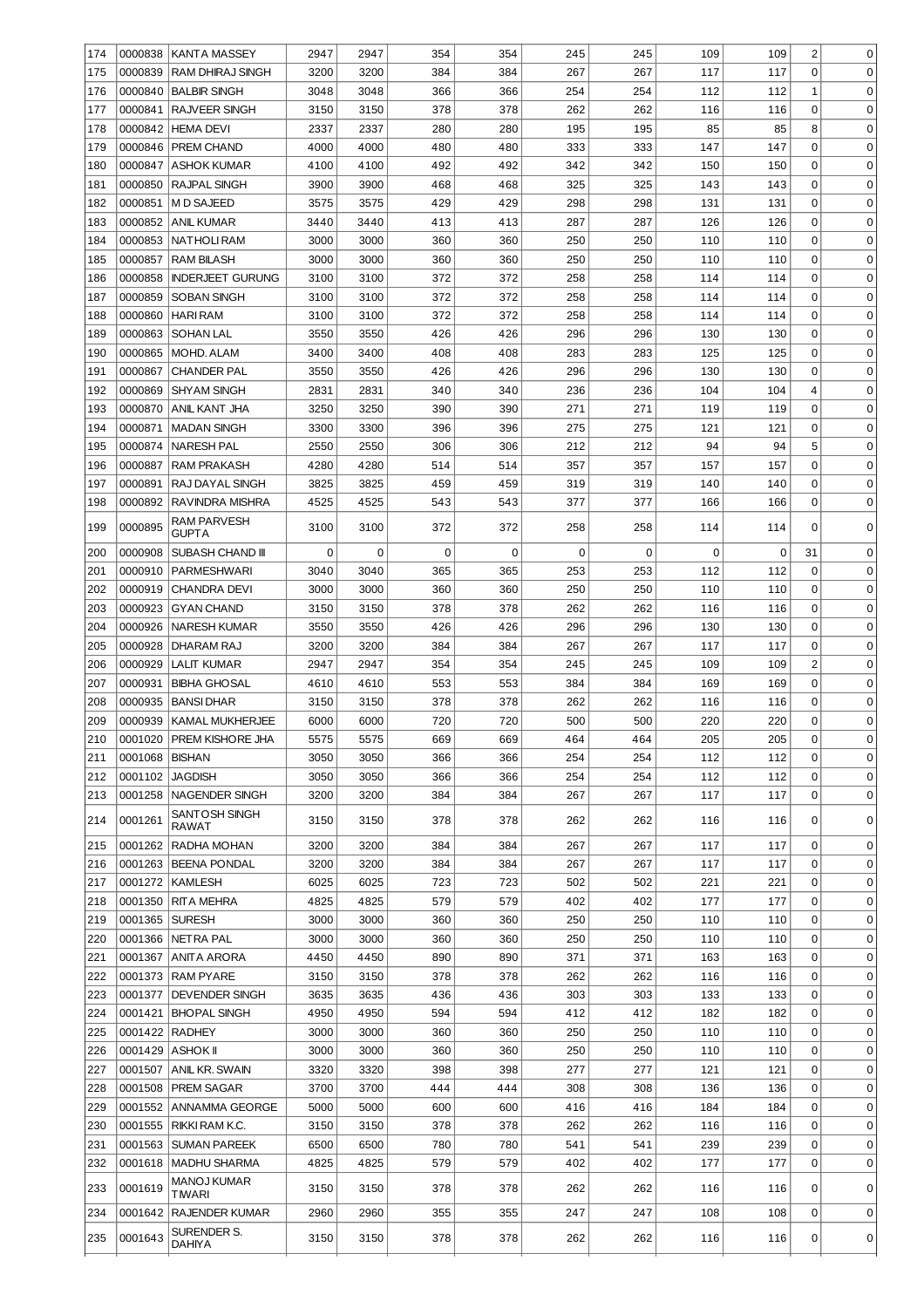| | | | | | | | | | | | | |
|---|---|---|---|---|---|---|---|---|---|---|---|---|
| 174 | 0000838 | KANTA MASSEY | 2947 | 2947 | 354 | 354 | 245 | 245 | 109 | 109 | 2 | 0 |
| 175 | 0000839 | RAM DHIRAJ SINGH | 3200 | 3200 | 384 | 384 | 267 | 267 | 117 | 117 | 0 | 0 |
| 176 | 0000840 | BALBIR SINGH | 3048 | 3048 | 366 | 366 | 254 | 254 | 112 | 112 | 1 | 0 |
| 177 | 0000841 | RAJVEER SINGH | 3150 | 3150 | 378 | 378 | 262 | 262 | 116 | 116 | 0 | 0 |
| 178 | 0000842 | HEMA DEVI | 2337 | 2337 | 280 | 280 | 195 | 195 | 85 | 85 | 8 | 0 |
| 179 | 0000846 | PREM CHAND | 4000 | 4000 | 480 | 480 | 333 | 333 | 147 | 147 | 0 | 0 |
| 180 | 0000847 | ASHOK KUMAR | 4100 | 4100 | 492 | 492 | 342 | 342 | 150 | 150 | 0 | 0 |
| 181 | 0000850 | RAJPAL SINGH | 3900 | 3900 | 468 | 468 | 325 | 325 | 143 | 143 | 0 | 0 |
| 182 | 0000851 | M D SAJEED | 3575 | 3575 | 429 | 429 | 298 | 298 | 131 | 131 | 0 | 0 |
| 183 | 0000852 | ANIL KUMAR | 3440 | 3440 | 413 | 413 | 287 | 287 | 126 | 126 | 0 | 0 |
| 184 | 0000853 | NATHOLI RAM | 3000 | 3000 | 360 | 360 | 250 | 250 | 110 | 110 | 0 | 0 |
| 185 | 0000857 | RAM BILASH | 3000 | 3000 | 360 | 360 | 250 | 250 | 110 | 110 | 0 | 0 |
| 186 | 0000858 | INDERJEET GURUNG | 3100 | 3100 | 372 | 372 | 258 | 258 | 114 | 114 | 0 | 0 |
| 187 | 0000859 | SOBAN SINGH | 3100 | 3100 | 372 | 372 | 258 | 258 | 114 | 114 | 0 | 0 |
| 188 | 0000860 | HARI RAM | 3100 | 3100 | 372 | 372 | 258 | 258 | 114 | 114 | 0 | 0 |
| 189 | 0000863 | SOHAN LAL | 3550 | 3550 | 426 | 426 | 296 | 296 | 130 | 130 | 0 | 0 |
| 190 | 0000865 | MOHD. ALAM | 3400 | 3400 | 408 | 408 | 283 | 283 | 125 | 125 | 0 | 0 |
| 191 | 0000867 | CHANDER PAL | 3550 | 3550 | 426 | 426 | 296 | 296 | 130 | 130 | 0 | 0 |
| 192 | 0000869 | SHYAM SINGH | 2831 | 2831 | 340 | 340 | 236 | 236 | 104 | 104 | 4 | 0 |
| 193 | 0000870 | ANIL KANT JHA | 3250 | 3250 | 390 | 390 | 271 | 271 | 119 | 119 | 0 | 0 |
| 194 | 0000871 | MADAN SINGH | 3300 | 3300 | 396 | 396 | 275 | 275 | 121 | 121 | 0 | 0 |
| 195 | 0000874 | NARESH PAL | 2550 | 2550 | 306 | 306 | 212 | 212 | 94 | 94 | 5 | 0 |
| 196 | 0000887 | RAM PRAKASH | 4280 | 4280 | 514 | 514 | 357 | 357 | 157 | 157 | 0 | 0 |
| 197 | 0000891 | RAJ DAYAL SINGH | 3825 | 3825 | 459 | 459 | 319 | 319 | 140 | 140 | 0 | 0 |
| 198 | 0000892 | RAVINDRA MISHRA | 4525 | 4525 | 543 | 543 | 377 | 377 | 166 | 166 | 0 | 0 |
| 199 | 0000895 | RAM PARVESH GUPTA | 3100 | 3100 | 372 | 372 | 258 | 258 | 114 | 114 | 0 | 0 |
| 200 | 0000908 | SUBASH CHAND III | 0 | 0 | 0 | 0 | 0 | 0 | 0 | 0 | 31 | 0 |
| 201 | 0000910 | PARMESHWARI | 3040 | 3040 | 365 | 365 | 253 | 253 | 112 | 112 | 0 | 0 |
| 202 | 0000919 | CHANDRA DEVI | 3000 | 3000 | 360 | 360 | 250 | 250 | 110 | 110 | 0 | 0 |
| 203 | 0000923 | GYAN CHAND | 3150 | 3150 | 378 | 378 | 262 | 262 | 116 | 116 | 0 | 0 |
| 204 | 0000926 | NARESH KUMAR | 3550 | 3550 | 426 | 426 | 296 | 296 | 130 | 130 | 0 | 0 |
| 205 | 0000928 | DHARAM RAJ | 3200 | 3200 | 384 | 384 | 267 | 267 | 117 | 117 | 0 | 0 |
| 206 | 0000929 | LALIT KUMAR | 2947 | 2947 | 354 | 354 | 245 | 245 | 109 | 109 | 2 | 0 |
| 207 | 0000931 | BIBHA GHOSAL | 4610 | 4610 | 553 | 553 | 384 | 384 | 169 | 169 | 0 | 0 |
| 208 | 0000935 | BANSI DHAR | 3150 | 3150 | 378 | 378 | 262 | 262 | 116 | 116 | 0 | 0 |
| 209 | 0000939 | KAMAL MUKHERJEE | 6000 | 6000 | 720 | 720 | 500 | 500 | 220 | 220 | 0 | 0 |
| 210 | 0001020 | PREM KISHORE JHA | 5575 | 5575 | 669 | 669 | 464 | 464 | 205 | 205 | 0 | 0 |
| 211 | 0001068 | BISHAN | 3050 | 3050 | 366 | 366 | 254 | 254 | 112 | 112 | 0 | 0 |
| 212 | 0001102 | JAGDISH | 3050 | 3050 | 366 | 366 | 254 | 254 | 112 | 112 | 0 | 0 |
| 213 | 0001258 | NAGENDER SINGH | 3200 | 3200 | 384 | 384 | 267 | 267 | 117 | 117 | 0 | 0 |
| 214 | 0001261 | SANTOSH SINGH RAWAT | 3150 | 3150 | 378 | 378 | 262 | 262 | 116 | 116 | 0 | 0 |
| 215 | 0001262 | RADHA MOHAN | 3200 | 3200 | 384 | 384 | 267 | 267 | 117 | 117 | 0 | 0 |
| 216 | 0001263 | BEENA PONDAL | 3200 | 3200 | 384 | 384 | 267 | 267 | 117 | 117 | 0 | 0 |
| 217 | 0001272 | KAMLESH | 6025 | 6025 | 723 | 723 | 502 | 502 | 221 | 221 | 0 | 0 |
| 218 | 0001350 | RITA MEHRA | 4825 | 4825 | 579 | 579 | 402 | 402 | 177 | 177 | 0 | 0 |
| 219 | 0001365 | SURESH | 3000 | 3000 | 360 | 360 | 250 | 250 | 110 | 110 | 0 | 0 |
| 220 | 0001366 | NETRA PAL | 3000 | 3000 | 360 | 360 | 250 | 250 | 110 | 110 | 0 | 0 |
| 221 | 0001367 | ANITA ARORA | 4450 | 4450 | 890 | 890 | 371 | 371 | 163 | 163 | 0 | 0 |
| 222 | 0001373 | RAM PYARE | 3150 | 3150 | 378 | 378 | 262 | 262 | 116 | 116 | 0 | 0 |
| 223 | 0001377 | DEVENDER SINGH | 3635 | 3635 | 436 | 436 | 303 | 303 | 133 | 133 | 0 | 0 |
| 224 | 0001421 | BHOPAL SINGH | 4950 | 4950 | 594 | 594 | 412 | 412 | 182 | 182 | 0 | 0 |
| 225 | 0001422 | RADHEY | 3000 | 3000 | 360 | 360 | 250 | 250 | 110 | 110 | 0 | 0 |
| 226 | 0001429 | ASHOK II | 3000 | 3000 | 360 | 360 | 250 | 250 | 110 | 110 | 0 | 0 |
| 227 | 0001507 | ANIL KR. SWAIN | 3320 | 3320 | 398 | 398 | 277 | 277 | 121 | 121 | 0 | 0 |
| 228 | 0001508 | PREM SAGAR | 3700 | 3700 | 444 | 444 | 308 | 308 | 136 | 136 | 0 | 0 |
| 229 | 0001552 | ANNAMMA GEORGE | 5000 | 5000 | 600 | 600 | 416 | 416 | 184 | 184 | 0 | 0 |
| 230 | 0001555 | RIKKI RAM K.C. | 3150 | 3150 | 378 | 378 | 262 | 262 | 116 | 116 | 0 | 0 |
| 231 | 0001563 | SUMAN PAREEK | 6500 | 6500 | 780 | 780 | 541 | 541 | 239 | 239 | 0 | 0 |
| 232 | 0001618 | MADHU SHARMA | 4825 | 4825 | 579 | 579 | 402 | 402 | 177 | 177 | 0 | 0 |
| 233 | 0001619 | MANOJ KUMAR TIWARI | 3150 | 3150 | 378 | 378 | 262 | 262 | 116 | 116 | 0 | 0 |
| 234 | 0001642 | RAJENDER KUMAR | 2960 | 2960 | 355 | 355 | 247 | 247 | 108 | 108 | 0 | 0 |
| 235 | 0001643 | SURENDER S. DAHIYA | 3150 | 3150 | 378 | 378 | 262 | 262 | 116 | 116 | 0 | 0 |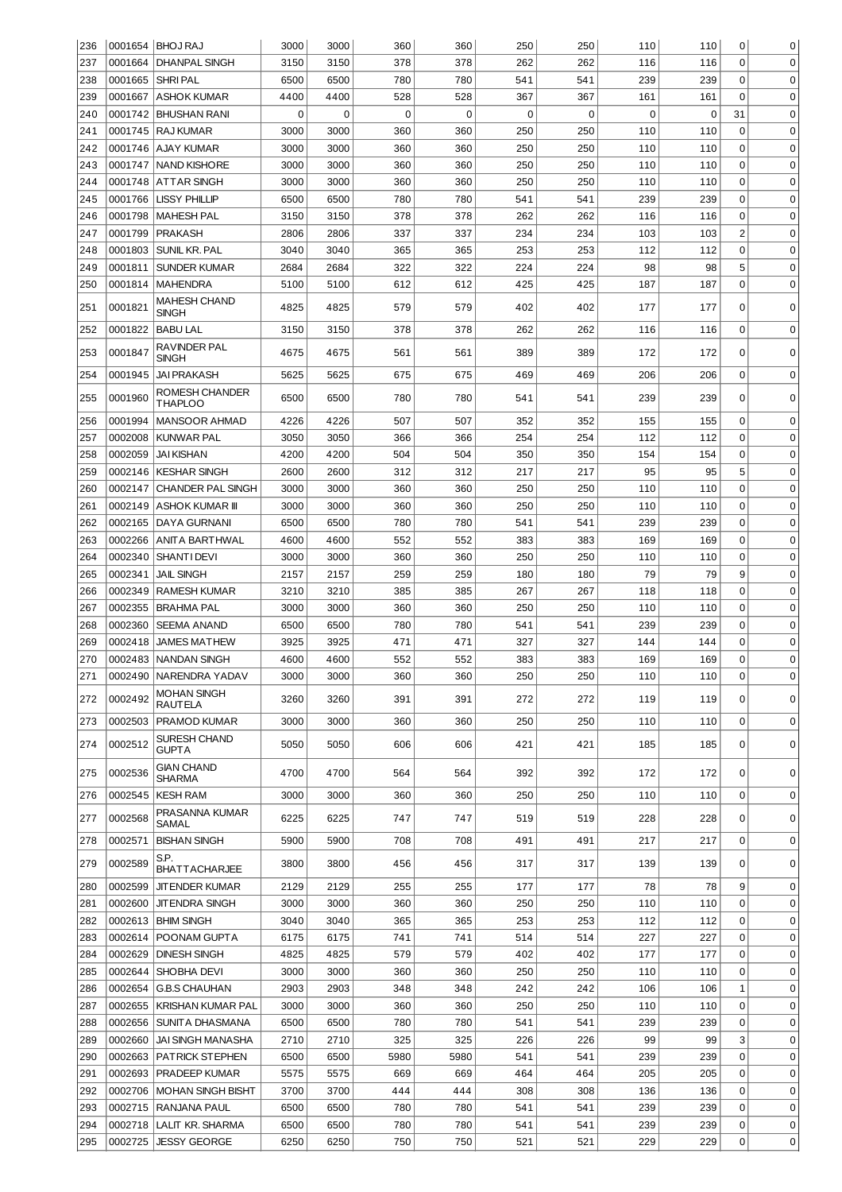| 236 | 0001654 | BHOJ RAJ | 3000 | 3000 | 360 | 360 | 250 | 250 | 110 | 110 | 0 | 0 |
|---|---|---|---|---|---|---|---|---|---|---|---|---|
| 237 | 0001664 | DHANPAL SINGH | 3150 | 3150 | 378 | 378 | 262 | 262 | 116 | 116 | 0 | 0 |
| 238 | 0001665 | SHRI PAL | 6500 | 6500 | 780 | 780 | 541 | 541 | 239 | 239 | 0 | 0 |
| 239 | 0001667 | ASHOK KUMAR | 4400 | 4400 | 528 | 528 | 367 | 367 | 161 | 161 | 0 | 0 |
| 240 | 0001742 | BHUSHAN RANI | 0 | 0 | 0 | 0 | 0 | 0 | 0 | 0 | 31 | 0 |
| 241 | 0001745 | RAJ KUMAR | 3000 | 3000 | 360 | 360 | 250 | 250 | 110 | 110 | 0 | 0 |
| 242 | 0001746 | AJAY KUMAR | 3000 | 3000 | 360 | 360 | 250 | 250 | 110 | 110 | 0 | 0 |
| 243 | 0001747 | NAND KISHORE | 3000 | 3000 | 360 | 360 | 250 | 250 | 110 | 110 | 0 | 0 |
| 244 | 0001748 | ATTAR SINGH | 3000 | 3000 | 360 | 360 | 250 | 250 | 110 | 110 | 0 | 0 |
| 245 | 0001766 | LISSY PHILLIP | 6500 | 6500 | 780 | 780 | 541 | 541 | 239 | 239 | 0 | 0 |
| 246 | 0001798 | MAHESH PAL | 3150 | 3150 | 378 | 378 | 262 | 262 | 116 | 116 | 0 | 0 |
| 247 | 0001799 | PRAKASH | 2806 | 2806 | 337 | 337 | 234 | 234 | 103 | 103 | 2 | 0 |
| 248 | 0001803 | SUNIL KR. PAL | 3040 | 3040 | 365 | 365 | 253 | 253 | 112 | 112 | 0 | 0 |
| 249 | 0001811 | SUNDER KUMAR | 2684 | 2684 | 322 | 322 | 224 | 224 | 98 | 98 | 5 | 0 |
| 250 | 0001814 | MAHENDRA | 5100 | 5100 | 612 | 612 | 425 | 425 | 187 | 187 | 0 | 0 |
| 251 | 0001821 | MAHESH CHAND SINGH | 4825 | 4825 | 579 | 579 | 402 | 402 | 177 | 177 | 0 | 0 |
| 252 | 0001822 | BABU LAL | 3150 | 3150 | 378 | 378 | 262 | 262 | 116 | 116 | 0 | 0 |
| 253 | 0001847 | RAVINDER PAL SINGH | 4675 | 4675 | 561 | 561 | 389 | 389 | 172 | 172 | 0 | 0 |
| 254 | 0001945 | JAI PRAKASH | 5625 | 5625 | 675 | 675 | 469 | 469 | 206 | 206 | 0 | 0 |
| 255 | 0001960 | ROMESH CHANDER THAPLOO | 6500 | 6500 | 780 | 780 | 541 | 541 | 239 | 239 | 0 | 0 |
| 256 | 0001994 | MANSOOR AHMAD | 4226 | 4226 | 507 | 507 | 352 | 352 | 155 | 155 | 0 | 0 |
| 257 | 0002008 | KUNWAR PAL | 3050 | 3050 | 366 | 366 | 254 | 254 | 112 | 112 | 0 | 0 |
| 258 | 0002059 | JAI KISHAN | 4200 | 4200 | 504 | 504 | 350 | 350 | 154 | 154 | 0 | 0 |
| 259 | 0002146 | KESHAR SINGH | 2600 | 2600 | 312 | 312 | 217 | 217 | 95 | 95 | 5 | 0 |
| 260 | 0002147 | CHANDER PAL SINGH | 3000 | 3000 | 360 | 360 | 250 | 250 | 110 | 110 | 0 | 0 |
| 261 | 0002149 | ASHOK KUMAR III | 3000 | 3000 | 360 | 360 | 250 | 250 | 110 | 110 | 0 | 0 |
| 262 | 0002165 | DAYA GURNANI | 6500 | 6500 | 780 | 780 | 541 | 541 | 239 | 239 | 0 | 0 |
| 263 | 0002266 | ANITA BARTHWAL | 4600 | 4600 | 552 | 552 | 383 | 383 | 169 | 169 | 0 | 0 |
| 264 | 0002340 | SHANTI DEVI | 3000 | 3000 | 360 | 360 | 250 | 250 | 110 | 110 | 0 | 0 |
| 265 | 0002341 | JAIL SINGH | 2157 | 2157 | 259 | 259 | 180 | 180 | 79 | 79 | 9 | 0 |
| 266 | 0002349 | RAMESH KUMAR | 3210 | 3210 | 385 | 385 | 267 | 267 | 118 | 118 | 0 | 0 |
| 267 | 0002355 | BRAHMA PAL | 3000 | 3000 | 360 | 360 | 250 | 250 | 110 | 110 | 0 | 0 |
| 268 | 0002360 | SEEMA ANAND | 6500 | 6500 | 780 | 780 | 541 | 541 | 239 | 239 | 0 | 0 |
| 269 | 0002418 | JAMES MATHEW | 3925 | 3925 | 471 | 471 | 327 | 327 | 144 | 144 | 0 | 0 |
| 270 | 0002483 | NANDAN SINGH | 4600 | 4600 | 552 | 552 | 383 | 383 | 169 | 169 | 0 | 0 |
| 271 | 0002490 | NARENDRA YADAV | 3000 | 3000 | 360 | 360 | 250 | 250 | 110 | 110 | 0 | 0 |
| 272 | 0002492 | MOHAN SINGH RAUTELA | 3260 | 3260 | 391 | 391 | 272 | 272 | 119 | 119 | 0 | 0 |
| 273 | 0002503 | PRAMOD KUMAR | 3000 | 3000 | 360 | 360 | 250 | 250 | 110 | 110 | 0 | 0 |
| 274 | 0002512 | SURESH CHAND GUPTA | 5050 | 5050 | 606 | 606 | 421 | 421 | 185 | 185 | 0 | 0 |
| 275 | 0002536 | GIAN CHAND SHARMA | 4700 | 4700 | 564 | 564 | 392 | 392 | 172 | 172 | 0 | 0 |
| 276 | 0002545 | KESH RAM | 3000 | 3000 | 360 | 360 | 250 | 250 | 110 | 110 | 0 | 0 |
| 277 | 0002568 | PRASANNA KUMAR SAMAL | 6225 | 6225 | 747 | 747 | 519 | 519 | 228 | 228 | 0 | 0 |
| 278 | 0002571 | BISHAN SINGH | 5900 | 5900 | 708 | 708 | 491 | 491 | 217 | 217 | 0 | 0 |
| 279 | 0002589 | S.P. BHATTACHARJEE | 3800 | 3800 | 456 | 456 | 317 | 317 | 139 | 139 | 0 | 0 |
| 280 | 0002599 | JITENDER KUMAR | 2129 | 2129 | 255 | 255 | 177 | 177 | 78 | 78 | 9 | 0 |
| 281 | 0002600 | JITENDRA SINGH | 3000 | 3000 | 360 | 360 | 250 | 250 | 110 | 110 | 0 | 0 |
| 282 | 0002613 | BHIM SINGH | 3040 | 3040 | 365 | 365 | 253 | 253 | 112 | 112 | 0 | 0 |
| 283 | 0002614 | POONAM GUPTA | 6175 | 6175 | 741 | 741 | 514 | 514 | 227 | 227 | 0 | 0 |
| 284 | 0002629 | DINESH SINGH | 4825 | 4825 | 579 | 579 | 402 | 402 | 177 | 177 | 0 | 0 |
| 285 | 0002644 | SHOBHA DEVI | 3000 | 3000 | 360 | 360 | 250 | 250 | 110 | 110 | 0 | 0 |
| 286 | 0002654 | G.B.S CHAUHAN | 2903 | 2903 | 348 | 348 | 242 | 242 | 106 | 106 | 1 | 0 |
| 287 | 0002655 | KRISHAN KUMAR PAL | 3000 | 3000 | 360 | 360 | 250 | 250 | 110 | 110 | 0 | 0 |
| 288 | 0002656 | SUNITA DHASMANA | 6500 | 6500 | 780 | 780 | 541 | 541 | 239 | 239 | 0 | 0 |
| 289 | 0002660 | JAI SINGH MANASHA | 2710 | 2710 | 325 | 325 | 226 | 226 | 99 | 99 | 3 | 0 |
| 290 | 0002663 | PATRICK STEPHEN | 6500 | 6500 | 5980 | 5980 | 541 | 541 | 239 | 239 | 0 | 0 |
| 291 | 0002693 | PRADEEP KUMAR | 5575 | 5575 | 669 | 669 | 464 | 464 | 205 | 205 | 0 | 0 |
| 292 | 0002706 | MOHAN SINGH BISHT | 3700 | 3700 | 444 | 444 | 308 | 308 | 136 | 136 | 0 | 0 |
| 293 | 0002715 | RANJANA PAUL | 6500 | 6500 | 780 | 780 | 541 | 541 | 239 | 239 | 0 | 0 |
| 294 | 0002718 | LALIT KR. SHARMA | 6500 | 6500 | 780 | 780 | 541 | 541 | 239 | 239 | 0 | 0 |
| 295 | 0002725 | JESSY GEORGE | 6250 | 6250 | 750 | 750 | 521 | 521 | 229 | 229 | 0 | 0 |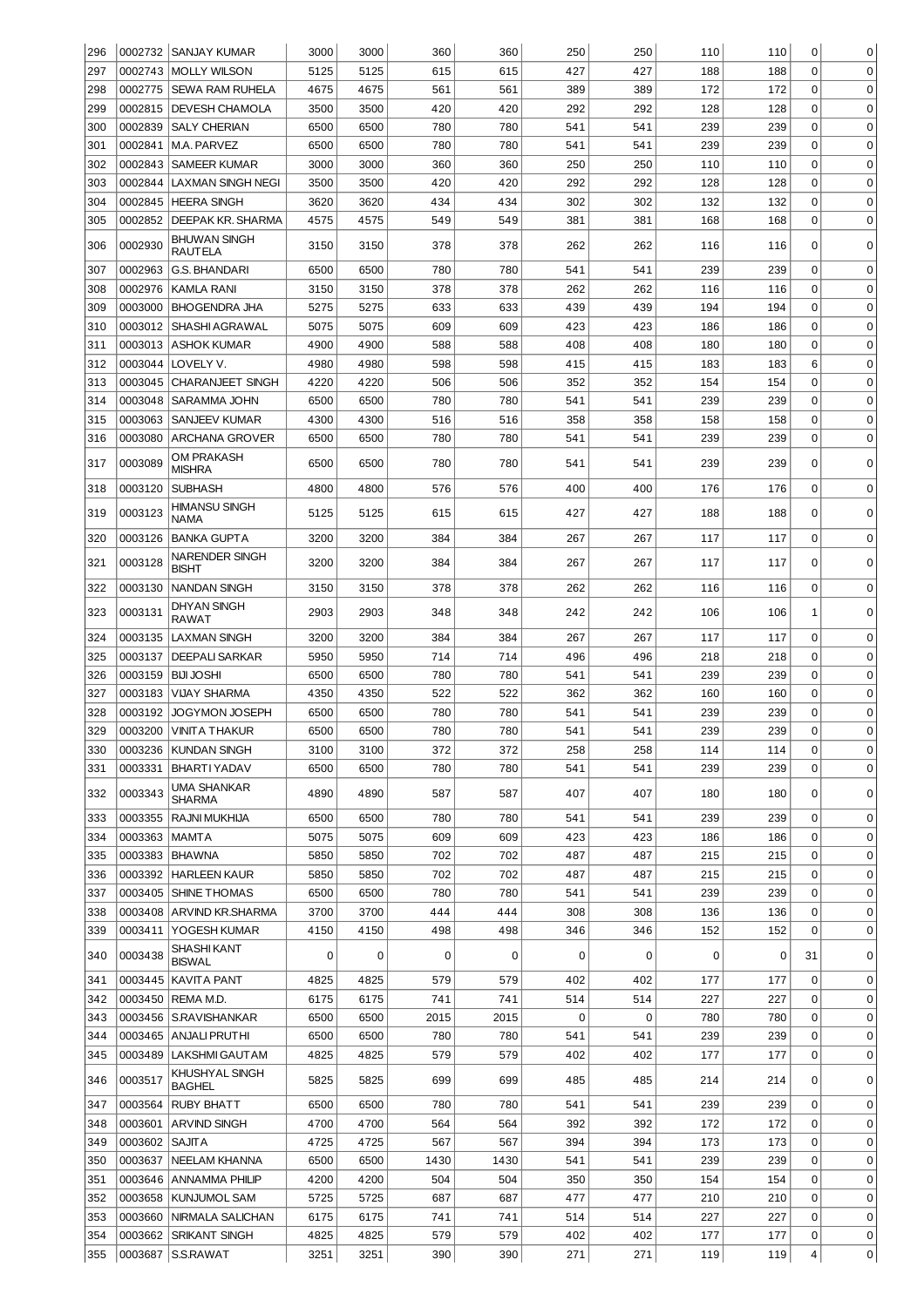| 296 | 0002732 | SANJAY KUMAR | 3000 | 3000 | 360 | 360 | 250 | 250 | 110 | 110 | 0 | 0 |
|---|---|---|---|---|---|---|---|---|---|---|---|---|
| 297 | 0002743 | MOLLY WILSON | 5125 | 5125 | 615 | 615 | 427 | 427 | 188 | 188 | 0 | 0 |
| 298 | 0002775 | SEWA RAM RUHELA | 4675 | 4675 | 561 | 561 | 389 | 389 | 172 | 172 | 0 | 0 |
| 299 | 0002815 | DEVESH CHAMOLA | 3500 | 3500 | 420 | 420 | 292 | 292 | 128 | 128 | 0 | 0 |
| 300 | 0002839 | SALY CHERIAN | 6500 | 6500 | 780 | 780 | 541 | 541 | 239 | 239 | 0 | 0 |
| 301 | 0002841 | M.A. PARVEZ | 6500 | 6500 | 780 | 780 | 541 | 541 | 239 | 239 | 0 | 0 |
| 302 | 0002843 | SAMEER KUMAR | 3000 | 3000 | 360 | 360 | 250 | 250 | 110 | 110 | 0 | 0 |
| 303 | 0002844 | LAXMAN SINGH NEGI | 3500 | 3500 | 420 | 420 | 292 | 292 | 128 | 128 | 0 | 0 |
| 304 | 0002845 | HEERA SINGH | 3620 | 3620 | 434 | 434 | 302 | 302 | 132 | 132 | 0 | 0 |
| 305 | 0002852 | DEEPAK KR. SHARMA | 4575 | 4575 | 549 | 549 | 381 | 381 | 168 | 168 | 0 | 0 |
| 306 | 0002930 | BHUWAN SINGH RAUTELA | 3150 | 3150 | 378 | 378 | 262 | 262 | 116 | 116 | 0 | 0 |
| 307 | 0002963 | G.S. BHANDARI | 6500 | 6500 | 780 | 780 | 541 | 541 | 239 | 239 | 0 | 0 |
| 308 | 0002976 | KAMLA RANI | 3150 | 3150 | 378 | 378 | 262 | 262 | 116 | 116 | 0 | 0 |
| 309 | 0003000 | BHOGENDRA JHA | 5275 | 5275 | 633 | 633 | 439 | 439 | 194 | 194 | 0 | 0 |
| 310 | 0003012 | SHASHI AGRAWAL | 5075 | 5075 | 609 | 609 | 423 | 423 | 186 | 186 | 0 | 0 |
| 311 | 0003013 | ASHOK KUMAR | 4900 | 4900 | 588 | 588 | 408 | 408 | 180 | 180 | 0 | 0 |
| 312 | 0003044 | LOVELY V. | 4980 | 4980 | 598 | 598 | 415 | 415 | 183 | 183 | 6 | 0 |
| 313 | 0003045 | CHARANJEET SINGH | 4220 | 4220 | 506 | 506 | 352 | 352 | 154 | 154 | 0 | 0 |
| 314 | 0003048 | SARAMMA JOHN | 6500 | 6500 | 780 | 780 | 541 | 541 | 239 | 239 | 0 | 0 |
| 315 | 0003063 | SANJEEV KUMAR | 4300 | 4300 | 516 | 516 | 358 | 358 | 158 | 158 | 0 | 0 |
| 316 | 0003080 | ARCHANA GROVER | 6500 | 6500 | 780 | 780 | 541 | 541 | 239 | 239 | 0 | 0 |
| 317 | 0003089 | OM PRAKASH MISHRA | 6500 | 6500 | 780 | 780 | 541 | 541 | 239 | 239 | 0 | 0 |
| 318 | 0003120 | SUBHASH | 4800 | 4800 | 576 | 576 | 400 | 400 | 176 | 176 | 0 | 0 |
| 319 | 0003123 | HIMANSU SINGH NAMA | 5125 | 5125 | 615 | 615 | 427 | 427 | 188 | 188 | 0 | 0 |
| 320 | 0003126 | BANKA GUPTA | 3200 | 3200 | 384 | 384 | 267 | 267 | 117 | 117 | 0 | 0 |
| 321 | 0003128 | NARENDER SINGH BISHT | 3200 | 3200 | 384 | 384 | 267 | 267 | 117 | 117 | 0 | 0 |
| 322 | 0003130 | NANDAN SINGH | 3150 | 3150 | 378 | 378 | 262 | 262 | 116 | 116 | 0 | 0 |
| 323 | 0003131 | DHYAN SINGH RAWAT | 2903 | 2903 | 348 | 348 | 242 | 242 | 106 | 106 | 1 | 0 |
| 324 | 0003135 | LAXMAN SINGH | 3200 | 3200 | 384 | 384 | 267 | 267 | 117 | 117 | 0 | 0 |
| 325 | 0003137 | DEEPALI SARKAR | 5950 | 5950 | 714 | 714 | 496 | 496 | 218 | 218 | 0 | 0 |
| 326 | 0003159 | BIJI JOSHI | 6500 | 6500 | 780 | 780 | 541 | 541 | 239 | 239 | 0 | 0 |
| 327 | 0003183 | VIJAY SHARMA | 4350 | 4350 | 522 | 522 | 362 | 362 | 160 | 160 | 0 | 0 |
| 328 | 0003192 | JOGYMON JOSEPH | 6500 | 6500 | 780 | 780 | 541 | 541 | 239 | 239 | 0 | 0 |
| 329 | 0003200 | VINITA THAKUR | 6500 | 6500 | 780 | 780 | 541 | 541 | 239 | 239 | 0 | 0 |
| 330 | 0003236 | KUNDAN SINGH | 3100 | 3100 | 372 | 372 | 258 | 258 | 114 | 114 | 0 | 0 |
| 331 | 0003331 | BHARTI YADAV | 6500 | 6500 | 780 | 780 | 541 | 541 | 239 | 239 | 0 | 0 |
| 332 | 0003343 | UMA SHANKAR SHARMA | 4890 | 4890 | 587 | 587 | 407 | 407 | 180 | 180 | 0 | 0 |
| 333 | 0003355 | RAJNI MUKHIJA | 6500 | 6500 | 780 | 780 | 541 | 541 | 239 | 239 | 0 | 0 |
| 334 | 0003363 | MAMTA | 5075 | 5075 | 609 | 609 | 423 | 423 | 186 | 186 | 0 | 0 |
| 335 | 0003383 | BHAWNA | 5850 | 5850 | 702 | 702 | 487 | 487 | 215 | 215 | 0 | 0 |
| 336 | 0003392 | HARLEEN KAUR | 5850 | 5850 | 702 | 702 | 487 | 487 | 215 | 215 | 0 | 0 |
| 337 | 0003405 | SHINE THOMAS | 6500 | 6500 | 780 | 780 | 541 | 541 | 239 | 239 | 0 | 0 |
| 338 | 0003408 | ARVIND KR.SHARMA | 3700 | 3700 | 444 | 444 | 308 | 308 | 136 | 136 | 0 | 0 |
| 339 | 0003411 | YOGESH KUMAR | 4150 | 4150 | 498 | 498 | 346 | 346 | 152 | 152 | 0 | 0 |
| 340 | 0003438 | SHASHI KANT BISWAL | 0 | 0 | 0 | 0 | 0 | 0 | 0 | 0 | 31 | 0 |
| 341 | 0003445 | KAVITA PANT | 4825 | 4825 | 579 | 579 | 402 | 402 | 177 | 177 | 0 | 0 |
| 342 | 0003450 | REMA M.D. | 6175 | 6175 | 741 | 741 | 514 | 514 | 227 | 227 | 0 | 0 |
| 343 | 0003456 | S.RAVISHANKAR | 6500 | 6500 | 2015 | 2015 | 0 | 0 | 780 | 780 | 0 | 0 |
| 344 | 0003465 | ANJALI PRUTHI | 6500 | 6500 | 780 | 780 | 541 | 541 | 239 | 239 | 0 | 0 |
| 345 | 0003489 | LAKSHMI GAUTAM | 4825 | 4825 | 579 | 579 | 402 | 402 | 177 | 177 | 0 | 0 |
| 346 | 0003517 | KHUSHYAL SINGH BAGHEL | 5825 | 5825 | 699 | 699 | 485 | 485 | 214 | 214 | 0 | 0 |
| 347 | 0003564 | RUBY BHATT | 6500 | 6500 | 780 | 780 | 541 | 541 | 239 | 239 | 0 | 0 |
| 348 | 0003601 | ARVIND SINGH | 4700 | 4700 | 564 | 564 | 392 | 392 | 172 | 172 | 0 | 0 |
| 349 | 0003602 | SAJITA | 4725 | 4725 | 567 | 567 | 394 | 394 | 173 | 173 | 0 | 0 |
| 350 | 0003637 | NEELAM KHANNA | 6500 | 6500 | 1430 | 1430 | 541 | 541 | 239 | 239 | 0 | 0 |
| 351 | 0003646 | ANNAMMA PHILIP | 4200 | 4200 | 504 | 504 | 350 | 350 | 154 | 154 | 0 | 0 |
| 352 | 0003658 | KUNJUMOL SAM | 5725 | 5725 | 687 | 687 | 477 | 477 | 210 | 210 | 0 | 0 |
| 353 | 0003660 | NIRMALA SALICHAN | 6175 | 6175 | 741 | 741 | 514 | 514 | 227 | 227 | 0 | 0 |
| 354 | 0003662 | SRIKANT SINGH | 4825 | 4825 | 579 | 579 | 402 | 402 | 177 | 177 | 0 | 0 |
| 355 | 0003687 | S.S.RAWAT | 3251 | 3251 | 390 | 390 | 271 | 271 | 119 | 119 | 4 | 0 |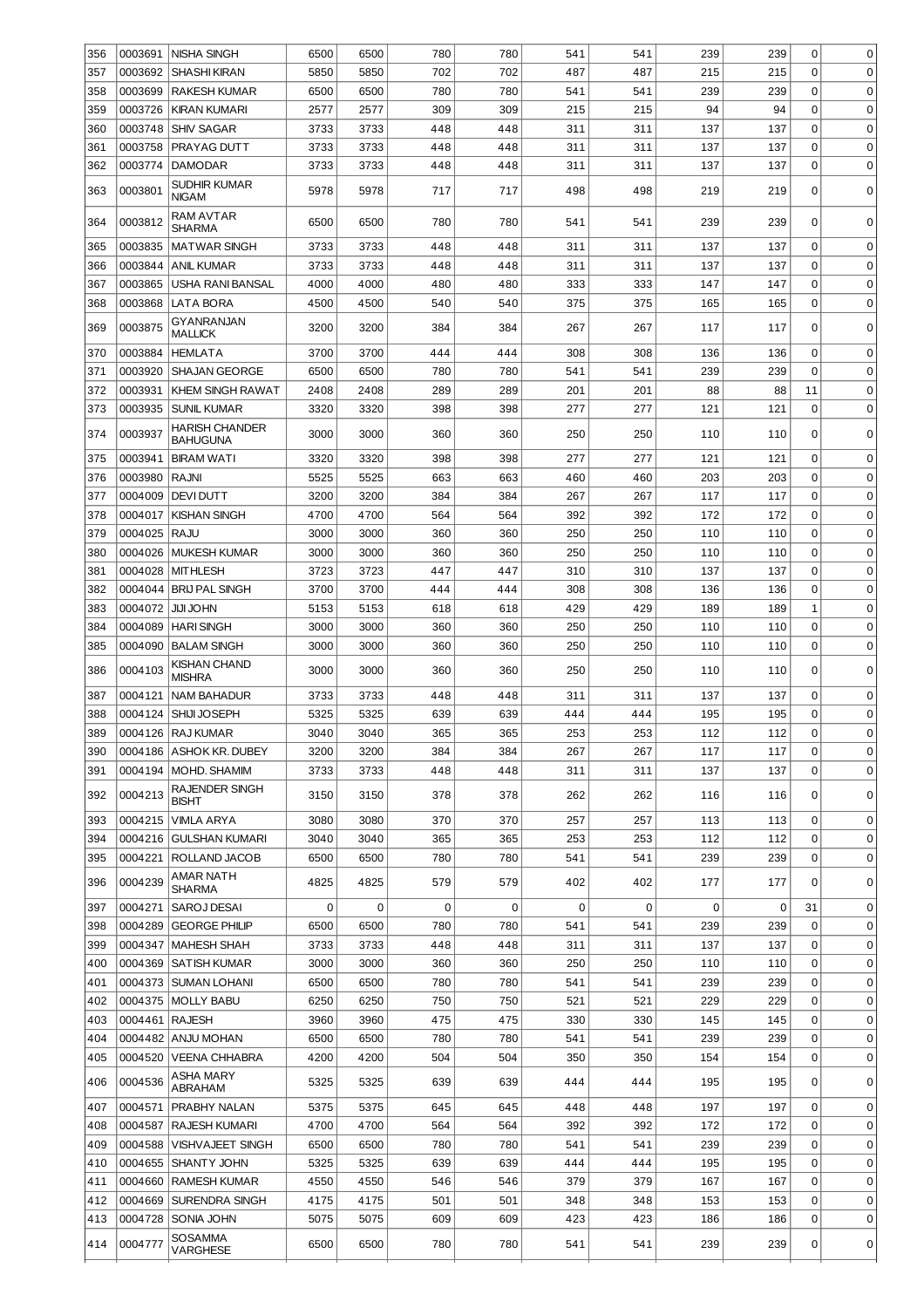| 356 | 0003691 | NISHA SINGH | 6500 | 6500 | 780 | 780 | 541 | 541 | 239 | 239 | 0 | 0 |
|---|---|---|---|---|---|---|---|---|---|---|---|---|
| 357 | 0003692 | SHASHI KIRAN | 5850 | 5850 | 702 | 702 | 487 | 487 | 215 | 215 | 0 | 0 |
| 358 | 0003699 | RAKESH KUMAR | 6500 | 6500 | 780 | 780 | 541 | 541 | 239 | 239 | 0 | 0 |
| 359 | 0003726 | KIRAN KUMARI | 2577 | 2577 | 309 | 309 | 215 | 215 | 94 | 94 | 0 | 0 |
| 360 | 0003748 | SHIV SAGAR | 3733 | 3733 | 448 | 448 | 311 | 311 | 137 | 137 | 0 | 0 |
| 361 | 0003758 | PRAYAG DUTT | 3733 | 3733 | 448 | 448 | 311 | 311 | 137 | 137 | 0 | 0 |
| 362 | 0003774 | DAMODAR | 3733 | 3733 | 448 | 448 | 311 | 311 | 137 | 137 | 0 | 0 |
| 363 | 0003801 | SUDHIR KUMAR NIGAM | 5978 | 5978 | 717 | 717 | 498 | 498 | 219 | 219 | 0 | 0 |
| 364 | 0003812 | RAM AVTAR SHARMA | 6500 | 6500 | 780 | 780 | 541 | 541 | 239 | 239 | 0 | 0 |
| 365 | 0003835 | MATWAR SINGH | 3733 | 3733 | 448 | 448 | 311 | 311 | 137 | 137 | 0 | 0 |
| 366 | 0003844 | ANIL KUMAR | 3733 | 3733 | 448 | 448 | 311 | 311 | 137 | 137 | 0 | 0 |
| 367 | 0003865 | USHA RANI BANSAL | 4000 | 4000 | 480 | 480 | 333 | 333 | 147 | 147 | 0 | 0 |
| 368 | 0003868 | LATA BORA | 4500 | 4500 | 540 | 540 | 375 | 375 | 165 | 165 | 0 | 0 |
| 369 | 0003875 | GYANRANJAN MALLICK | 3200 | 3200 | 384 | 384 | 267 | 267 | 117 | 117 | 0 | 0 |
| 370 | 0003884 | HEMLATA | 3700 | 3700 | 444 | 444 | 308 | 308 | 136 | 136 | 0 | 0 |
| 371 | 0003920 | SHAJAN GEORGE | 6500 | 6500 | 780 | 780 | 541 | 541 | 239 | 239 | 0 | 0 |
| 372 | 0003931 | KHEM SINGH RAWAT | 2408 | 2408 | 289 | 289 | 201 | 201 | 88 | 88 | 11 | 0 |
| 373 | 0003935 | SUNIL KUMAR | 3320 | 3320 | 398 | 398 | 277 | 277 | 121 | 121 | 0 | 0 |
| 374 | 0003937 | HARISH CHANDER BAHUGUNA | 3000 | 3000 | 360 | 360 | 250 | 250 | 110 | 110 | 0 | 0 |
| 375 | 0003941 | BIRAM WATI | 3320 | 3320 | 398 | 398 | 277 | 277 | 121 | 121 | 0 | 0 |
| 376 | 0003980 | RAJNI | 5525 | 5525 | 663 | 663 | 460 | 460 | 203 | 203 | 0 | 0 |
| 377 | 0004009 | DEVI DUTT | 3200 | 3200 | 384 | 384 | 267 | 267 | 117 | 117 | 0 | 0 |
| 378 | 0004017 | KISHAN SINGH | 4700 | 4700 | 564 | 564 | 392 | 392 | 172 | 172 | 0 | 0 |
| 379 | 0004025 | RAJU | 3000 | 3000 | 360 | 360 | 250 | 250 | 110 | 110 | 0 | 0 |
| 380 | 0004026 | MUKESH KUMAR | 3000 | 3000 | 360 | 360 | 250 | 250 | 110 | 110 | 0 | 0 |
| 381 | 0004028 | MITHLESH | 3723 | 3723 | 447 | 447 | 310 | 310 | 137 | 137 | 0 | 0 |
| 382 | 0004044 | BRIJ PAL SINGH | 3700 | 3700 | 444 | 444 | 308 | 308 | 136 | 136 | 0 | 0 |
| 383 | 0004072 | JIJI JOHN | 5153 | 5153 | 618 | 618 | 429 | 429 | 189 | 189 | 1 | 0 |
| 384 | 0004089 | HARI SINGH | 3000 | 3000 | 360 | 360 | 250 | 250 | 110 | 110 | 0 | 0 |
| 385 | 0004090 | BALAM SINGH | 3000 | 3000 | 360 | 360 | 250 | 250 | 110 | 110 | 0 | 0 |
| 386 | 0004103 | KISHAN CHAND MISHRA | 3000 | 3000 | 360 | 360 | 250 | 250 | 110 | 110 | 0 | 0 |
| 387 | 0004121 | NAM BAHADUR | 3733 | 3733 | 448 | 448 | 311 | 311 | 137 | 137 | 0 | 0 |
| 388 | 0004124 | SHIJI JOSEPH | 5325 | 5325 | 639 | 639 | 444 | 444 | 195 | 195 | 0 | 0 |
| 389 | 0004126 | RAJ KUMAR | 3040 | 3040 | 365 | 365 | 253 | 253 | 112 | 112 | 0 | 0 |
| 390 | 0004186 | ASHOK KR. DUBEY | 3200 | 3200 | 384 | 384 | 267 | 267 | 117 | 117 | 0 | 0 |
| 391 | 0004194 | MOHD. SHAMIM | 3733 | 3733 | 448 | 448 | 311 | 311 | 137 | 137 | 0 | 0 |
| 392 | 0004213 | RAJENDER SINGH BISHT | 3150 | 3150 | 378 | 378 | 262 | 262 | 116 | 116 | 0 | 0 |
| 393 | 0004215 | VIMLA ARYA | 3080 | 3080 | 370 | 370 | 257 | 257 | 113 | 113 | 0 | 0 |
| 394 | 0004216 | GULSHAN KUMARI | 3040 | 3040 | 365 | 365 | 253 | 253 | 112 | 112 | 0 | 0 |
| 395 | 0004221 | ROLLAND JACOB | 6500 | 6500 | 780 | 780 | 541 | 541 | 239 | 239 | 0 | 0 |
| 396 | 0004239 | AMAR NATH SHARMA | 4825 | 4825 | 579 | 579 | 402 | 402 | 177 | 177 | 0 | 0 |
| 397 | 0004271 | SAROJ DESAI | 0 | 0 | 0 | 0 | 0 | 0 | 0 | 0 | 31 | 0 |
| 398 | 0004289 | GEORGE PHILIP | 6500 | 6500 | 780 | 780 | 541 | 541 | 239 | 239 | 0 | 0 |
| 399 | 0004347 | MAHESH SHAH | 3733 | 3733 | 448 | 448 | 311 | 311 | 137 | 137 | 0 | 0 |
| 400 | 0004369 | SATISH KUMAR | 3000 | 3000 | 360 | 360 | 250 | 250 | 110 | 110 | 0 | 0 |
| 401 | 0004373 | SUMAN LOHANI | 6500 | 6500 | 780 | 780 | 541 | 541 | 239 | 239 | 0 | 0 |
| 402 | 0004375 | MOLLY BABU | 6250 | 6250 | 750 | 750 | 521 | 521 | 229 | 229 | 0 | 0 |
| 403 | 0004461 | RAJESH | 3960 | 3960 | 475 | 475 | 330 | 330 | 145 | 145 | 0 | 0 |
| 404 | 0004482 | ANJU MOHAN | 6500 | 6500 | 780 | 780 | 541 | 541 | 239 | 239 | 0 | 0 |
| 405 | 0004520 | VEENA CHHABRA | 4200 | 4200 | 504 | 504 | 350 | 350 | 154 | 154 | 0 | 0 |
| 406 | 0004536 | ASHA MARY ABRAHAM | 5325 | 5325 | 639 | 639 | 444 | 444 | 195 | 195 | 0 | 0 |
| 407 | 0004571 | PRABHY NALAN | 5375 | 5375 | 645 | 645 | 448 | 448 | 197 | 197 | 0 | 0 |
| 408 | 0004587 | RAJESH KUMARI | 4700 | 4700 | 564 | 564 | 392 | 392 | 172 | 172 | 0 | 0 |
| 409 | 0004588 | VISHVAJEET SINGH | 6500 | 6500 | 780 | 780 | 541 | 541 | 239 | 239 | 0 | 0 |
| 410 | 0004655 | SHANTY JOHN | 5325 | 5325 | 639 | 639 | 444 | 444 | 195 | 195 | 0 | 0 |
| 411 | 0004660 | RAMESH KUMAR | 4550 | 4550 | 546 | 546 | 379 | 379 | 167 | 167 | 0 | 0 |
| 412 | 0004669 | SURENDRA SINGH | 4175 | 4175 | 501 | 501 | 348 | 348 | 153 | 153 | 0 | 0 |
| 413 | 0004728 | SONIA JOHN | 5075 | 5075 | 609 | 609 | 423 | 423 | 186 | 186 | 0 | 0 |
| 414 | 0004777 | SOSAMMA VARGHESE | 6500 | 6500 | 780 | 780 | 541 | 541 | 239 | 239 | 0 | 0 |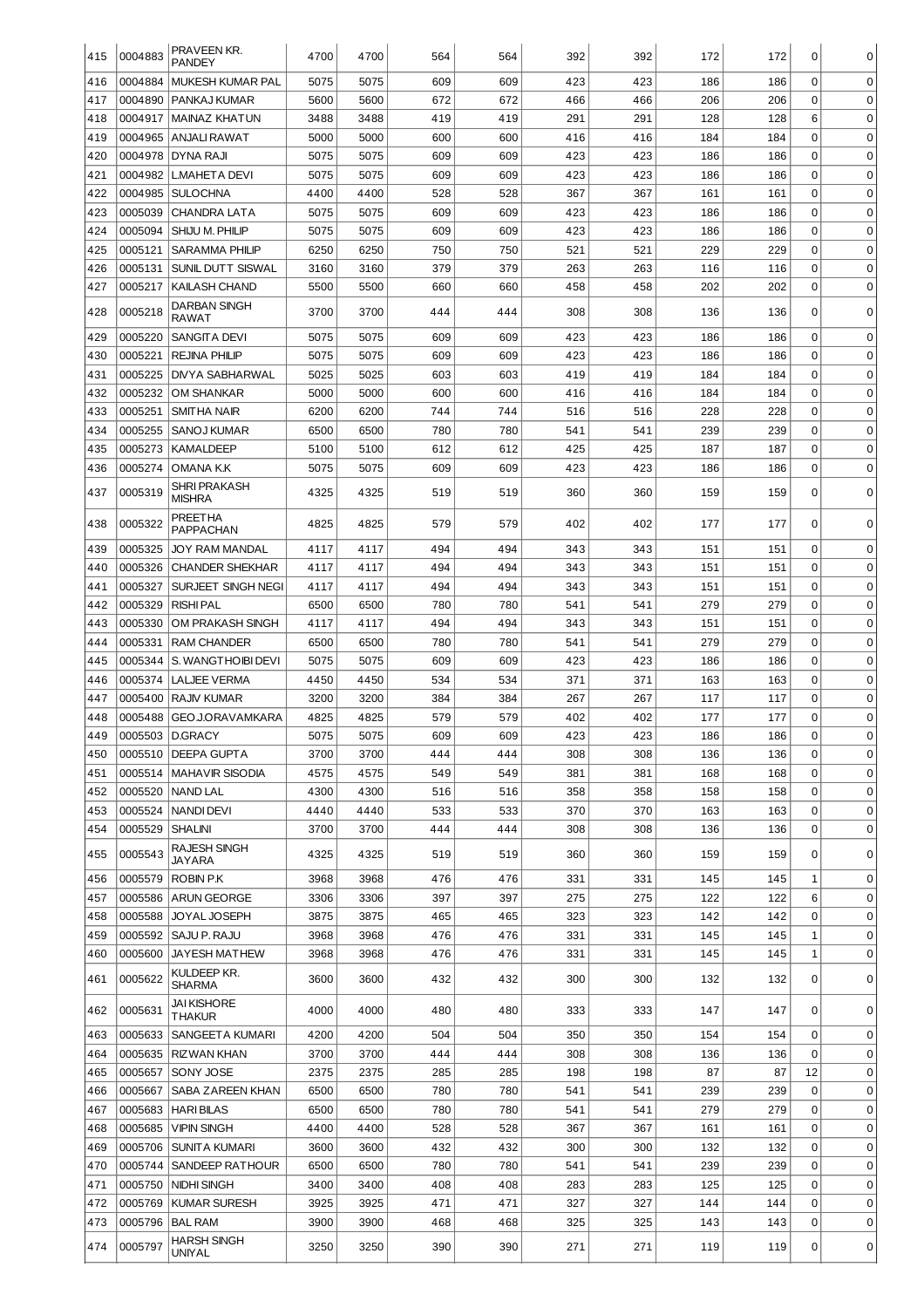| | | | | | | | | | | | | |
|---|---|---|---|---|---|---|---|---|---|---|---|---|
| 415 | 0004883 | PRAVEEN KR. PANDEY | 4700 | 4700 | 564 | 564 | 392 | 392 | 172 | 172 | 0 | 0 |
| 416 | 0004884 | MUKESH KUMAR PAL | 5075 | 5075 | 609 | 609 | 423 | 423 | 186 | 186 | 0 | 0 |
| 417 | 0004890 | PANKAJ KUMAR | 5600 | 5600 | 672 | 672 | 466 | 466 | 206 | 206 | 0 | 0 |
| 418 | 0004917 | MAINAZ KHATUN | 3488 | 3488 | 419 | 419 | 291 | 291 | 128 | 128 | 6 | 0 |
| 419 | 0004965 | ANJALI RAWAT | 5000 | 5000 | 600 | 600 | 416 | 416 | 184 | 184 | 0 | 0 |
| 420 | 0004978 | DYNA RAJI | 5075 | 5075 | 609 | 609 | 423 | 423 | 186 | 186 | 0 | 0 |
| 421 | 0004982 | L.MAHETA DEVI | 5075 | 5075 | 609 | 609 | 423 | 423 | 186 | 186 | 0 | 0 |
| 422 | 0004985 | SULOCHNA | 4400 | 4400 | 528 | 528 | 367 | 367 | 161 | 161 | 0 | 0 |
| 423 | 0005039 | CHANDRA LATA | 5075 | 5075 | 609 | 609 | 423 | 423 | 186 | 186 | 0 | 0 |
| 424 | 0005094 | SHIJU M. PHILIP | 5075 | 5075 | 609 | 609 | 423 | 423 | 186 | 186 | 0 | 0 |
| 425 | 0005121 | SARAMMA PHILIP | 6250 | 6250 | 750 | 750 | 521 | 521 | 229 | 229 | 0 | 0 |
| 426 | 0005131 | SUNIL DUTT SISWAL | 3160 | 3160 | 379 | 379 | 263 | 263 | 116 | 116 | 0 | 0 |
| 427 | 0005217 | KAILASH CHAND | 5500 | 5500 | 660 | 660 | 458 | 458 | 202 | 202 | 0 | 0 |
| 428 | 0005218 | DARBAN SINGH RAWAT | 3700 | 3700 | 444 | 444 | 308 | 308 | 136 | 136 | 0 | 0 |
| 429 | 0005220 | SANGITA DEVI | 5075 | 5075 | 609 | 609 | 423 | 423 | 186 | 186 | 0 | 0 |
| 430 | 0005221 | REJINA PHILIP | 5075 | 5075 | 609 | 609 | 423 | 423 | 186 | 186 | 0 | 0 |
| 431 | 0005225 | DIVYA SABHARWAL | 5025 | 5025 | 603 | 603 | 419 | 419 | 184 | 184 | 0 | 0 |
| 432 | 0005232 | OM SHANKAR | 5000 | 5000 | 600 | 600 | 416 | 416 | 184 | 184 | 0 | 0 |
| 433 | 0005251 | SMITHA NAIR | 6200 | 6200 | 744 | 744 | 516 | 516 | 228 | 228 | 0 | 0 |
| 434 | 0005255 | SANOJ KUMAR | 6500 | 6500 | 780 | 780 | 541 | 541 | 239 | 239 | 0 | 0 |
| 435 | 0005273 | KAMALDEEP | 5100 | 5100 | 612 | 612 | 425 | 425 | 187 | 187 | 0 | 0 |
| 436 | 0005274 | OMANA K.K | 5075 | 5075 | 609 | 609 | 423 | 423 | 186 | 186 | 0 | 0 |
| 437 | 0005319 | SHRI PRAKASH MISHRA | 4325 | 4325 | 519 | 519 | 360 | 360 | 159 | 159 | 0 | 0 |
| 438 | 0005322 | PREETHA PAPPACHAN | 4825 | 4825 | 579 | 579 | 402 | 402 | 177 | 177 | 0 | 0 |
| 439 | 0005325 | JOY RAM MANDAL | 4117 | 4117 | 494 | 494 | 343 | 343 | 151 | 151 | 0 | 0 |
| 440 | 0005326 | CHANDER SHEKHAR | 4117 | 4117 | 494 | 494 | 343 | 343 | 151 | 151 | 0 | 0 |
| 441 | 0005327 | SURJEET SINGH NEGI | 4117 | 4117 | 494 | 494 | 343 | 343 | 151 | 151 | 0 | 0 |
| 442 | 0005329 | RISHI PAL | 6500 | 6500 | 780 | 780 | 541 | 541 | 279 | 279 | 0 | 0 |
| 443 | 0005330 | OM PRAKASH SINGH | 4117 | 4117 | 494 | 494 | 343 | 343 | 151 | 151 | 0 | 0 |
| 444 | 0005331 | RAM CHANDER | 6500 | 6500 | 780 | 780 | 541 | 541 | 279 | 279 | 0 | 0 |
| 445 | 0005344 | S. WANGTHOIBI DEVI | 5075 | 5075 | 609 | 609 | 423 | 423 | 186 | 186 | 0 | 0 |
| 446 | 0005374 | LALJEE VERMA | 4450 | 4450 | 534 | 534 | 371 | 371 | 163 | 163 | 0 | 0 |
| 447 | 0005400 | RAJIV KUMAR | 3200 | 3200 | 384 | 384 | 267 | 267 | 117 | 117 | 0 | 0 |
| 448 | 0005488 | GEO.J.ORAVAMKARA | 4825 | 4825 | 579 | 579 | 402 | 402 | 177 | 177 | 0 | 0 |
| 449 | 0005503 | D.GRACY | 5075 | 5075 | 609 | 609 | 423 | 423 | 186 | 186 | 0 | 0 |
| 450 | 0005510 | DEEPA GUPTA | 3700 | 3700 | 444 | 444 | 308 | 308 | 136 | 136 | 0 | 0 |
| 451 | 0005514 | MAHAVIR SISODIA | 4575 | 4575 | 549 | 549 | 381 | 381 | 168 | 168 | 0 | 0 |
| 452 | 0005520 | NAND LAL | 4300 | 4300 | 516 | 516 | 358 | 358 | 158 | 158 | 0 | 0 |
| 453 | 0005524 | NANDI DEVI | 4440 | 4440 | 533 | 533 | 370 | 370 | 163 | 163 | 0 | 0 |
| 454 | 0005529 | SHALINI | 3700 | 3700 | 444 | 444 | 308 | 308 | 136 | 136 | 0 | 0 |
| 455 | 0005543 | RAJESH SINGH JAYARA | 4325 | 4325 | 519 | 519 | 360 | 360 | 159 | 159 | 0 | 0 |
| 456 | 0005579 | ROBIN P.K | 3968 | 3968 | 476 | 476 | 331 | 331 | 145 | 145 | 1 | 0 |
| 457 | 0005586 | ARUN GEORGE | 3306 | 3306 | 397 | 397 | 275 | 275 | 122 | 122 | 6 | 0 |
| 458 | 0005588 | JOYAL JOSEPH | 3875 | 3875 | 465 | 465 | 323 | 323 | 142 | 142 | 0 | 0 |
| 459 | 0005592 | SAJU P. RAJU | 3968 | 3968 | 476 | 476 | 331 | 331 | 145 | 145 | 1 | 0 |
| 460 | 0005600 | JAYESH MATHEW | 3968 | 3968 | 476 | 476 | 331 | 331 | 145 | 145 | 1 | 0 |
| 461 | 0005622 | KULDEEP KR. SHARMA | 3600 | 3600 | 432 | 432 | 300 | 300 | 132 | 132 | 0 | 0 |
| 462 | 0005631 | JAI KISHORE THAKUR | 4000 | 4000 | 480 | 480 | 333 | 333 | 147 | 147 | 0 | 0 |
| 463 | 0005633 | SANGEETA KUMARI | 4200 | 4200 | 504 | 504 | 350 | 350 | 154 | 154 | 0 | 0 |
| 464 | 0005635 | RIZWAN KHAN | 3700 | 3700 | 444 | 444 | 308 | 308 | 136 | 136 | 0 | 0 |
| 465 | 0005657 | SONY JOSE | 2375 | 2375 | 285 | 285 | 198 | 198 | 87 | 87 | 12 | 0 |
| 466 | 0005667 | SABA ZAREEN KHAN | 6500 | 6500 | 780 | 780 | 541 | 541 | 239 | 239 | 0 | 0 |
| 467 | 0005683 | HARI BILAS | 6500 | 6500 | 780 | 780 | 541 | 541 | 279 | 279 | 0 | 0 |
| 468 | 0005685 | VIPIN SINGH | 4400 | 4400 | 528 | 528 | 367 | 367 | 161 | 161 | 0 | 0 |
| 469 | 0005706 | SUNITA KUMARI | 3600 | 3600 | 432 | 432 | 300 | 300 | 132 | 132 | 0 | 0 |
| 470 | 0005744 | SANDEEP RATHOUR | 6500 | 6500 | 780 | 780 | 541 | 541 | 239 | 239 | 0 | 0 |
| 471 | 0005750 | NIDHI SINGH | 3400 | 3400 | 408 | 408 | 283 | 283 | 125 | 125 | 0 | 0 |
| 472 | 0005769 | KUMAR SURESH | 3925 | 3925 | 471 | 471 | 327 | 327 | 144 | 144 | 0 | 0 |
| 473 | 0005796 | BAL RAM | 3900 | 3900 | 468 | 468 | 325 | 325 | 143 | 143 | 0 | 0 |
| 474 | 0005797 | HARSH SINGH UNIYAL | 3250 | 3250 | 390 | 390 | 271 | 271 | 119 | 119 | 0 | 0 |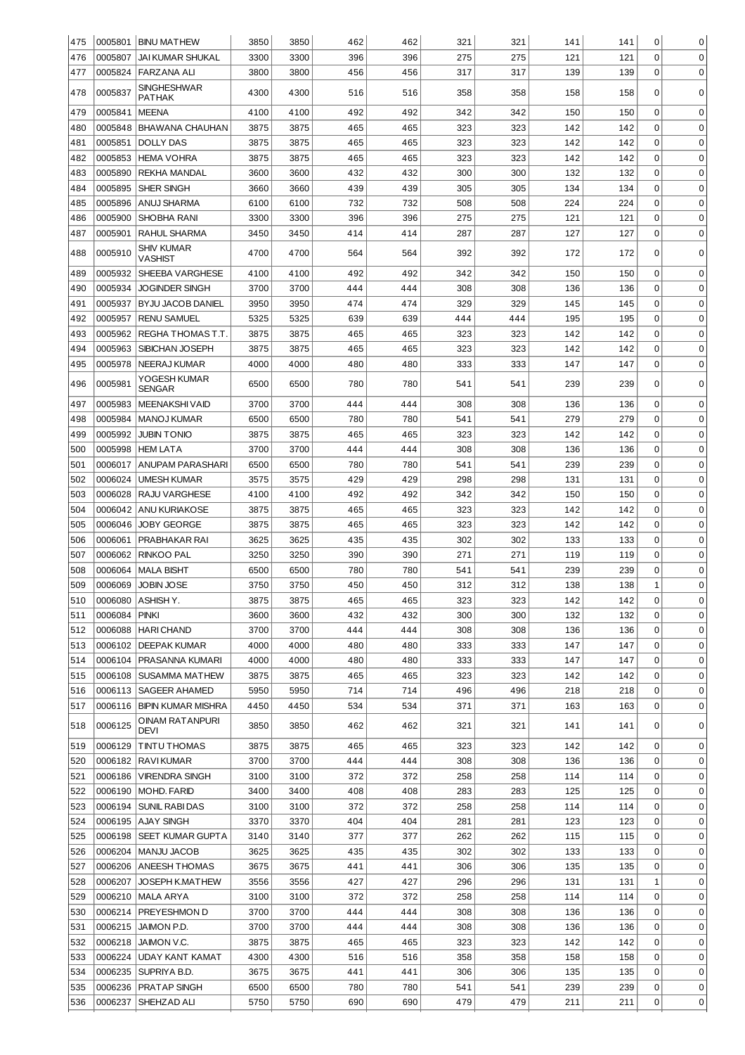| | | | | | | | | | | | | |
|---|---|---|---|---|---|---|---|---|---|---|---|---|
| 475 | 0005801 | BINU MATHEW | 3850 | 3850 | 462 | 462 | 321 | 321 | 141 | 141 | 0 | 0 |
| 476 | 0005807 | JAI KUMAR SHUKAL | 3300 | 3300 | 396 | 396 | 275 | 275 | 121 | 121 | 0 | 0 |
| 477 | 0005824 | FARZANA ALI | 3800 | 3800 | 456 | 456 | 317 | 317 | 139 | 139 | 0 | 0 |
| 478 | 0005837 | SINGHESHWAR PATHAK | 4300 | 4300 | 516 | 516 | 358 | 358 | 158 | 158 | 0 | 0 |
| 479 | 0005841 | MEENA | 4100 | 4100 | 492 | 492 | 342 | 342 | 150 | 150 | 0 | 0 |
| 480 | 0005848 | BHAWANA CHAUHAN | 3875 | 3875 | 465 | 465 | 323 | 323 | 142 | 142 | 0 | 0 |
| 481 | 0005851 | DOLLY DAS | 3875 | 3875 | 465 | 465 | 323 | 323 | 142 | 142 | 0 | 0 |
| 482 | 0005853 | HEMA VOHRA | 3875 | 3875 | 465 | 465 | 323 | 323 | 142 | 142 | 0 | 0 |
| 483 | 0005890 | REKHA MANDAL | 3600 | 3600 | 432 | 432 | 300 | 300 | 132 | 132 | 0 | 0 |
| 484 | 0005895 | SHER SINGH | 3660 | 3660 | 439 | 439 | 305 | 305 | 134 | 134 | 0 | 0 |
| 485 | 0005896 | ANUJ SHARMA | 6100 | 6100 | 732 | 732 | 508 | 508 | 224 | 224 | 0 | 0 |
| 486 | 0005900 | SHOBHA RANI | 3300 | 3300 | 396 | 396 | 275 | 275 | 121 | 121 | 0 | 0 |
| 487 | 0005901 | RAHUL SHARMA | 3450 | 3450 | 414 | 414 | 287 | 287 | 127 | 127 | 0 | 0 |
| 488 | 0005910 | SHIV KUMAR VASHIST | 4700 | 4700 | 564 | 564 | 392 | 392 | 172 | 172 | 0 | 0 |
| 489 | 0005932 | SHEEBA VARGHESE | 4100 | 4100 | 492 | 492 | 342 | 342 | 150 | 150 | 0 | 0 |
| 490 | 0005934 | JOGINDER SINGH | 3700 | 3700 | 444 | 444 | 308 | 308 | 136 | 136 | 0 | 0 |
| 491 | 0005937 | BYJU JACOB DANIEL | 3950 | 3950 | 474 | 474 | 329 | 329 | 145 | 145 | 0 | 0 |
| 492 | 0005957 | RENU SAMUEL | 5325 | 5325 | 639 | 639 | 444 | 444 | 195 | 195 | 0 | 0 |
| 493 | 0005962 | REGHA THOMAS T.T. | 3875 | 3875 | 465 | 465 | 323 | 323 | 142 | 142 | 0 | 0 |
| 494 | 0005963 | SIBICHAN JOSEPH | 3875 | 3875 | 465 | 465 | 323 | 323 | 142 | 142 | 0 | 0 |
| 495 | 0005978 | NEERAJ KUMAR | 4000 | 4000 | 480 | 480 | 333 | 333 | 147 | 147 | 0 | 0 |
| 496 | 0005981 | YOGESH KUMAR SENGAR | 6500 | 6500 | 780 | 780 | 541 | 541 | 239 | 239 | 0 | 0 |
| 497 | 0005983 | MEENAKSHI VAID | 3700 | 3700 | 444 | 444 | 308 | 308 | 136 | 136 | 0 | 0 |
| 498 | 0005984 | MANOJ KUMAR | 6500 | 6500 | 780 | 780 | 541 | 541 | 279 | 279 | 0 | 0 |
| 499 | 0005992 | JUBIN TONIO | 3875 | 3875 | 465 | 465 | 323 | 323 | 142 | 142 | 0 | 0 |
| 500 | 0005998 | HEM LATA | 3700 | 3700 | 444 | 444 | 308 | 308 | 136 | 136 | 0 | 0 |
| 501 | 0006017 | ANUPAM PARASHARI | 6500 | 6500 | 780 | 780 | 541 | 541 | 239 | 239 | 0 | 0 |
| 502 | 0006024 | UMESH KUMAR | 3575 | 3575 | 429 | 429 | 298 | 298 | 131 | 131 | 0 | 0 |
| 503 | 0006028 | RAJU VARGHESE | 4100 | 4100 | 492 | 492 | 342 | 342 | 150 | 150 | 0 | 0 |
| 504 | 0006042 | ANU KURIAKOSE | 3875 | 3875 | 465 | 465 | 323 | 323 | 142 | 142 | 0 | 0 |
| 505 | 0006046 | JOBY GEORGE | 3875 | 3875 | 465 | 465 | 323 | 323 | 142 | 142 | 0 | 0 |
| 506 | 0006061 | PRABHAKAR RAI | 3625 | 3625 | 435 | 435 | 302 | 302 | 133 | 133 | 0 | 0 |
| 507 | 0006062 | RINKOO PAL | 3250 | 3250 | 390 | 390 | 271 | 271 | 119 | 119 | 0 | 0 |
| 508 | 0006064 | MALA BISHT | 6500 | 6500 | 780 | 780 | 541 | 541 | 239 | 239 | 0 | 0 |
| 509 | 0006069 | JOBIN JOSE | 3750 | 3750 | 450 | 450 | 312 | 312 | 138 | 138 | 1 | 0 |
| 510 | 0006080 | ASHISH Y. | 3875 | 3875 | 465 | 465 | 323 | 323 | 142 | 142 | 0 | 0 |
| 511 | 0006084 | PINKI | 3600 | 3600 | 432 | 432 | 300 | 300 | 132 | 132 | 0 | 0 |
| 512 | 0006088 | HARI CHAND | 3700 | 3700 | 444 | 444 | 308 | 308 | 136 | 136 | 0 | 0 |
| 513 | 0006102 | DEEPAK KUMAR | 4000 | 4000 | 480 | 480 | 333 | 333 | 147 | 147 | 0 | 0 |
| 514 | 0006104 | PRASANNA KUMARI | 4000 | 4000 | 480 | 480 | 333 | 333 | 147 | 147 | 0 | 0 |
| 515 | 0006108 | SUSAMMA MATHEW | 3875 | 3875 | 465 | 465 | 323 | 323 | 142 | 142 | 0 | 0 |
| 516 | 0006113 | SAGEER AHAMED | 5950 | 5950 | 714 | 714 | 496 | 496 | 218 | 218 | 0 | 0 |
| 517 | 0006116 | BIPIN KUMAR MISHRA | 4450 | 4450 | 534 | 534 | 371 | 371 | 163 | 163 | 0 | 0 |
| 518 | 0006125 | OINAM RATANPURI DEVI | 3850 | 3850 | 462 | 462 | 321 | 321 | 141 | 141 | 0 | 0 |
| 519 | 0006129 | TINTU THOMAS | 3875 | 3875 | 465 | 465 | 323 | 323 | 142 | 142 | 0 | 0 |
| 520 | 0006182 | RAVI KUMAR | 3700 | 3700 | 444 | 444 | 308 | 308 | 136 | 136 | 0 | 0 |
| 521 | 0006186 | VIRENDRA SINGH | 3100 | 3100 | 372 | 372 | 258 | 258 | 114 | 114 | 0 | 0 |
| 522 | 0006190 | MOHD. FARID | 3400 | 3400 | 408 | 408 | 283 | 283 | 125 | 125 | 0 | 0 |
| 523 | 0006194 | SUNIL RABI DAS | 3100 | 3100 | 372 | 372 | 258 | 258 | 114 | 114 | 0 | 0 |
| 524 | 0006195 | AJAY SINGH | 3370 | 3370 | 404 | 404 | 281 | 281 | 123 | 123 | 0 | 0 |
| 525 | 0006198 | SEET KUMAR GUPTA | 3140 | 3140 | 377 | 377 | 262 | 262 | 115 | 115 | 0 | 0 |
| 526 | 0006204 | MANJU JACOB | 3625 | 3625 | 435 | 435 | 302 | 302 | 133 | 133 | 0 | 0 |
| 527 | 0006206 | ANEESH THOMAS | 3675 | 3675 | 441 | 441 | 306 | 306 | 135 | 135 | 0 | 0 |
| 528 | 0006207 | JOSEPH K.MATHEW | 3556 | 3556 | 427 | 427 | 296 | 296 | 131 | 131 | 1 | 0 |
| 529 | 0006210 | MALA ARYA | 3100 | 3100 | 372 | 372 | 258 | 258 | 114 | 114 | 0 | 0 |
| 530 | 0006214 | PREYESHMON D | 3700 | 3700 | 444 | 444 | 308 | 308 | 136 | 136 | 0 | 0 |
| 531 | 0006215 | JAIMON P.D. | 3700 | 3700 | 444 | 444 | 308 | 308 | 136 | 136 | 0 | 0 |
| 532 | 0006218 | JAIMON V.C. | 3875 | 3875 | 465 | 465 | 323 | 323 | 142 | 142 | 0 | 0 |
| 533 | 0006224 | UDAY KANT KAMAT | 4300 | 4300 | 516 | 516 | 358 | 358 | 158 | 158 | 0 | 0 |
| 534 | 0006235 | SUPRIYA B.D. | 3675 | 3675 | 441 | 441 | 306 | 306 | 135 | 135 | 0 | 0 |
| 535 | 0006236 | PRATAP SINGH | 6500 | 6500 | 780 | 780 | 541 | 541 | 239 | 239 | 0 | 0 |
| 536 | 0006237 | SHEHZAD ALI | 5750 | 5750 | 690 | 690 | 479 | 479 | 211 | 211 | 0 | 0 |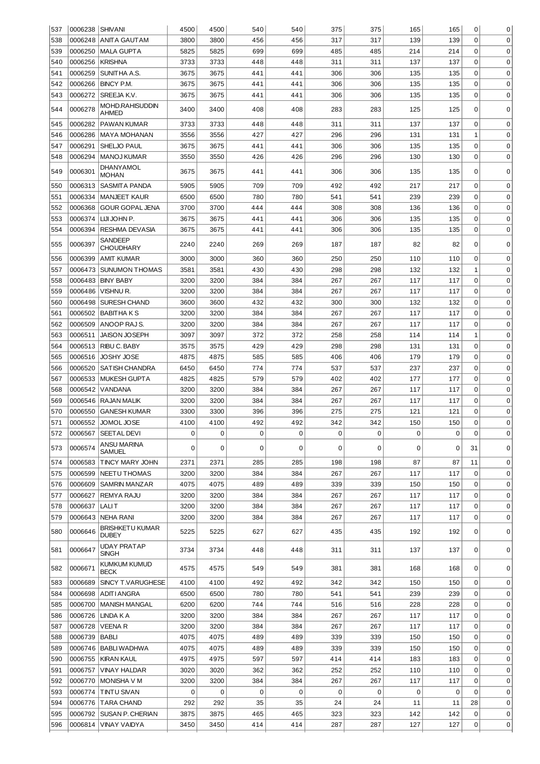| 537 | 0006238 | SHIVANI | 4500 | 4500 | 540 | 540 | 375 | 375 | 165 | 165 | 0 | 0 |
|---|---|---|---|---|---|---|---|---|---|---|---|---|
| 538 | 0006248 | ANITA GAUTAM | 3800 | 3800 | 456 | 456 | 317 | 317 | 139 | 139 | 0 | 0 |
| 539 | 0006250 | MALA GUPTA | 5825 | 5825 | 699 | 699 | 485 | 485 | 214 | 214 | 0 | 0 |
| 540 | 0006256 | KRISHNA | 3733 | 3733 | 448 | 448 | 311 | 311 | 137 | 137 | 0 | 0 |
| 541 | 0006259 | SUNITHA A.S. | 3675 | 3675 | 441 | 441 | 306 | 306 | 135 | 135 | 0 | 0 |
| 542 | 0006266 | BINCY P.M. | 3675 | 3675 | 441 | 441 | 306 | 306 | 135 | 135 | 0 | 0 |
| 543 | 0006272 | SREEJA K.V. | 3675 | 3675 | 441 | 441 | 306 | 306 | 135 | 135 | 0 | 0 |
| 544 | 0006278 | MOHD.RAHISUDDIN AHMED | 3400 | 3400 | 408 | 408 | 283 | 283 | 125 | 125 | 0 | 0 |
| 545 | 0006282 | PAWAN KUMAR | 3733 | 3733 | 448 | 448 | 311 | 311 | 137 | 137 | 0 | 0 |
| 546 | 0006286 | MAYA MOHANAN | 3556 | 3556 | 427 | 427 | 296 | 296 | 131 | 131 | 1 | 0 |
| 547 | 0006291 | SHELJO PAUL | 3675 | 3675 | 441 | 441 | 306 | 306 | 135 | 135 | 0 | 0 |
| 548 | 0006294 | MANOJ KUMAR | 3550 | 3550 | 426 | 426 | 296 | 296 | 130 | 130 | 0 | 0 |
| 549 | 0006301 | DHANYAMOL MOHAN | 3675 | 3675 | 441 | 441 | 306 | 306 | 135 | 135 | 0 | 0 |
| 550 | 0006313 | SASMITA PANDA | 5905 | 5905 | 709 | 709 | 492 | 492 | 217 | 217 | 0 | 0 |
| 551 | 0006334 | MANJEET KAUR | 6500 | 6500 | 780 | 780 | 541 | 541 | 239 | 239 | 0 | 0 |
| 552 | 0006368 | GOUR GOPAL JENA | 3700 | 3700 | 444 | 444 | 308 | 308 | 136 | 136 | 0 | 0 |
| 553 | 0006374 | LIJI JOHN P. | 3675 | 3675 | 441 | 441 | 306 | 306 | 135 | 135 | 0 | 0 |
| 554 | 0006394 | RESHMA DEVASIA | 3675 | 3675 | 441 | 441 | 306 | 306 | 135 | 135 | 0 | 0 |
| 555 | 0006397 | SANDEEP CHOUDHARY | 2240 | 2240 | 269 | 269 | 187 | 187 | 82 | 82 | 0 | 0 |
| 556 | 0006399 | AMIT KUMAR | 3000 | 3000 | 360 | 360 | 250 | 250 | 110 | 110 | 0 | 0 |
| 557 | 0006473 | SUNUMON THOMAS | 3581 | 3581 | 430 | 430 | 298 | 298 | 132 | 132 | 1 | 0 |
| 558 | 0006483 | BINY BABY | 3200 | 3200 | 384 | 384 | 267 | 267 | 117 | 117 | 0 | 0 |
| 559 | 0006486 | VISHNU R. | 3200 | 3200 | 384 | 384 | 267 | 267 | 117 | 117 | 0 | 0 |
| 560 | 0006498 | SURESH CHAND | 3600 | 3600 | 432 | 432 | 300 | 300 | 132 | 132 | 0 | 0 |
| 561 | 0006502 | BABITHA K S | 3200 | 3200 | 384 | 384 | 267 | 267 | 117 | 117 | 0 | 0 |
| 562 | 0006509 | ANOOP RAJ S. | 3200 | 3200 | 384 | 384 | 267 | 267 | 117 | 117 | 0 | 0 |
| 563 | 0006511 | JAISON JOSEPH | 3097 | 3097 | 372 | 372 | 258 | 258 | 114 | 114 | 1 | 0 |
| 564 | 0006513 | RIBU C. BABY | 3575 | 3575 | 429 | 429 | 298 | 298 | 131 | 131 | 0 | 0 |
| 565 | 0006516 | JOSHY JOSE | 4875 | 4875 | 585 | 585 | 406 | 406 | 179 | 179 | 0 | 0 |
| 566 | 0006520 | SATISH CHANDRA | 6450 | 6450 | 774 | 774 | 537 | 537 | 237 | 237 | 0 | 0 |
| 567 | 0006533 | MUKESH GUPTA | 4825 | 4825 | 579 | 579 | 402 | 402 | 177 | 177 | 0 | 0 |
| 568 | 0006542 | VANDANA | 3200 | 3200 | 384 | 384 | 267 | 267 | 117 | 117 | 0 | 0 |
| 569 | 0006546 | RAJAN MALIK | 3200 | 3200 | 384 | 384 | 267 | 267 | 117 | 117 | 0 | 0 |
| 570 | 0006550 | GANESH KUMAR | 3300 | 3300 | 396 | 396 | 275 | 275 | 121 | 121 | 0 | 0 |
| 571 | 0006552 | JOMOL JOSE | 4100 | 4100 | 492 | 492 | 342 | 342 | 150 | 150 | 0 | 0 |
| 572 | 0006567 | SEETAL DEVI | 0 | 0 | 0 | 0 | 0 | 0 | 0 | 0 | 0 | 0 |
| 573 | 0006574 | ANSU MARINA SAMUEL | 0 | 0 | 0 | 0 | 0 | 0 | 0 | 0 | 31 | 0 |
| 574 | 0006583 | TINCY MARY JOHN | 2371 | 2371 | 285 | 285 | 198 | 198 | 87 | 87 | 11 | 0 |
| 575 | 0006599 | NEETU THOMAS | 3200 | 3200 | 384 | 384 | 267 | 267 | 117 | 117 | 0 | 0 |
| 576 | 0006609 | SAMRIN MANZAR | 4075 | 4075 | 489 | 489 | 339 | 339 | 150 | 150 | 0 | 0 |
| 577 | 0006627 | REMYA RAJU | 3200 | 3200 | 384 | 384 | 267 | 267 | 117 | 117 | 0 | 0 |
| 578 | 0006637 | LALIT | 3200 | 3200 | 384 | 384 | 267 | 267 | 117 | 117 | 0 | 0 |
| 579 | 0006643 | NEHA RANI | 3200 | 3200 | 384 | 384 | 267 | 267 | 117 | 117 | 0 | 0 |
| 580 | 0006646 | BRISHKETU KUMAR DUBEY | 5225 | 5225 | 627 | 627 | 435 | 435 | 192 | 192 | 0 | 0 |
| 581 | 0006647 | UDAY PRATAP SINGH | 3734 | 3734 | 448 | 448 | 311 | 311 | 137 | 137 | 0 | 0 |
| 582 | 0006671 | KUMKUM KUMUD BECK | 4575 | 4575 | 549 | 549 | 381 | 381 | 168 | 168 | 0 | 0 |
| 583 | 0006689 | SINCY T.VARUGHESE | 4100 | 4100 | 492 | 492 | 342 | 342 | 150 | 150 | 0 | 0 |
| 584 | 0006698 | ADITI ANGRA | 6500 | 6500 | 780 | 780 | 541 | 541 | 239 | 239 | 0 | 0 |
| 585 | 0006700 | MANISH MANGAL | 6200 | 6200 | 744 | 744 | 516 | 516 | 228 | 228 | 0 | 0 |
| 586 | 0006726 | LINDA K A | 3200 | 3200 | 384 | 384 | 267 | 267 | 117 | 117 | 0 | 0 |
| 587 | 0006728 | VEENA R | 3200 | 3200 | 384 | 384 | 267 | 267 | 117 | 117 | 0 | 0 |
| 588 | 0006739 | BABLI | 4075 | 4075 | 489 | 489 | 339 | 339 | 150 | 150 | 0 | 0 |
| 589 | 0006746 | BABLI WADHWA | 4075 | 4075 | 489 | 489 | 339 | 339 | 150 | 150 | 0 | 0 |
| 590 | 0006755 | KIRAN KAUL | 4975 | 4975 | 597 | 597 | 414 | 414 | 183 | 183 | 0 | 0 |
| 591 | 0006757 | VINAY HALDAR | 3020 | 3020 | 362 | 362 | 252 | 252 | 110 | 110 | 0 | 0 |
| 592 | 0006770 | MONISHA V M | 3200 | 3200 | 384 | 384 | 267 | 267 | 117 | 117 | 0 | 0 |
| 593 | 0006774 | TINTU SIVAN | 0 | 0 | 0 | 0 | 0 | 0 | 0 | 0 | 0 | 0 |
| 594 | 0006776 | TARA CHAND | 292 | 292 | 35 | 35 | 24 | 24 | 11 | 11 | 28 | 0 |
| 595 | 0006792 | SUSAN P. CHERIAN | 3875 | 3875 | 465 | 465 | 323 | 323 | 142 | 142 | 0 | 0 |
| 596 | 0006814 | VINAY VAIDYA | 3450 | 3450 | 414 | 414 | 287 | 287 | 127 | 127 | 0 | 0 |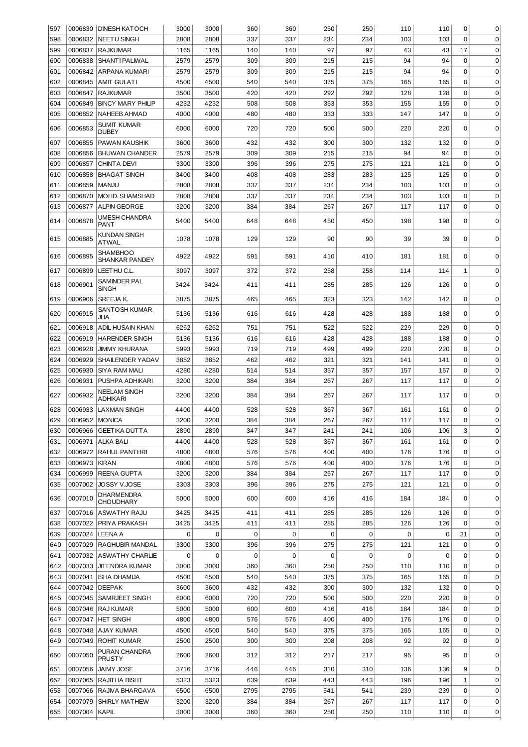| 597 | 0006830 | DINESH KATOCH | 3000 | 3000 | 360 | 360 | 250 | 250 | 110 | 110 | 0 | 0 |
|---|---|---|---|---|---|---|---|---|---|---|---|---|
| 598 | 0006832 | NEETU SINGH | 2808 | 2808 | 337 | 337 | 234 | 234 | 103 | 103 | 0 | 0 |
| 599 | 0006837 | RAJKUMAR | 1165 | 1165 | 140 | 140 | 97 | 97 | 43 | 43 | 17 | 0 |
| 600 | 0006838 | SHANTI PALIWAL | 2579 | 2579 | 309 | 309 | 215 | 215 | 94 | 94 | 0 | 0 |
| 601 | 0006842 | ARPANA KUMARI | 2579 | 2579 | 309 | 309 | 215 | 215 | 94 | 94 | 0 | 0 |
| 602 | 0006845 | AMIT GULATI | 4500 | 4500 | 540 | 540 | 375 | 375 | 165 | 165 | 0 | 0 |
| 603 | 0006847 | RAJKUMAR | 3500 | 3500 | 420 | 420 | 292 | 292 | 128 | 128 | 0 | 0 |
| 604 | 0006849 | BINCY MARY PHILIP | 4232 | 4232 | 508 | 508 | 353 | 353 | 155 | 155 | 0 | 0 |
| 605 | 0006852 | NAHEEB AHMAD | 4000 | 4000 | 480 | 480 | 333 | 333 | 147 | 147 | 0 | 0 |
| 606 | 0006853 | SUMIT KUMAR DUBEY | 6000 | 6000 | 720 | 720 | 500 | 500 | 220 | 220 | 0 | 0 |
| 607 | 0006855 | PAWAN KAUSHIK | 3600 | 3600 | 432 | 432 | 300 | 300 | 132 | 132 | 0 | 0 |
| 608 | 0006856 | BHUWAN CHANDER | 2579 | 2579 | 309 | 309 | 215 | 215 | 94 | 94 | 0 | 0 |
| 609 | 0006857 | CHINTA DEVI | 3300 | 3300 | 396 | 396 | 275 | 275 | 121 | 121 | 0 | 0 |
| 610 | 0006858 | BHAGAT SINGH | 3400 | 3400 | 408 | 408 | 283 | 283 | 125 | 125 | 0 | 0 |
| 611 | 0006859 | MANJU | 2808 | 2808 | 337 | 337 | 234 | 234 | 103 | 103 | 0 | 0 |
| 612 | 0006870 | MOHD. SHAMSHAD | 2808 | 2808 | 337 | 337 | 234 | 234 | 103 | 103 | 0 | 0 |
| 613 | 0006877 | ALPIN GEORGE | 3200 | 3200 | 384 | 384 | 267 | 267 | 117 | 117 | 0 | 0 |
| 614 | 0006878 | UMESH CHANDRA PANT | 5400 | 5400 | 648 | 648 | 450 | 450 | 198 | 198 | 0 | 0 |
| 615 | 0006885 | KUNDAN SINGH ATWAL | 1078 | 1078 | 129 | 129 | 90 | 90 | 39 | 39 | 0 | 0 |
| 616 | 0006895 | SHAMBHOO SHANKAR PANDEY | 4922 | 4922 | 591 | 591 | 410 | 410 | 181 | 181 | 0 | 0 |
| 617 | 0006899 | LEETHU C.L. | 3097 | 3097 | 372 | 372 | 258 | 258 | 114 | 114 | 1 | 0 |
| 618 | 0006901 | SAMINDER PAL SINGH | 3424 | 3424 | 411 | 411 | 285 | 285 | 126 | 126 | 0 | 0 |
| 619 | 0006906 | SREEJA K. | 3875 | 3875 | 465 | 465 | 323 | 323 | 142 | 142 | 0 | 0 |
| 620 | 0006915 | SANTOSH KUMAR JHA | 5136 | 5136 | 616 | 616 | 428 | 428 | 188 | 188 | 0 | 0 |
| 621 | 0006918 | ADIL HUSAIN KHAN | 6262 | 6262 | 751 | 751 | 522 | 522 | 229 | 229 | 0 | 0 |
| 622 | 0006919 | HARENDER SINGH | 5136 | 5136 | 616 | 616 | 428 | 428 | 188 | 188 | 0 | 0 |
| 623 | 0006928 | JIMMY KHURANA | 5993 | 5993 | 719 | 719 | 499 | 499 | 220 | 220 | 0 | 0 |
| 624 | 0006929 | SHAILENDER YADAV | 3852 | 3852 | 462 | 462 | 321 | 321 | 141 | 141 | 0 | 0 |
| 625 | 0006930 | SIYA RAM MALI | 4280 | 4280 | 514 | 514 | 357 | 357 | 157 | 157 | 0 | 0 |
| 626 | 0006931 | PUSHPA ADHIKARI | 3200 | 3200 | 384 | 384 | 267 | 267 | 117 | 117 | 0 | 0 |
| 627 | 0006932 | NEELAM SINGH ADHIKARI | 3200 | 3200 | 384 | 384 | 267 | 267 | 117 | 117 | 0 | 0 |
| 628 | 0006933 | LAXMAN SINGH | 4400 | 4400 | 528 | 528 | 367 | 367 | 161 | 161 | 0 | 0 |
| 629 | 0006952 | MONICA | 3200 | 3200 | 384 | 384 | 267 | 267 | 117 | 117 | 0 | 0 |
| 630 | 0006966 | GEETIKA DUTTA | 2890 | 2890 | 347 | 347 | 241 | 241 | 106 | 106 | 3 | 0 |
| 631 | 0006971 | ALKA BALI | 4400 | 4400 | 528 | 528 | 367 | 367 | 161 | 161 | 0 | 0 |
| 632 | 0006972 | RAHUL PANTHRI | 4800 | 4800 | 576 | 576 | 400 | 400 | 176 | 176 | 0 | 0 |
| 633 | 0006973 | KIRAN | 4800 | 4800 | 576 | 576 | 400 | 400 | 176 | 176 | 0 | 0 |
| 634 | 0006999 | REENA GUPTA | 3200 | 3200 | 384 | 384 | 267 | 267 | 117 | 117 | 0 | 0 |
| 635 | 0007002 | JOSSY V.JOSE | 3303 | 3303 | 396 | 396 | 275 | 275 | 121 | 121 | 0 | 0 |
| 636 | 0007010 | DHARMENDRA CHOUDHARY | 5000 | 5000 | 600 | 600 | 416 | 416 | 184 | 184 | 0 | 0 |
| 637 | 0007016 | ASWATHY RAJU | 3425 | 3425 | 411 | 411 | 285 | 285 | 126 | 126 | 0 | 0 |
| 638 | 0007022 | PRIYA PRAKASH | 3425 | 3425 | 411 | 411 | 285 | 285 | 126 | 126 | 0 | 0 |
| 639 | 0007024 | LEENA A | 0 | 0 | 0 | 0 | 0 | 0 | 0 | 0 | 31 | 0 |
| 640 | 0007029 | RAGHUBIR MANDAL | 3300 | 3300 | 396 | 396 | 275 | 275 | 121 | 121 | 0 | 0 |
| 641 | 0007032 | ASWATHY CHARLIE | 0 | 0 | 0 | 0 | 0 | 0 | 0 | 0 | 0 | 0 |
| 642 | 0007033 | JITENDRA KUMAR | 3000 | 3000 | 360 | 360 | 250 | 250 | 110 | 110 | 0 | 0 |
| 643 | 0007041 | ISHA DHAMIJA | 4500 | 4500 | 540 | 540 | 375 | 375 | 165 | 165 | 0 | 0 |
| 644 | 0007042 | DEEPAK | 3600 | 3600 | 432 | 432 | 300 | 300 | 132 | 132 | 0 | 0 |
| 645 | 0007045 | SAMRJEET SINGH | 6000 | 6000 | 720 | 720 | 500 | 500 | 220 | 220 | 0 | 0 |
| 646 | 0007046 | RAJ KUMAR | 5000 | 5000 | 600 | 600 | 416 | 416 | 184 | 184 | 0 | 0 |
| 647 | 0007047 | HET SINGH | 4800 | 4800 | 576 | 576 | 400 | 400 | 176 | 176 | 0 | 0 |
| 648 | 0007048 | AJAY KUMAR | 4500 | 4500 | 540 | 540 | 375 | 375 | 165 | 165 | 0 | 0 |
| 649 | 0007049 | ROHIT KUMAR | 2500 | 2500 | 300 | 300 | 208 | 208 | 92 | 92 | 0 | 0 |
| 650 | 0007050 | PURAN CHANDRA PRUSTY | 2600 | 2600 | 312 | 312 | 217 | 217 | 95 | 95 | 0 | 0 |
| 651 | 0007056 | JAIMY JOSE | 3716 | 3716 | 446 | 446 | 310 | 310 | 136 | 136 | 9 | 0 |
| 652 | 0007065 | RAJITHA BISHT | 5323 | 5323 | 639 | 639 | 443 | 443 | 196 | 196 | 1 | 0 |
| 653 | 0007066 | RAJIVA BHARGAVA | 6500 | 6500 | 2795 | 2795 | 541 | 541 | 239 | 239 | 0 | 0 |
| 654 | 0007079 | SHIRLY MATHEW | 3200 | 3200 | 384 | 384 | 267 | 267 | 117 | 117 | 0 | 0 |
| 655 | 0007084 | KAPIL | 3000 | 3000 | 360 | 360 | 250 | 250 | 110 | 110 | 0 | 0 |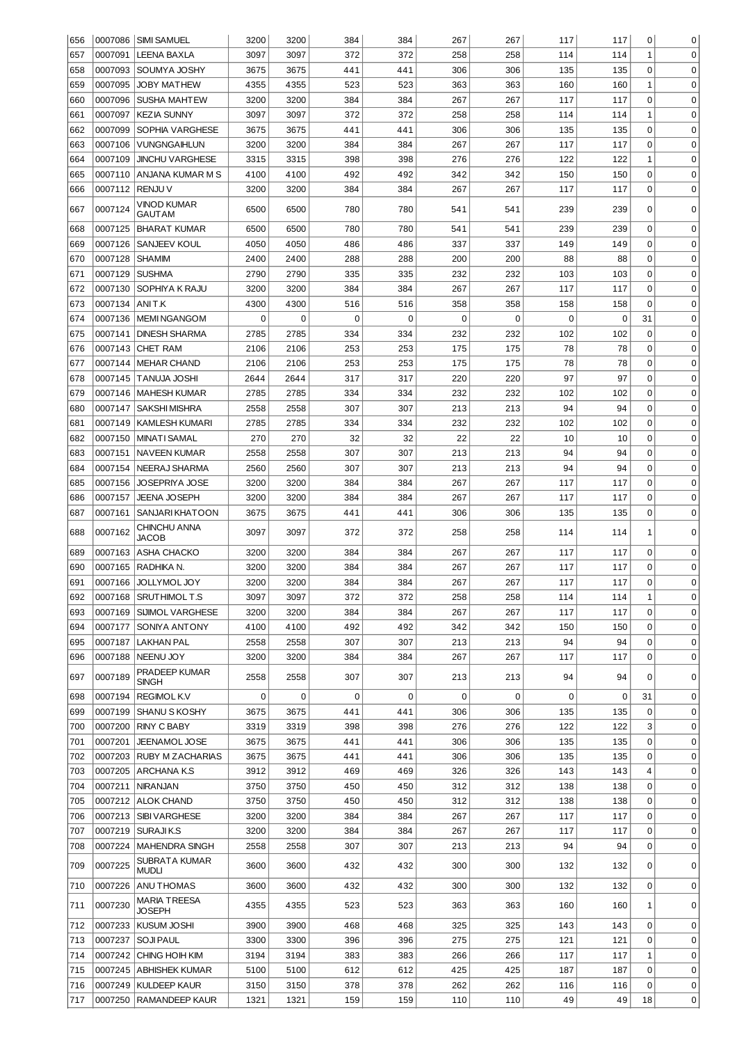| | | | | | | | | | | | | |
|---|---|---|---|---|---|---|---|---|---|---|---|---|
| 656 | 0007086 | SIMI SAMUEL | 3200 | 3200 | 384 | 384 | 267 | 267 | 117 | 117 | 0 | 0 |
| 657 | 0007091 | LEENA BAXLA | 3097 | 3097 | 372 | 372 | 258 | 258 | 114 | 114 | 1 | 0 |
| 658 | 0007093 | SOUMYA JOSHY | 3675 | 3675 | 441 | 441 | 306 | 306 | 135 | 135 | 0 | 0 |
| 659 | 0007095 | JOBY MATHEW | 4355 | 4355 | 523 | 523 | 363 | 363 | 160 | 160 | 1 | 0 |
| 660 | 0007096 | SUSHA MAHTEW | 3200 | 3200 | 384 | 384 | 267 | 267 | 117 | 117 | 0 | 0 |
| 661 | 0007097 | KEZIA SUNNY | 3097 | 3097 | 372 | 372 | 258 | 258 | 114 | 114 | 1 | 0 |
| 662 | 0007099 | SOPHIA VARGHESE | 3675 | 3675 | 441 | 441 | 306 | 306 | 135 | 135 | 0 | 0 |
| 663 | 0007106 | VUNGNGAIHLUN | 3200 | 3200 | 384 | 384 | 267 | 267 | 117 | 117 | 0 | 0 |
| 664 | 0007109 | JINCHU VARGHESE | 3315 | 3315 | 398 | 398 | 276 | 276 | 122 | 122 | 1 | 0 |
| 665 | 0007110 | ANJANA KUMAR M S | 4100 | 4100 | 492 | 492 | 342 | 342 | 150 | 150 | 0 | 0 |
| 666 | 0007112 | RENJU V | 3200 | 3200 | 384 | 384 | 267 | 267 | 117 | 117 | 0 | 0 |
| 667 | 0007124 | VINOD KUMAR GAUTAM | 6500 | 6500 | 780 | 780 | 541 | 541 | 239 | 239 | 0 | 0 |
| 668 | 0007125 | BHARAT KUMAR | 6500 | 6500 | 780 | 780 | 541 | 541 | 239 | 239 | 0 | 0 |
| 669 | 0007126 | SANJEEV KOUL | 4050 | 4050 | 486 | 486 | 337 | 337 | 149 | 149 | 0 | 0 |
| 670 | 0007128 | SHAMIM | 2400 | 2400 | 288 | 288 | 200 | 200 | 88 | 88 | 0 | 0 |
| 671 | 0007129 | SUSHMA | 2790 | 2790 | 335 | 335 | 232 | 232 | 103 | 103 | 0 | 0 |
| 672 | 0007130 | SOPHIYA K RAJU | 3200 | 3200 | 384 | 384 | 267 | 267 | 117 | 117 | 0 | 0 |
| 673 | 0007134 | ANI T.K | 4300 | 4300 | 516 | 516 | 358 | 358 | 158 | 158 | 0 | 0 |
| 674 | 0007136 | MEMI NGANGOM | 0 | 0 | 0 | 0 | 0 | 0 | 0 | 0 | 31 | 0 |
| 675 | 0007141 | DINESH SHARMA | 2785 | 2785 | 334 | 334 | 232 | 232 | 102 | 102 | 0 | 0 |
| 676 | 0007143 | CHET RAM | 2106 | 2106 | 253 | 253 | 175 | 175 | 78 | 78 | 0 | 0 |
| 677 | 0007144 | MEHAR CHAND | 2106 | 2106 | 253 | 253 | 175 | 175 | 78 | 78 | 0 | 0 |
| 678 | 0007145 | TANUJA JOSHI | 2644 | 2644 | 317 | 317 | 220 | 220 | 97 | 97 | 0 | 0 |
| 679 | 0007146 | MAHESH KUMAR | 2785 | 2785 | 334 | 334 | 232 | 232 | 102 | 102 | 0 | 0 |
| 680 | 0007147 | SAKSHI MISHRA | 2558 | 2558 | 307 | 307 | 213 | 213 | 94 | 94 | 0 | 0 |
| 681 | 0007149 | KAMLESH KUMARI | 2785 | 2785 | 334 | 334 | 232 | 232 | 102 | 102 | 0 | 0 |
| 682 | 0007150 | MINATI SAMAL | 270 | 270 | 32 | 32 | 22 | 22 | 10 | 10 | 0 | 0 |
| 683 | 0007151 | NAVEEN KUMAR | 2558 | 2558 | 307 | 307 | 213 | 213 | 94 | 94 | 0 | 0 |
| 684 | 0007154 | NEERAJ SHARMA | 2560 | 2560 | 307 | 307 | 213 | 213 | 94 | 94 | 0 | 0 |
| 685 | 0007156 | JOSEPRIYA JOSE | 3200 | 3200 | 384 | 384 | 267 | 267 | 117 | 117 | 0 | 0 |
| 686 | 0007157 | JEENA JOSEPH | 3200 | 3200 | 384 | 384 | 267 | 267 | 117 | 117 | 0 | 0 |
| 687 | 0007161 | SANJARI KHATOON | 3675 | 3675 | 441 | 441 | 306 | 306 | 135 | 135 | 0 | 0 |
| 688 | 0007162 | CHINCHU ANNA JACOB | 3097 | 3097 | 372 | 372 | 258 | 258 | 114 | 114 | 1 | 0 |
| 689 | 0007163 | ASHA CHACKO | 3200 | 3200 | 384 | 384 | 267 | 267 | 117 | 117 | 0 | 0 |
| 690 | 0007165 | RADHIKA N. | 3200 | 3200 | 384 | 384 | 267 | 267 | 117 | 117 | 0 | 0 |
| 691 | 0007166 | JOLLYMOL JOY | 3200 | 3200 | 384 | 384 | 267 | 267 | 117 | 117 | 0 | 0 |
| 692 | 0007168 | SRUTHIMOL T.S | 3097 | 3097 | 372 | 372 | 258 | 258 | 114 | 114 | 1 | 0 |
| 693 | 0007169 | SIJIMOL VARGHESE | 3200 | 3200 | 384 | 384 | 267 | 267 | 117 | 117 | 0 | 0 |
| 694 | 0007177 | SONIYA ANTONY | 4100 | 4100 | 492 | 492 | 342 | 342 | 150 | 150 | 0 | 0 |
| 695 | 0007187 | LAKHAN PAL | 2558 | 2558 | 307 | 307 | 213 | 213 | 94 | 94 | 0 | 0 |
| 696 | 0007188 | NEENU JOY | 3200 | 3200 | 384 | 384 | 267 | 267 | 117 | 117 | 0 | 0 |
| 697 | 0007189 | PRADEEP KUMAR SINGH | 2558 | 2558 | 307 | 307 | 213 | 213 | 94 | 94 | 0 | 0 |
| 698 | 0007194 | REGIMOL K.V | 0 | 0 | 0 | 0 | 0 | 0 | 0 | 0 | 31 | 0 |
| 699 | 0007199 | SHANU S KOSHY | 3675 | 3675 | 441 | 441 | 306 | 306 | 135 | 135 | 0 | 0 |
| 700 | 0007200 | RINY C BABY | 3319 | 3319 | 398 | 398 | 276 | 276 | 122 | 122 | 3 | 0 |
| 701 | 0007201 | JEENAMOL JOSE | 3675 | 3675 | 441 | 441 | 306 | 306 | 135 | 135 | 0 | 0 |
| 702 | 0007203 | RUBY M ZACHARIAS | 3675 | 3675 | 441 | 441 | 306 | 306 | 135 | 135 | 0 | 0 |
| 703 | 0007205 | ARCHANA K.S | 3912 | 3912 | 469 | 469 | 326 | 326 | 143 | 143 | 4 | 0 |
| 704 | 0007211 | NIRANJAN | 3750 | 3750 | 450 | 450 | 312 | 312 | 138 | 138 | 0 | 0 |
| 705 | 0007212 | ALOK CHAND | 3750 | 3750 | 450 | 450 | 312 | 312 | 138 | 138 | 0 | 0 |
| 706 | 0007213 | SIBI VARGHESE | 3200 | 3200 | 384 | 384 | 267 | 267 | 117 | 117 | 0 | 0 |
| 707 | 0007219 | SURAJI K.S | 3200 | 3200 | 384 | 384 | 267 | 267 | 117 | 117 | 0 | 0 |
| 708 | 0007224 | MAHENDRA SINGH | 2558 | 2558 | 307 | 307 | 213 | 213 | 94 | 94 | 0 | 0 |
| 709 | 0007225 | SUBRATA KUMAR MUDLI | 3600 | 3600 | 432 | 432 | 300 | 300 | 132 | 132 | 0 | 0 |
| 710 | 0007226 | ANU THOMAS | 3600 | 3600 | 432 | 432 | 300 | 300 | 132 | 132 | 0 | 0 |
| 711 | 0007230 | MARIA TREESA JOSEPH | 4355 | 4355 | 523 | 523 | 363 | 363 | 160 | 160 | 1 | 0 |
| 712 | 0007233 | KUSUM JOSHI | 3900 | 3900 | 468 | 468 | 325 | 325 | 143 | 143 | 0 | 0 |
| 713 | 0007237 | SOJI PAUL | 3300 | 3300 | 396 | 396 | 275 | 275 | 121 | 121 | 0 | 0 |
| 714 | 0007242 | CHING HOIH KIM | 3194 | 3194 | 383 | 383 | 266 | 266 | 117 | 117 | 1 | 0 |
| 715 | 0007245 | ABHISHEK KUMAR | 5100 | 5100 | 612 | 612 | 425 | 425 | 187 | 187 | 0 | 0 |
| 716 | 0007249 | KULDEEP KAUR | 3150 | 3150 | 378 | 378 | 262 | 262 | 116 | 116 | 0 | 0 |
| 717 | 0007250 | RAMANDEEP KAUR | 1321 | 1321 | 159 | 159 | 110 | 110 | 49 | 49 | 18 | 0 |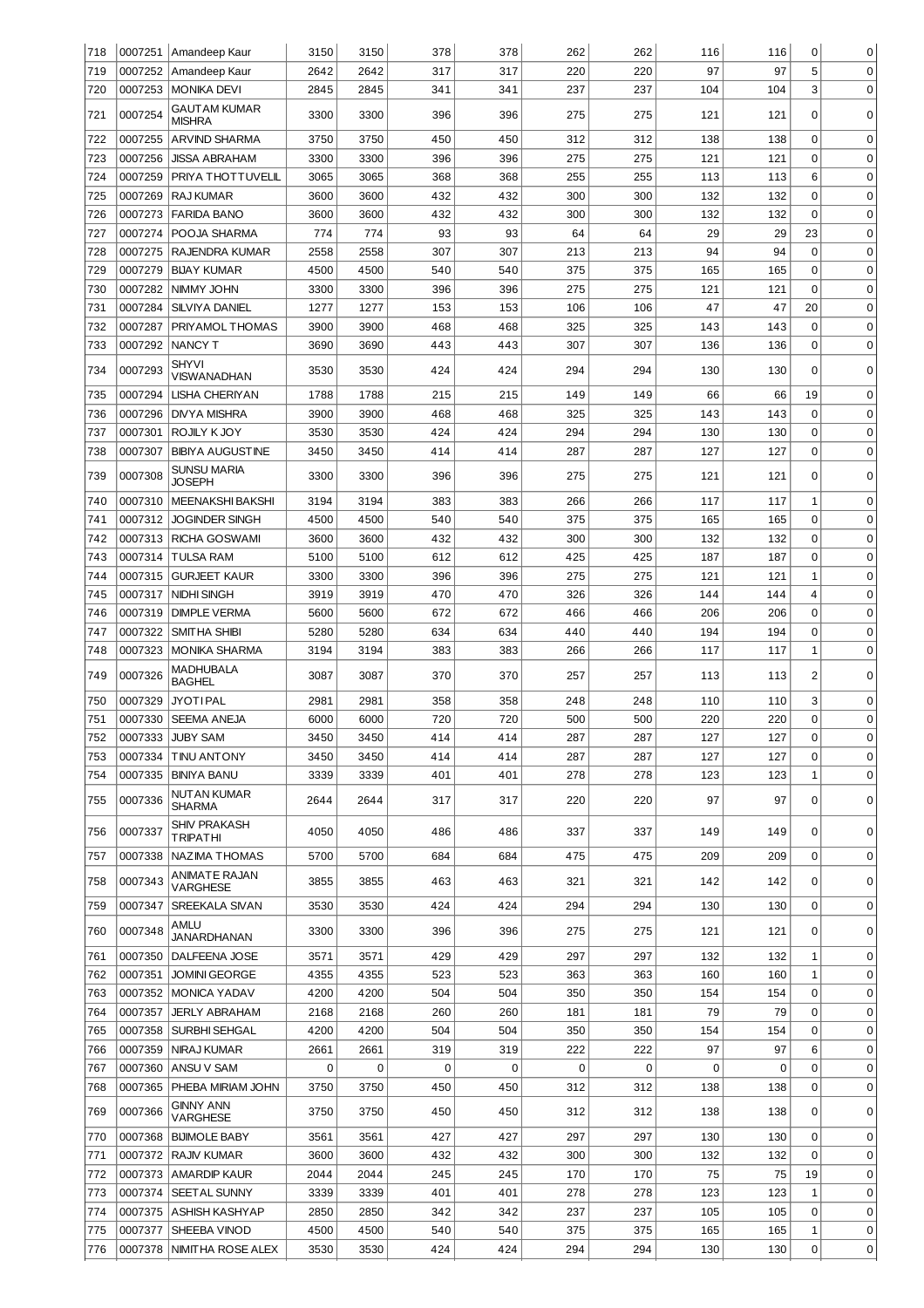| | | | | | | | | | | | | |
|---|---|---|---|---|---|---|---|---|---|---|---|---|
| 718 | 0007251 | Amandeep Kaur | 3150 | 3150 | 378 | 378 | 262 | 262 | 116 | 116 | 0 | 0 |
| 719 | 0007252 | Amandeep Kaur | 2642 | 2642 | 317 | 317 | 220 | 220 | 97 | 97 | 5 | 0 |
| 720 | 0007253 | MONIKA DEVI | 2845 | 2845 | 341 | 341 | 237 | 237 | 104 | 104 | 3 | 0 |
| 721 | 0007254 | GAUTAM KUMAR MISHRA | 3300 | 3300 | 396 | 396 | 275 | 275 | 121 | 121 | 0 | 0 |
| 722 | 0007255 | ARVIND SHARMA | 3750 | 3750 | 450 | 450 | 312 | 312 | 138 | 138 | 0 | 0 |
| 723 | 0007256 | JISSA ABRAHAM | 3300 | 3300 | 396 | 396 | 275 | 275 | 121 | 121 | 0 | 0 |
| 724 | 0007259 | PRIYA THOTTUVELIL | 3065 | 3065 | 368 | 368 | 255 | 255 | 113 | 113 | 6 | 0 |
| 725 | 0007269 | RAJ KUMAR | 3600 | 3600 | 432 | 432 | 300 | 300 | 132 | 132 | 0 | 0 |
| 726 | 0007273 | FARIDA BANO | 3600 | 3600 | 432 | 432 | 300 | 300 | 132 | 132 | 0 | 0 |
| 727 | 0007274 | POOJA SHARMA | 774 | 774 | 93 | 93 | 64 | 64 | 29 | 29 | 23 | 0 |
| 728 | 0007275 | RAJENDRA KUMAR | 2558 | 2558 | 307 | 307 | 213 | 213 | 94 | 94 | 0 | 0 |
| 729 | 0007279 | BIJAY KUMAR | 4500 | 4500 | 540 | 540 | 375 | 375 | 165 | 165 | 0 | 0 |
| 730 | 0007282 | NIMMY JOHN | 3300 | 3300 | 396 | 396 | 275 | 275 | 121 | 121 | 0 | 0 |
| 731 | 0007284 | SILVIYA DANIEL | 1277 | 1277 | 153 | 153 | 106 | 106 | 47 | 47 | 20 | 0 |
| 732 | 0007287 | PRIYAMOL THOMAS | 3900 | 3900 | 468 | 468 | 325 | 325 | 143 | 143 | 0 | 0 |
| 733 | 0007292 | NANCY T | 3690 | 3690 | 443 | 443 | 307 | 307 | 136 | 136 | 0 | 0 |
| 734 | 0007293 | SHYVI VISWANADHAN | 3530 | 3530 | 424 | 424 | 294 | 294 | 130 | 130 | 0 | 0 |
| 735 | 0007294 | LISHA CHERIYAN | 1788 | 1788 | 215 | 215 | 149 | 149 | 66 | 66 | 19 | 0 |
| 736 | 0007296 | DIVYA MISHRA | 3900 | 3900 | 468 | 468 | 325 | 325 | 143 | 143 | 0 | 0 |
| 737 | 0007301 | ROJILY K JOY | 3530 | 3530 | 424 | 424 | 294 | 294 | 130 | 130 | 0 | 0 |
| 738 | 0007307 | BIBIYA AUGUSTINE | 3450 | 3450 | 414 | 414 | 287 | 287 | 127 | 127 | 0 | 0 |
| 739 | 0007308 | SUNSU MARIA JOSEPH | 3300 | 3300 | 396 | 396 | 275 | 275 | 121 | 121 | 0 | 0 |
| 740 | 0007310 | MEENAKSHI BAKSHI | 3194 | 3194 | 383 | 383 | 266 | 266 | 117 | 117 | 1 | 0 |
| 741 | 0007312 | JOGINDER SINGH | 4500 | 4500 | 540 | 540 | 375 | 375 | 165 | 165 | 0 | 0 |
| 742 | 0007313 | RICHA GOSWAMI | 3600 | 3600 | 432 | 432 | 300 | 300 | 132 | 132 | 0 | 0 |
| 743 | 0007314 | TULSA RAM | 5100 | 5100 | 612 | 612 | 425 | 425 | 187 | 187 | 0 | 0 |
| 744 | 0007315 | GURJEET KAUR | 3300 | 3300 | 396 | 396 | 275 | 275 | 121 | 121 | 1 | 0 |
| 745 | 0007317 | NIDHI SINGH | 3919 | 3919 | 470 | 470 | 326 | 326 | 144 | 144 | 4 | 0 |
| 746 | 0007319 | DIMPLE VERMA | 5600 | 5600 | 672 | 672 | 466 | 466 | 206 | 206 | 0 | 0 |
| 747 | 0007322 | SMITHA SHIBI | 5280 | 5280 | 634 | 634 | 440 | 440 | 194 | 194 | 0 | 0 |
| 748 | 0007323 | MONIKA SHARMA | 3194 | 3194 | 383 | 383 | 266 | 266 | 117 | 117 | 1 | 0 |
| 749 | 0007326 | MADHUBALA BAGHEL | 3087 | 3087 | 370 | 370 | 257 | 257 | 113 | 113 | 2 | 0 |
| 750 | 0007329 | JYOTI PAL | 2981 | 2981 | 358 | 358 | 248 | 248 | 110 | 110 | 3 | 0 |
| 751 | 0007330 | SEEMA ANEJA | 6000 | 6000 | 720 | 720 | 500 | 500 | 220 | 220 | 0 | 0 |
| 752 | 0007333 | JUBY SAM | 3450 | 3450 | 414 | 414 | 287 | 287 | 127 | 127 | 0 | 0 |
| 753 | 0007334 | TINU ANTONY | 3450 | 3450 | 414 | 414 | 287 | 287 | 127 | 127 | 0 | 0 |
| 754 | 0007335 | BINIYA BANU | 3339 | 3339 | 401 | 401 | 278 | 278 | 123 | 123 | 1 | 0 |
| 755 | 0007336 | NUTAN KUMAR SHARMA | 2644 | 2644 | 317 | 317 | 220 | 220 | 97 | 97 | 0 | 0 |
| 756 | 0007337 | SHIV PRAKASH TRIPATHI | 4050 | 4050 | 486 | 486 | 337 | 337 | 149 | 149 | 0 | 0 |
| 757 | 0007338 | NAZIMA THOMAS | 5700 | 5700 | 684 | 684 | 475 | 475 | 209 | 209 | 0 | 0 |
| 758 | 0007343 | ANIMATE RAJAN VARGHESE | 3855 | 3855 | 463 | 463 | 321 | 321 | 142 | 142 | 0 | 0 |
| 759 | 0007347 | SREEKALA SIVAN | 3530 | 3530 | 424 | 424 | 294 | 294 | 130 | 130 | 0 | 0 |
| 760 | 0007348 | AMLU JANARDHANAN | 3300 | 3300 | 396 | 396 | 275 | 275 | 121 | 121 | 0 | 0 |
| 761 | 0007350 | DALFEENA JOSE | 3571 | 3571 | 429 | 429 | 297 | 297 | 132 | 132 | 1 | 0 |
| 762 | 0007351 | JOMINI GEORGE | 4355 | 4355 | 523 | 523 | 363 | 363 | 160 | 160 | 1 | 0 |
| 763 | 0007352 | MONICA YADAV | 4200 | 4200 | 504 | 504 | 350 | 350 | 154 | 154 | 0 | 0 |
| 764 | 0007357 | JERLY ABRAHAM | 2168 | 2168 | 260 | 260 | 181 | 181 | 79 | 79 | 0 | 0 |
| 765 | 0007358 | SURBHI SEHGAL | 4200 | 4200 | 504 | 504 | 350 | 350 | 154 | 154 | 0 | 0 |
| 766 | 0007359 | NIRAJ KUMAR | 2661 | 2661 | 319 | 319 | 222 | 222 | 97 | 97 | 6 | 0 |
| 767 | 0007360 | ANSU V SAM | 0 | 0 | 0 | 0 | 0 | 0 | 0 | 0 | 0 | 0 |
| 768 | 0007365 | PHEBA MIRIAM JOHN | 3750 | 3750 | 450 | 450 | 312 | 312 | 138 | 138 | 0 | 0 |
| 769 | 0007366 | GINNY ANN VARGHESE | 3750 | 3750 | 450 | 450 | 312 | 312 | 138 | 138 | 0 | 0 |
| 770 | 0007368 | BIJIMOLE BABY | 3561 | 3561 | 427 | 427 | 297 | 297 | 130 | 130 | 0 | 0 |
| 771 | 0007372 | RAJIV KUMAR | 3600 | 3600 | 432 | 432 | 300 | 300 | 132 | 132 | 0 | 0 |
| 772 | 0007373 | AMARDIP KAUR | 2044 | 2044 | 245 | 245 | 170 | 170 | 75 | 75 | 19 | 0 |
| 773 | 0007374 | SEETAL SUNNY | 3339 | 3339 | 401 | 401 | 278 | 278 | 123 | 123 | 1 | 0 |
| 774 | 0007375 | ASHISH KASHYAP | 2850 | 2850 | 342 | 342 | 237 | 237 | 105 | 105 | 0 | 0 |
| 775 | 0007377 | SHEEBA VINOD | 4500 | 4500 | 540 | 540 | 375 | 375 | 165 | 165 | 1 | 0 |
| 776 | 0007378 | NIMITHA ROSE ALEX | 3530 | 3530 | 424 | 424 | 294 | 294 | 130 | 130 | 0 | 0 |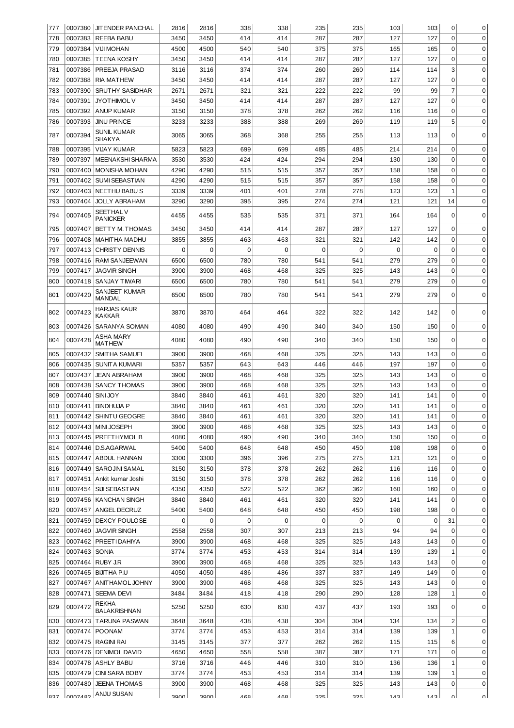| | | | | | | | | | | | |
|---|---|---|---|---|---|---|---|---|---|---|---|
| 777 | 0007380 | JITENDER PANCHAL | 2816 | 2816 | 338 | 338 | 235 | 235 | 103 | 103 | 0 | 0 |
| 778 | 0007383 | REEBA BABU | 3450 | 3450 | 414 | 414 | 287 | 287 | 127 | 127 | 0 | 0 |
| 779 | 0007384 | VIJI MOHAN | 4500 | 4500 | 540 | 540 | 375 | 375 | 165 | 165 | 0 | 0 |
| 780 | 0007385 | TEENA KOSHY | 3450 | 3450 | 414 | 414 | 287 | 287 | 127 | 127 | 0 | 0 |
| 781 | 0007386 | PREEJA PRASAD | 3116 | 3116 | 374 | 374 | 260 | 260 | 114 | 114 | 3 | 0 |
| 782 | 0007388 | RIA MATHEW | 3450 | 3450 | 414 | 414 | 287 | 287 | 127 | 127 | 0 | 0 |
| 783 | 0007390 | SRUTHY SASIDHAR | 2671 | 2671 | 321 | 321 | 222 | 222 | 99 | 99 | 7 | 0 |
| 784 | 0007391 | JYOTHIMOL V | 3450 | 3450 | 414 | 414 | 287 | 287 | 127 | 127 | 0 | 0 |
| 785 | 0007392 | ANUP KUMAR | 3150 | 3150 | 378 | 378 | 262 | 262 | 116 | 116 | 0 | 0 |
| 786 | 0007393 | JINU PRINCE | 3233 | 3233 | 388 | 388 | 269 | 269 | 119 | 119 | 5 | 0 |
| 787 | 0007394 | SUNIL KUMAR SHAKYA | 3065 | 3065 | 368 | 368 | 255 | 255 | 113 | 113 | 0 | 0 |
| 788 | 0007395 | VIJAY KUMAR | 5823 | 5823 | 699 | 699 | 485 | 485 | 214 | 214 | 0 | 0 |
| 789 | 0007397 | MEENAKSHI SHARMA | 3530 | 3530 | 424 | 424 | 294 | 294 | 130 | 130 | 0 | 0 |
| 790 | 0007400 | MONISHA MOHAN | 4290 | 4290 | 515 | 515 | 357 | 357 | 158 | 158 | 0 | 0 |
| 791 | 0007402 | SUMI SEBASTIAN | 4290 | 4290 | 515 | 515 | 357 | 357 | 158 | 158 | 0 | 0 |
| 792 | 0007403 | NEETHU BABU S | 3339 | 3339 | 401 | 401 | 278 | 278 | 123 | 123 | 1 | 0 |
| 793 | 0007404 | JOLLY ABRAHAM | 3290 | 3290 | 395 | 395 | 274 | 274 | 121 | 121 | 14 | 0 |
| 794 | 0007405 | SEETHAL V PANICKER | 4455 | 4455 | 535 | 535 | 371 | 371 | 164 | 164 | 0 | 0 |
| 795 | 0007407 | BETTY M. THOMAS | 3450 | 3450 | 414 | 414 | 287 | 287 | 127 | 127 | 0 | 0 |
| 796 | 0007408 | MAHITHA MADHU | 3855 | 3855 | 463 | 463 | 321 | 321 | 142 | 142 | 0 | 0 |
| 797 | 0007413 | CHRISTY DENNIS | 0 | 0 | 0 | 0 | 0 | 0 | 0 | 0 | 0 | 0 |
| 798 | 0007416 | RAM SANJEEWAN | 6500 | 6500 | 780 | 780 | 541 | 541 | 279 | 279 | 0 | 0 |
| 799 | 0007417 | JAGVIR SINGH | 3900 | 3900 | 468 | 468 | 325 | 325 | 143 | 143 | 0 | 0 |
| 800 | 0007418 | SANJAY TIWARI | 6500 | 6500 | 780 | 780 | 541 | 541 | 279 | 279 | 0 | 0 |
| 801 | 0007420 | SANJEET KUMAR MANDAL | 6500 | 6500 | 780 | 780 | 541 | 541 | 279 | 279 | 0 | 0 |
| 802 | 0007423 | HARJAS KAUR KAKKAR | 3870 | 3870 | 464 | 464 | 322 | 322 | 142 | 142 | 0 | 0 |
| 803 | 0007426 | SARANYA SOMAN | 4080 | 4080 | 490 | 490 | 340 | 340 | 150 | 150 | 0 | 0 |
| 804 | 0007428 | ASHA MARY MATHEW | 4080 | 4080 | 490 | 490 | 340 | 340 | 150 | 150 | 0 | 0 |
| 805 | 0007432 | SMITHA SAMUEL | 3900 | 3900 | 468 | 468 | 325 | 325 | 143 | 143 | 0 | 0 |
| 806 | 0007435 | SUNITA KUMARI | 5357 | 5357 | 643 | 643 | 446 | 446 | 197 | 197 | 0 | 0 |
| 807 | 0007437 | JEAN ABRAHAM | 3900 | 3900 | 468 | 468 | 325 | 325 | 143 | 143 | 0 | 0 |
| 808 | 0007438 | SANCY THOMAS | 3900 | 3900 | 468 | 468 | 325 | 325 | 143 | 143 | 0 | 0 |
| 809 | 0007440 | SINI JOY | 3840 | 3840 | 461 | 461 | 320 | 320 | 141 | 141 | 0 | 0 |
| 810 | 0007441 | BINDHUJA P | 3840 | 3840 | 461 | 461 | 320 | 320 | 141 | 141 | 0 | 0 |
| 811 | 0007442 | SHINTU GEOGRE | 3840 | 3840 | 461 | 461 | 320 | 320 | 141 | 141 | 0 | 0 |
| 812 | 0007443 | MINI JOSEPH | 3900 | 3900 | 468 | 468 | 325 | 325 | 143 | 143 | 0 | 0 |
| 813 | 0007445 | PREETHYMOL B | 4080 | 4080 | 490 | 490 | 340 | 340 | 150 | 150 | 0 | 0 |
| 814 | 0007446 | D.S.AGARWAL | 5400 | 5400 | 648 | 648 | 450 | 450 | 198 | 198 | 0 | 0 |
| 815 | 0007447 | ABDUL HANNAN | 3300 | 3300 | 396 | 396 | 275 | 275 | 121 | 121 | 0 | 0 |
| 816 | 0007449 | SAROJINI SAMAL | 3150 | 3150 | 378 | 378 | 262 | 262 | 116 | 116 | 0 | 0 |
| 817 | 0007451 | Ankit kumar Joshi | 3150 | 3150 | 378 | 378 | 262 | 262 | 116 | 116 | 0 | 0 |
| 818 | 0007454 | SIJI SEBASTIAN | 4350 | 4350 | 522 | 522 | 362 | 362 | 160 | 160 | 0 | 0 |
| 819 | 0007456 | KANCHAN SINGH | 3840 | 3840 | 461 | 461 | 320 | 320 | 141 | 141 | 0 | 0 |
| 820 | 0007457 | ANGEL DECRUZ | 5400 | 5400 | 648 | 648 | 450 | 450 | 198 | 198 | 0 | 0 |
| 821 | 0007459 | DEXCY POULOSE | 0 | 0 | 0 | 0 | 0 | 0 | 0 | 0 | 31 | 0 |
| 822 | 0007460 | JAGVIR SINGH | 2558 | 2558 | 307 | 307 | 213 | 213 | 94 | 94 | 0 | 0 |
| 823 | 0007462 | PREETI DAHIYA | 3900 | 3900 | 468 | 468 | 325 | 325 | 143 | 143 | 0 | 0 |
| 824 | 0007463 | SONIA | 3774 | 3774 | 453 | 453 | 314 | 314 | 139 | 139 | 1 | 0 |
| 825 | 0007464 | RUBY J.R | 3900 | 3900 | 468 | 468 | 325 | 325 | 143 | 143 | 0 | 0 |
| 826 | 0007465 | BIJITHA P.U | 4050 | 4050 | 486 | 486 | 337 | 337 | 149 | 149 | 0 | 0 |
| 827 | 0007467 | ANITHAMOL JOHNY | 3900 | 3900 | 468 | 468 | 325 | 325 | 143 | 143 | 0 | 0 |
| 828 | 0007471 | SEEMA DEVI | 3484 | 3484 | 418 | 418 | 290 | 290 | 128 | 128 | 1 | 0 |
| 829 | 0007472 | REKHA BALAKRISHNAN | 5250 | 5250 | 630 | 630 | 437 | 437 | 193 | 193 | 0 | 0 |
| 830 | 0007473 | TARUNA PASWAN | 3648 | 3648 | 438 | 438 | 304 | 304 | 134 | 134 | 2 | 0 |
| 831 | 0007474 | POONAM | 3774 | 3774 | 453 | 453 | 314 | 314 | 139 | 139 | 1 | 0 |
| 832 | 0007475 | RAGINI RAI | 3145 | 3145 | 377 | 377 | 262 | 262 | 115 | 115 | 6 | 0 |
| 833 | 0007476 | DENIMOL DAVID | 4650 | 4650 | 558 | 558 | 387 | 387 | 171 | 171 | 0 | 0 |
| 834 | 0007478 | ASHLY BABU | 3716 | 3716 | 446 | 446 | 310 | 310 | 136 | 136 | 1 | 0 |
| 835 | 0007479 | CINI SARA BOBY | 3774 | 3774 | 453 | 453 | 314 | 314 | 139 | 139 | 1 | 0 |
| 836 | 0007480 | JEENA THOMAS | 3900 | 3900 | 468 | 468 | 325 | 325 | 143 | 143 | 0 | 0 |
| 837 | 0007482 | ANJU SUSAN | 3900 | 3900 | 468 | 468 | 325 | 325 | 143 | 143 | 0 | 0 |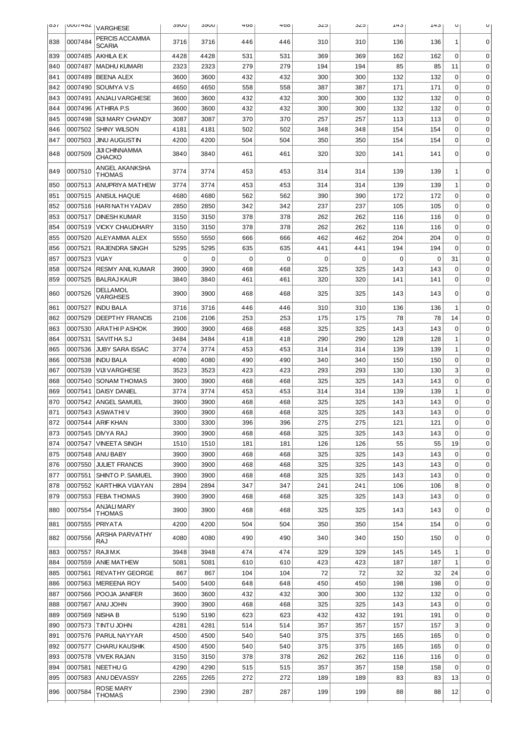| 837 | 0007482 | VARGHESE | 3900 | 3900 | 468 | 468 | 325 | 325 | 143 | 143 | 0 | 0 |
|---|---|---|---|---|---|---|---|---|---|---|---|---|
| 838 | 0007484 | PERCIS ACCAMMA SCARIA | 3716 | 3716 | 446 | 446 | 310 | 310 | 136 | 136 | 1 | 0 |
| 839 | 0007485 | AKHILA E.K | 4428 | 4428 | 531 | 531 | 369 | 369 | 162 | 162 | 0 | 0 |
| 840 | 0007487 | MADHU KUMARI | 2323 | 2323 | 279 | 279 | 194 | 194 | 85 | 85 | 11 | 0 |
| 841 | 0007489 | BEENA ALEX | 3600 | 3600 | 432 | 432 | 300 | 300 | 132 | 132 | 0 | 0 |
| 842 | 0007490 | SOUMYA V.S | 4650 | 4650 | 558 | 558 | 387 | 387 | 171 | 171 | 0 | 0 |
| 843 | 0007491 | ANJALI VARGHESE | 3600 | 3600 | 432 | 432 | 300 | 300 | 132 | 132 | 0 | 0 |
| 844 | 0007496 | ATHIRA P.S | 3600 | 3600 | 432 | 432 | 300 | 300 | 132 | 132 | 0 | 0 |
| 845 | 0007498 | SIJI MARY CHANDY | 3087 | 3087 | 370 | 370 | 257 | 257 | 113 | 113 | 0 | 0 |
| 846 | 0007502 | SHINY WILSON | 4181 | 4181 | 502 | 502 | 348 | 348 | 154 | 154 | 0 | 0 |
| 847 | 0007503 | JINU AUGUSTIN | 4200 | 4200 | 504 | 504 | 350 | 350 | 154 | 154 | 0 | 0 |
| 848 | 0007509 | JIJI CHINNAMMA CHACKO | 3840 | 3840 | 461 | 461 | 320 | 320 | 141 | 141 | 0 | 0 |
| 849 | 0007510 | ANGEL AKANKSHA THOMAS | 3774 | 3774 | 453 | 453 | 314 | 314 | 139 | 139 | 1 | 0 |
| 850 | 0007513 | ANUPRIYA MATHEW | 3774 | 3774 | 453 | 453 | 314 | 314 | 139 | 139 | 1 | 0 |
| 851 | 0007515 | ANISUL HAQUE | 4680 | 4680 | 562 | 562 | 390 | 390 | 172 | 172 | 0 | 0 |
| 852 | 0007516 | HARI NATH YADAV | 2850 | 2850 | 342 | 342 | 237 | 237 | 105 | 105 | 0 | 0 |
| 853 | 0007517 | DINESH KUMAR | 3150 | 3150 | 378 | 378 | 262 | 262 | 116 | 116 | 0 | 0 |
| 854 | 0007519 | VICKY CHAUDHARY | 3150 | 3150 | 378 | 378 | 262 | 262 | 116 | 116 | 0 | 0 |
| 855 | 0007520 | ALEYAMMA ALEX | 5550 | 5550 | 666 | 666 | 462 | 462 | 204 | 204 | 0 | 0 |
| 856 | 0007521 | RAJENDRA SINGH | 5295 | 5295 | 635 | 635 | 441 | 441 | 194 | 194 | 0 | 0 |
| 857 | 0007523 | VIJAY | 0 | 0 | 0 | 0 | 0 | 0 | 0 | 0 | 31 | 0 |
| 858 | 0007524 | RESMY ANIL KUMAR | 3900 | 3900 | 468 | 468 | 325 | 325 | 143 | 143 | 0 | 0 |
| 859 | 0007525 | BALRAJ KAUR | 3840 | 3840 | 461 | 461 | 320 | 320 | 141 | 141 | 0 | 0 |
| 860 | 0007526 | DELLAMOL VARGHSES | 3900 | 3900 | 468 | 468 | 325 | 325 | 143 | 143 | 0 | 0 |
| 861 | 0007527 | INDU BALA | 3716 | 3716 | 446 | 446 | 310 | 310 | 136 | 136 | 1 | 0 |
| 862 | 0007529 | DEEPTHY FRANCIS | 2106 | 2106 | 253 | 253 | 175 | 175 | 78 | 78 | 14 | 0 |
| 863 | 0007530 | ARATHI P ASHOK | 3900 | 3900 | 468 | 468 | 325 | 325 | 143 | 143 | 0 | 0 |
| 864 | 0007531 | SAVITHA S.J | 3484 | 3484 | 418 | 418 | 290 | 290 | 128 | 128 | 1 | 0 |
| 865 | 0007536 | JUBY SARA ISSAC | 3774 | 3774 | 453 | 453 | 314 | 314 | 139 | 139 | 1 | 0 |
| 866 | 0007538 | INDU BALA | 4080 | 4080 | 490 | 490 | 340 | 340 | 150 | 150 | 0 | 0 |
| 867 | 0007539 | VIJI VARGHESE | 3523 | 3523 | 423 | 423 | 293 | 293 | 130 | 130 | 3 | 0 |
| 868 | 0007540 | SONAM THOMAS | 3900 | 3900 | 468 | 468 | 325 | 325 | 143 | 143 | 0 | 0 |
| 869 | 0007541 | DAISY DANIEL | 3774 | 3774 | 453 | 453 | 314 | 314 | 139 | 139 | 1 | 0 |
| 870 | 0007542 | ANGEL SAMUEL | 3900 | 3900 | 468 | 468 | 325 | 325 | 143 | 143 | 0 | 0 |
| 871 | 0007543 | ASWATHI V | 3900 | 3900 | 468 | 468 | 325 | 325 | 143 | 143 | 0 | 0 |
| 872 | 0007544 | ARIF KHAN | 3300 | 3300 | 396 | 396 | 275 | 275 | 121 | 121 | 0 | 0 |
| 873 | 0007545 | DIVYA RAJ | 3900 | 3900 | 468 | 468 | 325 | 325 | 143 | 143 | 0 | 0 |
| 874 | 0007547 | VINEETA SINGH | 1510 | 1510 | 181 | 181 | 126 | 126 | 55 | 55 | 19 | 0 |
| 875 | 0007548 | ANU BABY | 3900 | 3900 | 468 | 468 | 325 | 325 | 143 | 143 | 0 | 0 |
| 876 | 0007550 | JULIET FRANCIS | 3900 | 3900 | 468 | 468 | 325 | 325 | 143 | 143 | 0 | 0 |
| 877 | 0007551 | SHINTO P. SAMUEL | 3900 | 3900 | 468 | 468 | 325 | 325 | 143 | 143 | 0 | 0 |
| 878 | 0007552 | KARTHIKA VIJAYAN | 2894 | 2894 | 347 | 347 | 241 | 241 | 106 | 106 | 8 | 0 |
| 879 | 0007553 | FEBA THOMAS | 3900 | 3900 | 468 | 468 | 325 | 325 | 143 | 143 | 0 | 0 |
| 880 | 0007554 | ANJALI MARY THOMAS | 3900 | 3900 | 468 | 468 | 325 | 325 | 143 | 143 | 0 | 0 |
| 881 | 0007555 | PRIYATA | 4200 | 4200 | 504 | 504 | 350 | 350 | 154 | 154 | 0 | 0 |
| 882 | 0007556 | ARSHA PARVATHY RAJ | 4080 | 4080 | 490 | 490 | 340 | 340 | 150 | 150 | 0 | 0 |
| 883 | 0007557 | RAJI M.K | 3948 | 3948 | 474 | 474 | 329 | 329 | 145 | 145 | 1 | 0 |
| 884 | 0007559 | ANIE MATHEW | 5081 | 5081 | 610 | 610 | 423 | 423 | 187 | 187 | 1 | 0 |
| 885 | 0007561 | REVATHY GEORGE | 867 | 867 | 104 | 104 | 72 | 72 | 32 | 32 | 24 | 0 |
| 886 | 0007563 | MEREENA ROY | 5400 | 5400 | 648 | 648 | 450 | 450 | 198 | 198 | 0 | 0 |
| 887 | 0007566 | POOJA JANIFER | 3600 | 3600 | 432 | 432 | 300 | 300 | 132 | 132 | 0 | 0 |
| 888 | 0007567 | ANU JOHN | 3900 | 3900 | 468 | 468 | 325 | 325 | 143 | 143 | 0 | 0 |
| 889 | 0007569 | NISHA B | 5190 | 5190 | 623 | 623 | 432 | 432 | 191 | 191 | 0 | 0 |
| 890 | 0007573 | TINTU JOHN | 4281 | 4281 | 514 | 514 | 357 | 357 | 157 | 157 | 3 | 0 |
| 891 | 0007576 | PARUL NAYYAR | 4500 | 4500 | 540 | 540 | 375 | 375 | 165 | 165 | 0 | 0 |
| 892 | 0007577 | CHARU KAUSHIK | 4500 | 4500 | 540 | 540 | 375 | 375 | 165 | 165 | 0 | 0 |
| 893 | 0007578 | VIVEK RAJAN | 3150 | 3150 | 378 | 378 | 262 | 262 | 116 | 116 | 0 | 0 |
| 894 | 0007581 | NEETHU G | 4290 | 4290 | 515 | 515 | 357 | 357 | 158 | 158 | 0 | 0 |
| 895 | 0007583 | ANU DEVASSY | 2265 | 2265 | 272 | 272 | 189 | 189 | 83 | 83 | 13 | 0 |
| 896 | 0007584 | ROSE MARY THOMAS | 2390 | 2390 | 287 | 287 | 199 | 199 | 88 | 88 | 12 | 0 |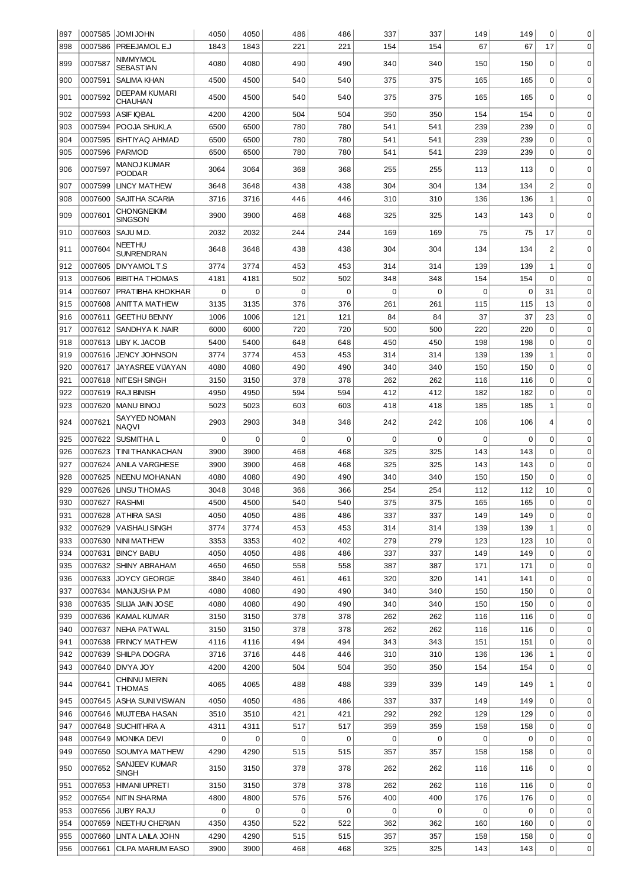| 897 | 0007585 | JOMI JOHN | 4050 | 4050 | 486 | 486 | 337 | 337 | 149 | 149 | 0 | 0 |
|---|---|---|---|---|---|---|---|---|---|---|---|---|
| 898 | 0007586 | PREEJAMOL E.J | 1843 | 1843 | 221 | 221 | 154 | 154 | 67 | 67 | 17 | 0 |
| 899 | 0007587 | NIMMYMOL SEBASTIAN | 4080 | 4080 | 490 | 490 | 340 | 340 | 150 | 150 | 0 | 0 |
| 900 | 0007591 | SALIMA KHAN | 4500 | 4500 | 540 | 540 | 375 | 375 | 165 | 165 | 0 | 0 |
| 901 | 0007592 | DEEPAM KUMARI CHAUHAN | 4500 | 4500 | 540 | 540 | 375 | 375 | 165 | 165 | 0 | 0 |
| 902 | 0007593 | ASIF IQBAL | 4200 | 4200 | 504 | 504 | 350 | 350 | 154 | 154 | 0 | 0 |
| 903 | 0007594 | POOJA SHUKLA | 6500 | 6500 | 780 | 780 | 541 | 541 | 239 | 239 | 0 | 0 |
| 904 | 0007595 | ISHTIYAQ AHMAD | 6500 | 6500 | 780 | 780 | 541 | 541 | 239 | 239 | 0 | 0 |
| 905 | 0007596 | PARMOD | 6500 | 6500 | 780 | 780 | 541 | 541 | 239 | 239 | 0 | 0 |
| 906 | 0007597 | MANOJ KUMAR PODDAR | 3064 | 3064 | 368 | 368 | 255 | 255 | 113 | 113 | 0 | 0 |
| 907 | 0007599 | LINCY MATHEW | 3648 | 3648 | 438 | 438 | 304 | 304 | 134 | 134 | 2 | 0 |
| 908 | 0007600 | SAJITHA SCARIA | 3716 | 3716 | 446 | 446 | 310 | 310 | 136 | 136 | 1 | 0 |
| 909 | 0007601 | CHONGNEIKIM SINGSON | 3900 | 3900 | 468 | 468 | 325 | 325 | 143 | 143 | 0 | 0 |
| 910 | 0007603 | SAJU M.D. | 2032 | 2032 | 244 | 244 | 169 | 169 | 75 | 75 | 17 | 0 |
| 911 | 0007604 | NEETHU SUNRENDRAN | 3648 | 3648 | 438 | 438 | 304 | 304 | 134 | 134 | 2 | 0 |
| 912 | 0007605 | DIVYAMOL T.S | 3774 | 3774 | 453 | 453 | 314 | 314 | 139 | 139 | 1 | 0 |
| 913 | 0007606 | BIBITHA THOMAS | 4181 | 4181 | 502 | 502 | 348 | 348 | 154 | 154 | 0 | 0 |
| 914 | 0007607 | PRATIBHA KHOKHAR | 0 | 0 | 0 | 0 | 0 | 0 | 0 | 0 | 31 | 0 |
| 915 | 0007608 | ANITTA MATHEW | 3135 | 3135 | 376 | 376 | 261 | 261 | 115 | 115 | 13 | 0 |
| 916 | 0007611 | GEETHU BENNY | 1006 | 1006 | 121 | 121 | 84 | 84 | 37 | 37 | 23 | 0 |
| 917 | 0007612 | SANDHYA K .NAIR | 6000 | 6000 | 720 | 720 | 500 | 500 | 220 | 220 | 0 | 0 |
| 918 | 0007613 | LIBY K. JACOB | 5400 | 5400 | 648 | 648 | 450 | 450 | 198 | 198 | 0 | 0 |
| 919 | 0007616 | JENCY JOHNSON | 3774 | 3774 | 453 | 453 | 314 | 314 | 139 | 139 | 1 | 0 |
| 920 | 0007617 | JAYASREE VIJAYAN | 4080 | 4080 | 490 | 490 | 340 | 340 | 150 | 150 | 0 | 0 |
| 921 | 0007618 | NITESH SINGH | 3150 | 3150 | 378 | 378 | 262 | 262 | 116 | 116 | 0 | 0 |
| 922 | 0007619 | RAJI BINISH | 4950 | 4950 | 594 | 594 | 412 | 412 | 182 | 182 | 0 | 0 |
| 923 | 0007620 | MANU BINOJ | 5023 | 5023 | 603 | 603 | 418 | 418 | 185 | 185 | 1 | 0 |
| 924 | 0007621 | SAYYED NOMAN NAQVI | 2903 | 2903 | 348 | 348 | 242 | 242 | 106 | 106 | 4 | 0 |
| 925 | 0007622 | SUSMITHA L | 0 | 0 | 0 | 0 | 0 | 0 | 0 | 0 | 0 | 0 |
| 926 | 0007623 | TINI THANKACHAN | 3900 | 3900 | 468 | 468 | 325 | 325 | 143 | 143 | 0 | 0 |
| 927 | 0007624 | ANILA VARGHESE | 3900 | 3900 | 468 | 468 | 325 | 325 | 143 | 143 | 0 | 0 |
| 928 | 0007625 | NEENU MOHANAN | 4080 | 4080 | 490 | 490 | 340 | 340 | 150 | 150 | 0 | 0 |
| 929 | 0007626 | LINSU THOMAS | 3048 | 3048 | 366 | 366 | 254 | 254 | 112 | 112 | 10 | 0 |
| 930 | 0007627 | RASHMI | 4500 | 4500 | 540 | 540 | 375 | 375 | 165 | 165 | 0 | 0 |
| 931 | 0007628 | ATHIRA SASI | 4050 | 4050 | 486 | 486 | 337 | 337 | 149 | 149 | 0 | 0 |
| 932 | 0007629 | VAISHALI SINGH | 3774 | 3774 | 453 | 453 | 314 | 314 | 139 | 139 | 1 | 0 |
| 933 | 0007630 | NINI MATHEW | 3353 | 3353 | 402 | 402 | 279 | 279 | 123 | 123 | 10 | 0 |
| 934 | 0007631 | BINCY BABU | 4050 | 4050 | 486 | 486 | 337 | 337 | 149 | 149 | 0 | 0 |
| 935 | 0007632 | SHINY ABRAHAM | 4650 | 4650 | 558 | 558 | 387 | 387 | 171 | 171 | 0 | 0 |
| 936 | 0007633 | JOYCY GEORGE | 3840 | 3840 | 461 | 461 | 320 | 320 | 141 | 141 | 0 | 0 |
| 937 | 0007634 | MANJUSHA P.M | 4080 | 4080 | 490 | 490 | 340 | 340 | 150 | 150 | 0 | 0 |
| 938 | 0007635 | SILIJA JAIN JOSE | 4080 | 4080 | 490 | 490 | 340 | 340 | 150 | 150 | 0 | 0 |
| 939 | 0007636 | KAMAL KUMAR | 3150 | 3150 | 378 | 378 | 262 | 262 | 116 | 116 | 0 | 0 |
| 940 | 0007637 | NEHA PATWAL | 3150 | 3150 | 378 | 378 | 262 | 262 | 116 | 116 | 0 | 0 |
| 941 | 0007638 | FRINCY MATHEW | 4116 | 4116 | 494 | 494 | 343 | 343 | 151 | 151 | 0 | 0 |
| 942 | 0007639 | SHILPA DOGRA | 3716 | 3716 | 446 | 446 | 310 | 310 | 136 | 136 | 1 | 0 |
| 943 | 0007640 | DIVYA JOY | 4200 | 4200 | 504 | 504 | 350 | 350 | 154 | 154 | 0 | 0 |
| 944 | 0007641 | CHINNU MERIN THOMAS | 4065 | 4065 | 488 | 488 | 339 | 339 | 149 | 149 | 1 | 0 |
| 945 | 0007645 | ASHA SUNI VISWAN | 4050 | 4050 | 486 | 486 | 337 | 337 | 149 | 149 | 0 | 0 |
| 946 | 0007646 | MUJTEBA HASAN | 3510 | 3510 | 421 | 421 | 292 | 292 | 129 | 129 | 0 | 0 |
| 947 | 0007648 | SUCHITHRA A | 4311 | 4311 | 517 | 517 | 359 | 359 | 158 | 158 | 0 | 0 |
| 948 | 0007649 | MONIKA DEVI | 0 | 0 | 0 | 0 | 0 | 0 | 0 | 0 | 0 | 0 |
| 949 | 0007650 | SOUMYA MATHEW | 4290 | 4290 | 515 | 515 | 357 | 357 | 158 | 158 | 0 | 0 |
| 950 | 0007652 | SANJEEV KUMAR SINGH | 3150 | 3150 | 378 | 378 | 262 | 262 | 116 | 116 | 0 | 0 |
| 951 | 0007653 | HIMANI UPRETI | 3150 | 3150 | 378 | 378 | 262 | 262 | 116 | 116 | 0 | 0 |
| 952 | 0007654 | NITIN SHARMA | 4800 | 4800 | 576 | 576 | 400 | 400 | 176 | 176 | 0 | 0 |
| 953 | 0007656 | JUBY RAJU | 0 | 0 | 0 | 0 | 0 | 0 | 0 | 0 | 0 | 0 |
| 954 | 0007659 | NEETHU CHERIAN | 4350 | 4350 | 522 | 522 | 362 | 362 | 160 | 160 | 0 | 0 |
| 955 | 0007660 | LINTA LAILA JOHN | 4290 | 4290 | 515 | 515 | 357 | 357 | 158 | 158 | 0 | 0 |
| 956 | 0007661 | CILPA MARIUM EASO | 3900 | 3900 | 468 | 468 | 325 | 325 | 143 | 143 | 0 | 0 |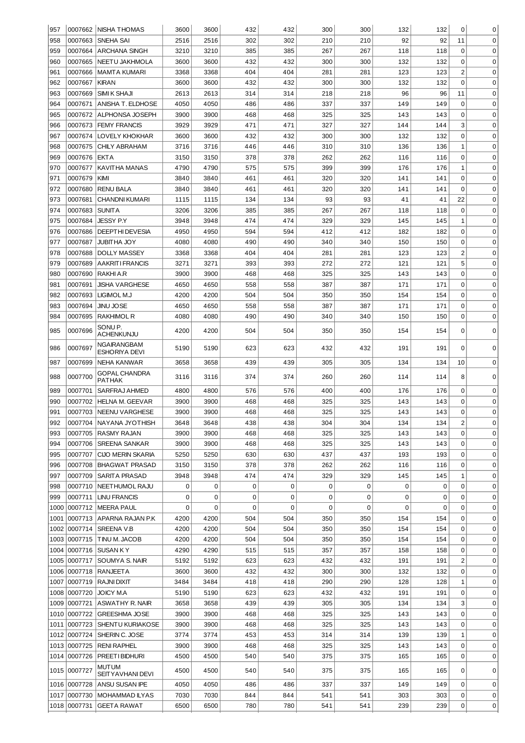| | | | | | | | | | | | | |
|---|---|---|---|---|---|---|---|---|---|---|---|---|
| 957 | 0007662 | NISHA THOMAS | 3600 | 3600 | 432 | 432 | 300 | 300 | 132 | 132 | 0 | 0 |
| 958 | 0007663 | SNEHA SAI | 2516 | 2516 | 302 | 302 | 210 | 210 | 92 | 92 | 11 | 0 |
| 959 | 0007664 | ARCHANA SINGH | 3210 | 3210 | 385 | 385 | 267 | 267 | 118 | 118 | 0 | 0 |
| 960 | 0007665 | NEETU JAKHMOLA | 3600 | 3600 | 432 | 432 | 300 | 300 | 132 | 132 | 0 | 0 |
| 961 | 0007666 | MAMTA KUMARI | 3368 | 3368 | 404 | 404 | 281 | 281 | 123 | 123 | 2 | 0 |
| 962 | 0007667 | KIRAN | 3600 | 3600 | 432 | 432 | 300 | 300 | 132 | 132 | 0 | 0 |
| 963 | 0007669 | SIMI K SHAJI | 2613 | 2613 | 314 | 314 | 218 | 218 | 96 | 96 | 11 | 0 |
| 964 | 0007671 | ANISHA T. ELDHOSE | 4050 | 4050 | 486 | 486 | 337 | 337 | 149 | 149 | 0 | 0 |
| 965 | 0007672 | ALPHONSA JOSEPH | 3900 | 3900 | 468 | 468 | 325 | 325 | 143 | 143 | 0 | 0 |
| 966 | 0007673 | FEMY FRANCIS | 3929 | 3929 | 471 | 471 | 327 | 327 | 144 | 144 | 3 | 0 |
| 967 | 0007674 | LOVELY KHOKHAR | 3600 | 3600 | 432 | 432 | 300 | 300 | 132 | 132 | 0 | 0 |
| 968 | 0007675 | CHILY ABRAHAM | 3716 | 3716 | 446 | 446 | 310 | 310 | 136 | 136 | 1 | 0 |
| 969 | 0007676 | EKTA | 3150 | 3150 | 378 | 378 | 262 | 262 | 116 | 116 | 0 | 0 |
| 970 | 0007677 | KAVITHA MANAS | 4790 | 4790 | 575 | 575 | 399 | 399 | 176 | 176 | 1 | 0 |
| 971 | 0007679 | KIMI | 3840 | 3840 | 461 | 461 | 320 | 320 | 141 | 141 | 0 | 0 |
| 972 | 0007680 | RENU BALA | 3840 | 3840 | 461 | 461 | 320 | 320 | 141 | 141 | 0 | 0 |
| 973 | 0007681 | CHANDNI KUMARI | 1115 | 1115 | 134 | 134 | 93 | 93 | 41 | 41 | 22 | 0 |
| 974 | 0007683 | SUNITA | 3206 | 3206 | 385 | 385 | 267 | 267 | 118 | 118 | 0 | 0 |
| 975 | 0007684 | JESSY P.Y | 3948 | 3948 | 474 | 474 | 329 | 329 | 145 | 145 | 1 | 0 |
| 976 | 0007686 | DEEPTHI DEVESIA | 4950 | 4950 | 594 | 594 | 412 | 412 | 182 | 182 | 0 | 0 |
| 977 | 0007687 | JUBITHA JOY | 4080 | 4080 | 490 | 490 | 340 | 340 | 150 | 150 | 0 | 0 |
| 978 | 0007688 | DOLLY MASSEY | 3368 | 3368 | 404 | 404 | 281 | 281 | 123 | 123 | 2 | 0 |
| 979 | 0007689 | AAKRITI FRANCIS | 3271 | 3271 | 393 | 393 | 272 | 272 | 121 | 121 | 5 | 0 |
| 980 | 0007690 | RAKHI A.R | 3900 | 3900 | 468 | 468 | 325 | 325 | 143 | 143 | 0 | 0 |
| 981 | 0007691 | JISHA VARGHESE | 4650 | 4650 | 558 | 558 | 387 | 387 | 171 | 171 | 0 | 0 |
| 982 | 0007693 | LIGIMOL M.J | 4200 | 4200 | 504 | 504 | 350 | 350 | 154 | 154 | 0 | 0 |
| 983 | 0007694 | JINU JOSE | 4650 | 4650 | 558 | 558 | 387 | 387 | 171 | 171 | 0 | 0 |
| 984 | 0007695 | RAKHIMOL R | 4080 | 4080 | 490 | 490 | 340 | 340 | 150 | 150 | 0 | 0 |
| 985 | 0007696 | SONU P. ACHENKUNJU | 4200 | 4200 | 504 | 504 | 350 | 350 | 154 | 154 | 0 | 0 |
| 986 | 0007697 | NGAIRANGBAM ESHORIYA DEVI | 5190 | 5190 | 623 | 623 | 432 | 432 | 191 | 191 | 0 | 0 |
| 987 | 0007699 | NEHA KANWAR | 3658 | 3658 | 439 | 439 | 305 | 305 | 134 | 134 | 10 | 0 |
| 988 | 0007700 | GOPAL CHANDRA PATHAK | 3116 | 3116 | 374 | 374 | 260 | 260 | 114 | 114 | 8 | 0 |
| 989 | 0007701 | SARFRAJ AHMED | 4800 | 4800 | 576 | 576 | 400 | 400 | 176 | 176 | 0 | 0 |
| 990 | 0007702 | HELNA M. GEEVAR | 3900 | 3900 | 468 | 468 | 325 | 325 | 143 | 143 | 0 | 0 |
| 991 | 0007703 | NEENU VARGHESE | 3900 | 3900 | 468 | 468 | 325 | 325 | 143 | 143 | 0 | 0 |
| 992 | 0007704 | NAYANA JYOTHISH | 3648 | 3648 | 438 | 438 | 304 | 304 | 134 | 134 | 2 | 0 |
| 993 | 0007705 | RASMY RAJAN | 3900 | 3900 | 468 | 468 | 325 | 325 | 143 | 143 | 0 | 0 |
| 994 | 0007706 | SREENA SANKAR | 3900 | 3900 | 468 | 468 | 325 | 325 | 143 | 143 | 0 | 0 |
| 995 | 0007707 | CIJO MERIN SKARIA | 5250 | 5250 | 630 | 630 | 437 | 437 | 193 | 193 | 0 | 0 |
| 996 | 0007708 | BHAGWAT PRASAD | 3150 | 3150 | 378 | 378 | 262 | 262 | 116 | 116 | 0 | 0 |
| 997 | 0007709 | SARITA PRASAD | 3948 | 3948 | 474 | 474 | 329 | 329 | 145 | 145 | 1 | 0 |
| 998 | 0007710 | NEETHUMOL RAJU | 0 | 0 | 0 | 0 | 0 | 0 | 0 | 0 | 0 | 0 |
| 999 | 0007711 | LINU FRANCIS | 0 | 0 | 0 | 0 | 0 | 0 | 0 | 0 | 0 | 0 |
| 1000 | 0007712 | MEERA PAUL | 0 | 0 | 0 | 0 | 0 | 0 | 0 | 0 | 0 | 0 |
| 1001 | 0007713 | APARNA RAJAN P.K | 4200 | 4200 | 504 | 504 | 350 | 350 | 154 | 154 | 0 | 0 |
| 1002 | 0007714 | SREENA V.B | 4200 | 4200 | 504 | 504 | 350 | 350 | 154 | 154 | 0 | 0 |
| 1003 | 0007715 | TINU M. JACOB | 4200 | 4200 | 504 | 504 | 350 | 350 | 154 | 154 | 0 | 0 |
| 1004 | 0007716 | SUSAN K Y | 4290 | 4290 | 515 | 515 | 357 | 357 | 158 | 158 | 0 | 0 |
| 1005 | 0007717 | SOUMYA S. NAIR | 5192 | 5192 | 623 | 623 | 432 | 432 | 191 | 191 | 2 | 0 |
| 1006 | 0007718 | RANJEETA | 3600 | 3600 | 432 | 432 | 300 | 300 | 132 | 132 | 0 | 0 |
| 1007 | 0007719 | RAJNI DIXIT | 3484 | 3484 | 418 | 418 | 290 | 290 | 128 | 128 | 1 | 0 |
| 1008 | 0007720 | JOICY M.A | 5190 | 5190 | 623 | 623 | 432 | 432 | 191 | 191 | 0 | 0 |
| 1009 | 0007721 | ASWATHY R. NAIR | 3658 | 3658 | 439 | 439 | 305 | 305 | 134 | 134 | 3 | 0 |
| 1010 | 0007722 | GREESHMA JOSE | 3900 | 3900 | 468 | 468 | 325 | 325 | 143 | 143 | 0 | 0 |
| 1011 | 0007723 | SHENTU KURIAKOSE | 3900 | 3900 | 468 | 468 | 325 | 325 | 143 | 143 | 0 | 0 |
| 1012 | 0007724 | SHERIN C. JOSE | 3774 | 3774 | 453 | 453 | 314 | 314 | 139 | 139 | 1 | 0 |
| 1013 | 0007725 | RENI RAPHEL | 3900 | 3900 | 468 | 468 | 325 | 325 | 143 | 143 | 0 | 0 |
| 1014 | 0007726 | PREETI BIDHURI | 4500 | 4500 | 540 | 540 | 375 | 375 | 165 | 165 | 0 | 0 |
| 1015 | 0007727 | MUTUM SEITYAVHANI DEVI | 4500 | 4500 | 540 | 540 | 375 | 375 | 165 | 165 | 0 | 0 |
| 1016 | 0007728 | ANSU SUSAN IPE | 4050 | 4050 | 486 | 486 | 337 | 337 | 149 | 149 | 0 | 0 |
| 1017 | 0007730 | MOHAMMAD ILYAS | 7030 | 7030 | 844 | 844 | 541 | 541 | 303 | 303 | 0 | 0 |
| 1018 | 0007731 | GEETA RAWAT | 6500 | 6500 | 780 | 780 | 541 | 541 | 239 | 239 | 0 | 0 |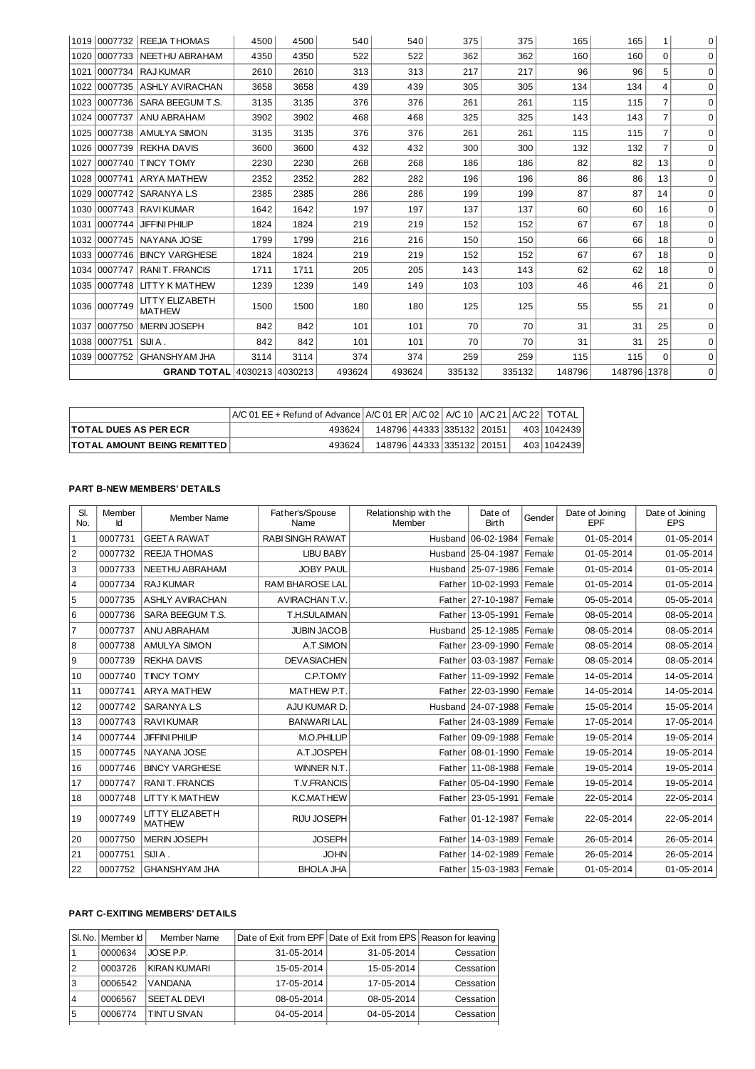| | | | | | | | | | | | | |
|---|---|---|---|---|---|---|---|---|---|---|---|---|
| 1019 | 0007732 | REEJA THOMAS | 4500 | 4500 | 540 | 540 | 375 | 375 | 165 | 165 | 1 | 0 |
| 1020 | 0007733 | NEETHU ABRAHAM | 4350 | 4350 | 522 | 522 | 362 | 362 | 160 | 160 | 0 | 0 |
| 1021 | 0007734 | RAJ KUMAR | 2610 | 2610 | 313 | 313 | 217 | 217 | 96 | 96 | 5 | 0 |
| 1022 | 0007735 | ASHLY AVIRACHAN | 3658 | 3658 | 439 | 439 | 305 | 305 | 134 | 134 | 4 | 0 |
| 1023 | 0007736 | SARA BEEGUM T.S. | 3135 | 3135 | 376 | 376 | 261 | 261 | 115 | 115 | 7 | 0 |
| 1024 | 0007737 | ANU ABRAHAM | 3902 | 3902 | 468 | 468 | 325 | 325 | 143 | 143 | 7 | 0 |
| 1025 | 0007738 | AMULYA SIMON | 3135 | 3135 | 376 | 376 | 261 | 261 | 115 | 115 | 7 | 0 |
| 1026 | 0007739 | REKHA DAVIS | 3600 | 3600 | 432 | 432 | 300 | 300 | 132 | 132 | 7 | 0 |
| 1027 | 0007740 | TINCY TOMY | 2230 | 2230 | 268 | 268 | 186 | 186 | 82 | 82 | 13 | 0 |
| 1028 | 0007741 | ARYA MATHEW | 2352 | 2352 | 282 | 282 | 196 | 196 | 86 | 86 | 13 | 0 |
| 1029 | 0007742 | SARANYA L.S | 2385 | 2385 | 286 | 286 | 199 | 199 | 87 | 87 | 14 | 0 |
| 1030 | 0007743 | RAVI KUMAR | 1642 | 1642 | 197 | 197 | 137 | 137 | 60 | 60 | 16 | 0 |
| 1031 | 0007744 | JIFFINI PHILIP | 1824 | 1824 | 219 | 219 | 152 | 152 | 67 | 67 | 18 | 0 |
| 1032 | 0007745 | NAYANA JOSE | 1799 | 1799 | 216 | 216 | 150 | 150 | 66 | 66 | 18 | 0 |
| 1033 | 0007746 | BINCY VARGHESE | 1824 | 1824 | 219 | 219 | 152 | 152 | 67 | 67 | 18 | 0 |
| 1034 | 0007747 | RANI T. FRANCIS | 1711 | 1711 | 205 | 205 | 143 | 143 | 62 | 62 | 18 | 0 |
| 1035 | 0007748 | LITTY K MATHEW | 1239 | 1239 | 149 | 149 | 103 | 103 | 46 | 46 | 21 | 0 |
| 1036 | 0007749 | LITTY ELIZABETH MATHEW | 1500 | 1500 | 180 | 180 | 125 | 125 | 55 | 55 | 21 | 0 |
| 1037 | 0007750 | MERIN JOSEPH | 842 | 842 | 101 | 101 | 70 | 70 | 31 | 31 | 25 | 0 |
| 1038 | 0007751 | SIJI A . | 842 | 842 | 101 | 101 | 70 | 70 | 31 | 31 | 25 | 0 |
| 1039 | 0007752 | GHANSHYAM JHA | 3114 | 3114 | 374 | 374 | 259 | 259 | 115 | 115 | 0 | 0 |
| | | **GRAND TOTAL** | 4030213 | 4030213 | 493624 | 493624 | 335132 | 335132 | 148796 | 148796 | 1378 | 0 |

| | A/C 01 EE + Refund of Advance | A/C 01 ER | A/C 02 | A/C 10 | A/C 21 | A/C 22 | TOTAL |
|---|---|---|---|---|---|---|---|
| **TOTAL DUES AS PER ECR** | 493624 | 148796 | 44333 | 335132 | 20151 | 403 | 1042439 |
| **TOTAL AMOUNT BEING REMITTED** | 493624 | 148796 | 44333 | 335132 | 20151 | 403 | 1042439 |

**PART B-NEW MEMBERS' DETAILS**

| Sl. No. | Member Id | Member Name | Father's/Spouse Name | Relationship with the Member | Date of Birth | Gender | Date of Joining EPF | Date of Joining EPS |
|---|---|---|---|---|---|---|---|---|
| 1 | 0007731 | GEETA RAWAT | RABI SINGH RAWAT | Husband | 06-02-1984 | Female | 01-05-2014 | 01-05-2014 |
| 2 | 0007732 | REEJA THOMAS | LIBU BABY | Husband | 25-04-1987 | Female | 01-05-2014 | 01-05-2014 |
| 3 | 0007733 | NEETHU ABRAHAM | JOBY PAUL | Husband | 25-07-1986 | Female | 01-05-2014 | 01-05-2014 |
| 4 | 0007734 | RAJ KUMAR | RAM BHAROSE LAL | Father | 10-02-1993 | Female | 01-05-2014 | 01-05-2014 |
| 5 | 0007735 | ASHLY AVIRACHAN | AVIRACHAN T.V. | Father | 27-10-1987 | Female | 05-05-2014 | 05-05-2014 |
| 6 | 0007736 | SARA BEEGUM T.S. | T.H.SULAIMAN | Father | 13-05-1991 | Female | 08-05-2014 | 08-05-2014 |
| 7 | 0007737 | ANU ABRAHAM | JUBIN JACOB | Husband | 25-12-1985 | Female | 08-05-2014 | 08-05-2014 |
| 8 | 0007738 | AMULYA SIMON | A.T.SIMON | Father | 23-09-1990 | Female | 08-05-2014 | 08-05-2014 |
| 9 | 0007739 | REKHA DAVIS | DEVASIACHEN | Father | 03-03-1987 | Female | 08-05-2014 | 08-05-2014 |
| 10 | 0007740 | TINCY TOMY | C.P.TOMY | Father | 11-09-1992 | Female | 14-05-2014 | 14-05-2014 |
| 11 | 0007741 | ARYA MATHEW | MATHEW P.T. | Father | 22-03-1990 | Female | 14-05-2014 | 14-05-2014 |
| 12 | 0007742 | SARANYA L.S | AJU KUMAR D. | Husband | 24-07-1988 | Female | 15-05-2014 | 15-05-2014 |
| 13 | 0007743 | RAVI KUMAR | BANWARI LAL | Father | 24-03-1989 | Female | 17-05-2014 | 17-05-2014 |
| 14 | 0007744 | JIFFINI PHILIP | M.O.PHILLIP | Father | 09-09-1988 | Female | 19-05-2014 | 19-05-2014 |
| 15 | 0007745 | NAYANA JOSE | A.T.JOSPEH | Father | 08-01-1990 | Female | 19-05-2014 | 19-05-2014 |
| 16 | 0007746 | BINCY VARGHESE | WINNER N.T. | Father | 11-08-1988 | Female | 19-05-2014 | 19-05-2014 |
| 17 | 0007747 | RANI T. FRANCIS | T.V.FRANCIS | Father | 05-04-1990 | Female | 19-05-2014 | 19-05-2014 |
| 18 | 0007748 | LITTY K MATHEW | K.C.MATHEW | Father | 23-05-1991 | Female | 22-05-2014 | 22-05-2014 |
| 19 | 0007749 | LITTY ELIZABETH MATHEW | RIJU JOSEPH | Father | 01-12-1987 | Female | 22-05-2014 | 22-05-2014 |
| 20 | 0007750 | MERIN JOSEPH | JOSEPH | Father | 14-03-1989 | Female | 26-05-2014 | 26-05-2014 |
| 21 | 0007751 | SIJI A . | JOHN | Father | 14-02-1989 | Female | 26-05-2014 | 26-05-2014 |
| 22 | 0007752 | GHANSHYAM JHA | BHOLA JHA | Father | 15-03-1983 | Female | 01-05-2014 | 01-05-2014 |

**PART C-EXITING MEMBERS' DETAILS**

| Sl. No. | Member Id | Member Name | Date of Exit from EPF | Date of Exit from EPS | Reason for leaving |
|---|---|---|---|---|---|
| 1 | 0000634 | JOSE P.P. | 31-05-2014 | 31-05-2014 | Cessation |
| 2 | 0003726 | KIRAN KUMARI | 15-05-2014 | 15-05-2014 | Cessation |
| 3 | 0006542 | VANDANA | 17-05-2014 | 17-05-2014 | Cessation |
| 4 | 0006567 | SEETAL DEVI | 08-05-2014 | 08-05-2014 | Cessation |
| 5 | 0006774 | TINTU SIVAN | 04-05-2014 | 04-05-2014 | Cessation |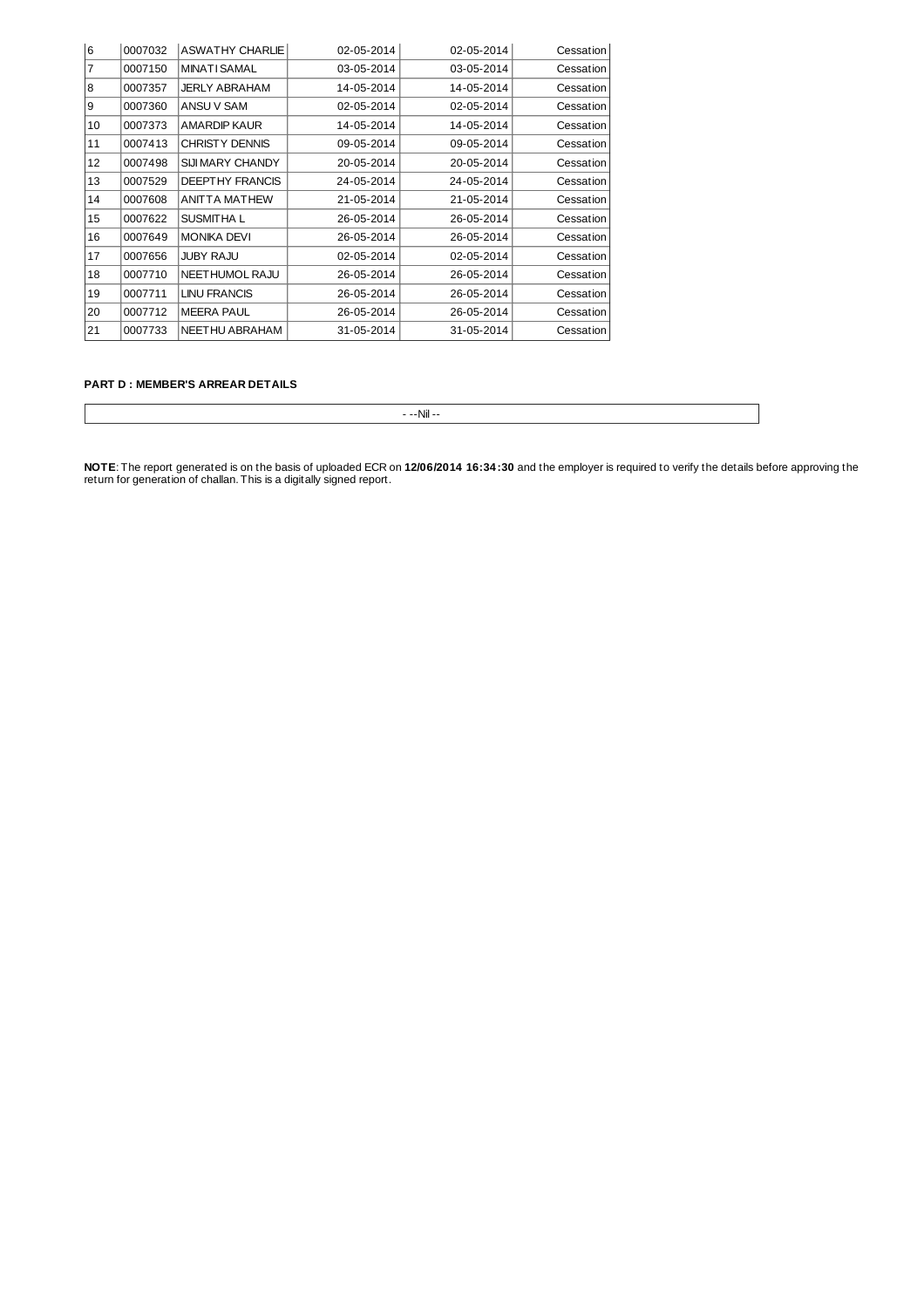| | | | | | |
|---|---|---|---|---|---|
| 6 | 0007032 | ASWATHY CHARLIE | 02-05-2014 | 02-05-2014 | Cessation |
| 7 | 0007150 | MINATI SAMAL | 03-05-2014 | 03-05-2014 | Cessation |
| 8 | 0007357 | JERLY ABRAHAM | 14-05-2014 | 14-05-2014 | Cessation |
| 9 | 0007360 | ANSU V SAM | 02-05-2014 | 02-05-2014 | Cessation |
| 10 | 0007373 | AMARDIP KAUR | 14-05-2014 | 14-05-2014 | Cessation |
| 11 | 0007413 | CHRISTY DENNIS | 09-05-2014 | 09-05-2014 | Cessation |
| 12 | 0007498 | SIJI MARY CHANDY | 20-05-2014 | 20-05-2014 | Cessation |
| 13 | 0007529 | DEEPTHY FRANCIS | 24-05-2014 | 24-05-2014 | Cessation |
| 14 | 0007608 | ANITTA MATHEW | 21-05-2014 | 21-05-2014 | Cessation |
| 15 | 0007622 | SUSMITHA L | 26-05-2014 | 26-05-2014 | Cessation |
| 16 | 0007649 | MONIKA DEVI | 26-05-2014 | 26-05-2014 | Cessation |
| 17 | 0007656 | JUBY RAJU | 02-05-2014 | 02-05-2014 | Cessation |
| 18 | 0007710 | NEETHUMOL RAJU | 26-05-2014 | 26-05-2014 | Cessation |
| 19 | 0007711 | LINU FRANCIS | 26-05-2014 | 26-05-2014 | Cessation |
| 20 | 0007712 | MEERA PAUL | 26-05-2014 | 26-05-2014 | Cessation |
| 21 | 0007733 | NEETHU ABRAHAM | 31-05-2014 | 31-05-2014 | Cessation |

**PART D : MEMBER'S ARREAR DETAILS**

- --Nil --

**NOTE**: The report generated is on the basis of uploaded ECR on **12/06/2014 16:34:30** and the employer is required to verify the details before approving the return for generation of challan. This is a digitally signed report.